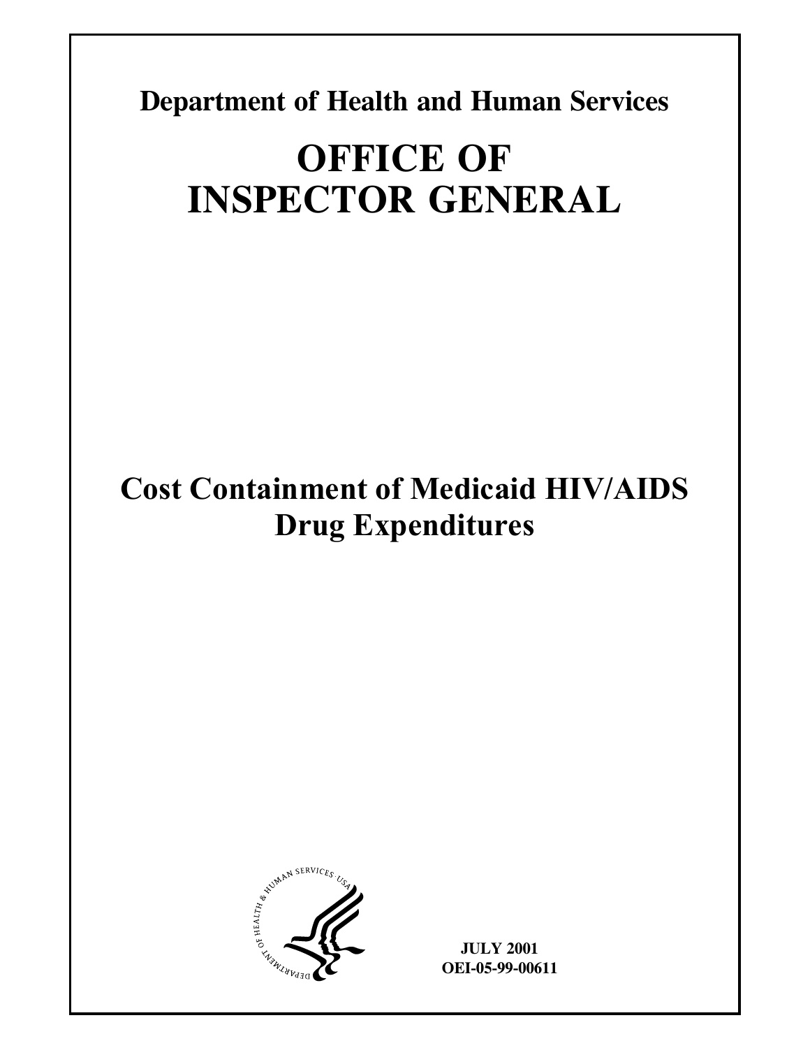**Department of Health and Human Services**

# OFFICE OF INSPECTOR GENERAL

## Cost Containment of Medicaid HIV/AIDS Drug Expenditures

**JULY 2001**
**OEI-05-99-00611**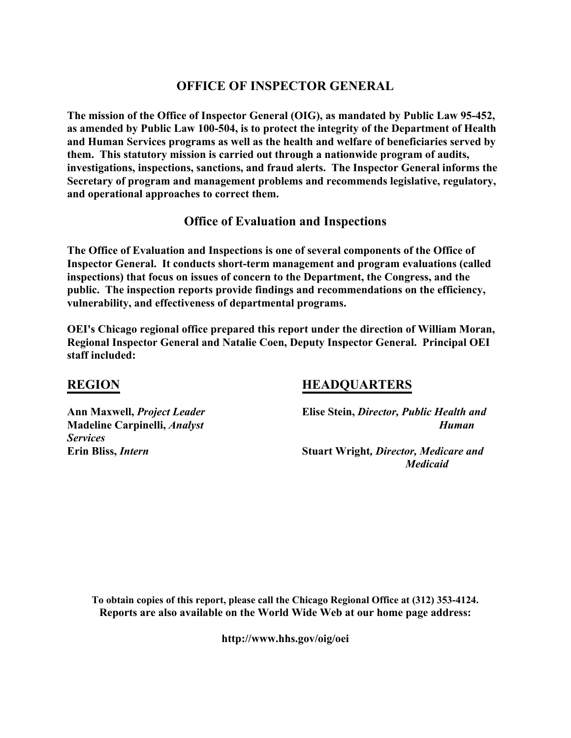# OFFICE OF INSPECTOR GENERAL

**The mission of the Office of Inspector General (OIG), as mandated by Public Law 95-452, as amended by Public Law 100-504, is to protect the integrity of the Department of Health and Human Services programs as well as the health and welfare of beneficiaries served by them. This statutory mission is carried out through a nationwide program of audits, investigations, inspections, sanctions, and fraud alerts. The Inspector General informs the Secretary of program and management problems and recommends legislative, regulatory, and operational approaches to correct them.**

## Office of Evaluation and Inspections

**The Office of Evaluation and Inspections is one of several components of the Office of Inspector General. It conducts short-term management and program evaluations (called inspections) that focus on issues of concern to the Department, the Congress, and the public. The inspection reports provide findings and recommendations on the efficiency, vulnerability, and effectiveness of departmental programs.**

**OEI's Chicago regional office prepared this report under the direction of William Moran, Regional Inspector General and Natalie Coen, Deputy Inspector General. Principal OEI staff included:**

### REGION

**Ann Maxwell,** ***Project Leader***
**Madeline Carpinelli,** ***Analyst***
**Erin Bliss,** ***Intern***

### HEADQUARTERS

**Elise Stein,** ***Director, Public Health and Human Services***
**Stuart Wright,** ***Director, Medicare and Medicaid***

**To obtain copies of this report, please call the Chicago Regional Office at (312) 353-4124. Reports are also available on the World Wide Web at our home page address:**

**http://www.hhs.gov/oig/oei**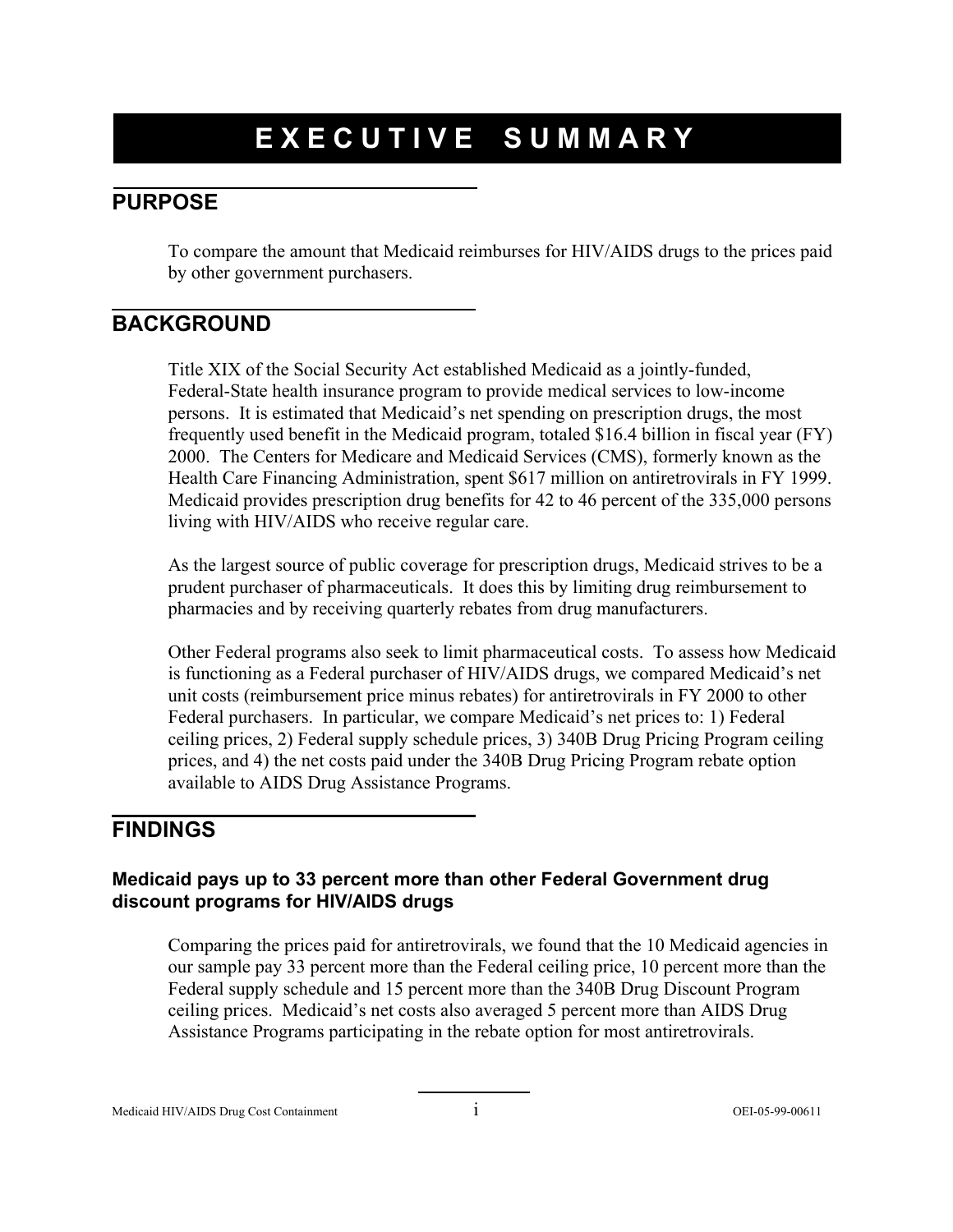# EXECUTIVE SUMMARY

## PURPOSE

To compare the amount that Medicaid reimburses for HIV/AIDS drugs to the prices paid by other government purchasers.

## BACKGROUND

Title XIX of the Social Security Act established Medicaid as a jointly-funded, Federal-State health insurance program to provide medical services to low-income persons. It is estimated that Medicaid's net spending on prescription drugs, the most frequently used benefit in the Medicaid program, totaled $16.4 billion in fiscal year (FY) 2000. The Centers for Medicare and Medicaid Services (CMS), formerly known as the Health Care Financing Administration, spent $617 million on antiretrovirals in FY 1999. Medicaid provides prescription drug benefits for 42 to 46 percent of the 335,000 persons living with HIV/AIDS who receive regular care.

As the largest source of public coverage for prescription drugs, Medicaid strives to be a prudent purchaser of pharmaceuticals. It does this by limiting drug reimbursement to pharmacies and by receiving quarterly rebates from drug manufacturers.

Other Federal programs also seek to limit pharmaceutical costs. To assess how Medicaid is functioning as a Federal purchaser of HIV/AIDS drugs, we compared Medicaid's net unit costs (reimbursement price minus rebates) for antiretrovirals in FY 2000 to other Federal purchasers. In particular, we compare Medicaid's net prices to: 1) Federal ceiling prices, 2) Federal supply schedule prices, 3) 340B Drug Pricing Program ceiling prices, and 4) the net costs paid under the 340B Drug Pricing Program rebate option available to AIDS Drug Assistance Programs.

## FINDINGS

### Medicaid pays up to 33 percent more than other Federal Government drug discount programs for HIV/AIDS drugs

Comparing the prices paid for antiretrovirals, we found that the 10 Medicaid agencies in our sample pay 33 percent more than the Federal ceiling price, 10 percent more than the Federal supply schedule and 15 percent more than the 340B Drug Discount Program ceiling prices. Medicaid's net costs also averaged 5 percent more than AIDS Drug Assistance Programs participating in the rebate option for most antiretrovirals.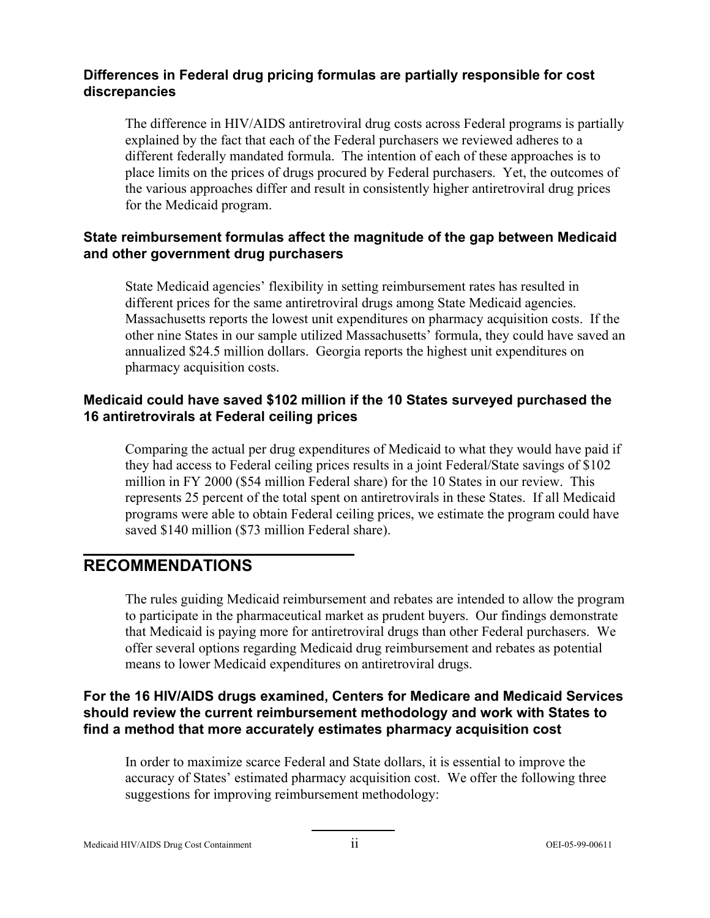### Differences in Federal drug pricing formulas are partially responsible for cost discrepancies

The difference in HIV/AIDS antiretroviral drug costs across Federal programs is partially explained by the fact that each of the Federal purchasers we reviewed adheres to a different federally mandated formula. The intention of each of these approaches is to place limits on the prices of drugs procured by Federal purchasers. Yet, the outcomes of the various approaches differ and result in consistently higher antiretroviral drug prices for the Medicaid program.

### State reimbursement formulas affect the magnitude of the gap between Medicaid and other government drug purchasers

State Medicaid agencies' flexibility in setting reimbursement rates has resulted in different prices for the same antiretroviral drugs among State Medicaid agencies. Massachusetts reports the lowest unit expenditures on pharmacy acquisition costs. If the other nine States in our sample utilized Massachusetts' formula, they could have saved an annualized $24.5 million dollars. Georgia reports the highest unit expenditures on pharmacy acquisition costs.

### Medicaid could have saved $102 million if the 10 States surveyed purchased the 16 antiretrovirals at Federal ceiling prices

Comparing the actual per drug expenditures of Medicaid to what they would have paid if they had access to Federal ceiling prices results in a joint Federal/State savings of $102 million in FY 2000 ($54 million Federal share) for the 10 States in our review. This represents 25 percent of the total spent on antiretrovirals in these States. If all Medicaid programs were able to obtain Federal ceiling prices, we estimate the program could have saved $140 million ($73 million Federal share).

## RECOMMENDATIONS

The rules guiding Medicaid reimbursement and rebates are intended to allow the program to participate in the pharmaceutical market as prudent buyers. Our findings demonstrate that Medicaid is paying more for antiretroviral drugs than other Federal purchasers. We offer several options regarding Medicaid drug reimbursement and rebates as potential means to lower Medicaid expenditures on antiretroviral drugs.

### For the 16 HIV/AIDS drugs examined, Centers for Medicare and Medicaid Services should review the current reimbursement methodology and work with States to find a method that more accurately estimates pharmacy acquisition cost

In order to maximize scarce Federal and State dollars, it is essential to improve the accuracy of States' estimated pharmacy acquisition cost. We offer the following three suggestions for improving reimbursement methodology: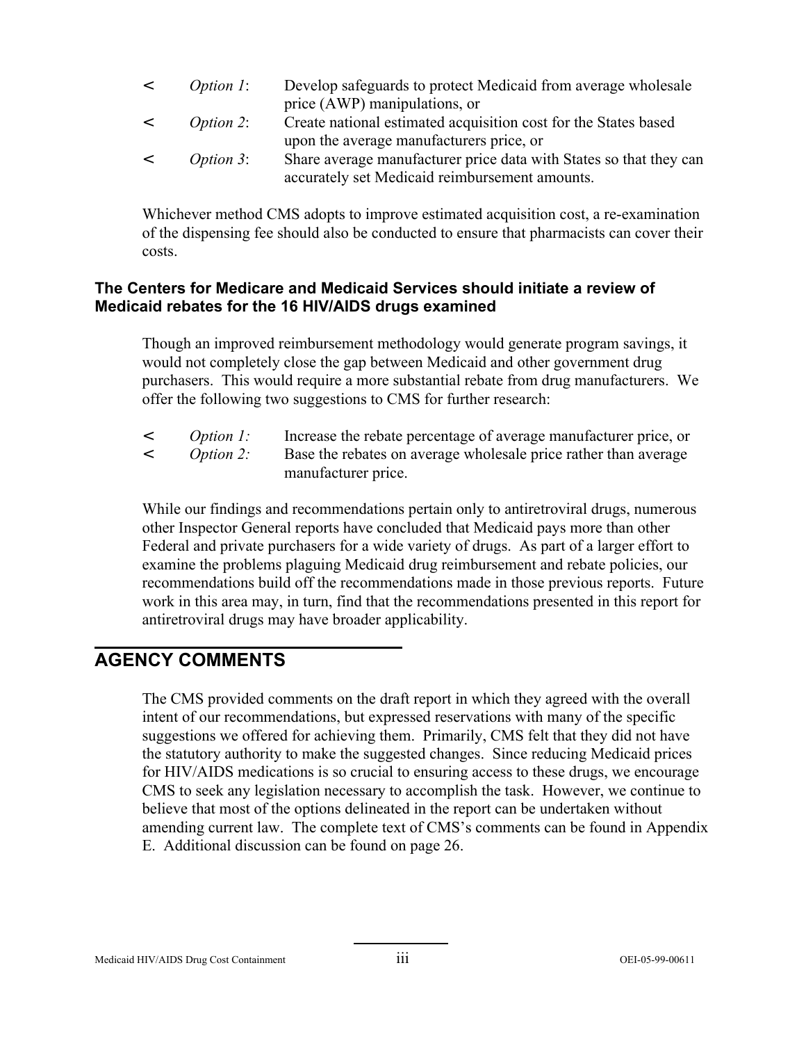- *Option 1*: Develop safeguards to protect Medicaid from average wholesale price (AWP) manipulations, or
- *Option 2*: Create national estimated acquisition cost for the States based upon the average manufacturers price, or
- *Option 3*: Share average manufacturer price data with States so that they can accurately set Medicaid reimbursement amounts.

Whichever method CMS adopts to improve estimated acquisition cost, a re-examination of the dispensing fee should also be conducted to ensure that pharmacists can cover their costs.

**The Centers for Medicare and Medicaid Services should initiate a review of Medicaid rebates for the 16 HIV/AIDS drugs examined**

Though an improved reimbursement methodology would generate program savings, it would not completely close the gap between Medicaid and other government drug purchasers. This would require a more substantial rebate from drug manufacturers. We offer the following two suggestions to CMS for further research:

- *Option 1:* Increase the rebate percentage of average manufacturer price, or
- *Option 2:* Base the rebates on average wholesale price rather than average manufacturer price.

While our findings and recommendations pertain only to antiretroviral drugs, numerous other Inspector General reports have concluded that Medicaid pays more than other Federal and private purchasers for a wide variety of drugs. As part of a larger effort to examine the problems plaguing Medicaid drug reimbursement and rebate policies, our recommendations build off the recommendations made in those previous reports. Future work in this area may, in turn, find that the recommendations presented in this report for antiretroviral drugs may have broader applicability.

## AGENCY COMMENTS

The CMS provided comments on the draft report in which they agreed with the overall intent of our recommendations, but expressed reservations with many of the specific suggestions we offered for achieving them. Primarily, CMS felt that they did not have the statutory authority to make the suggested changes. Since reducing Medicaid prices for HIV/AIDS medications is so crucial to ensuring access to these drugs, we encourage CMS to seek any legislation necessary to accomplish the task. However, we continue to believe that most of the options delineated in the report can be undertaken without amending current law. The complete text of CMS's comments can be found in Appendix E. Additional discussion can be found on page 26.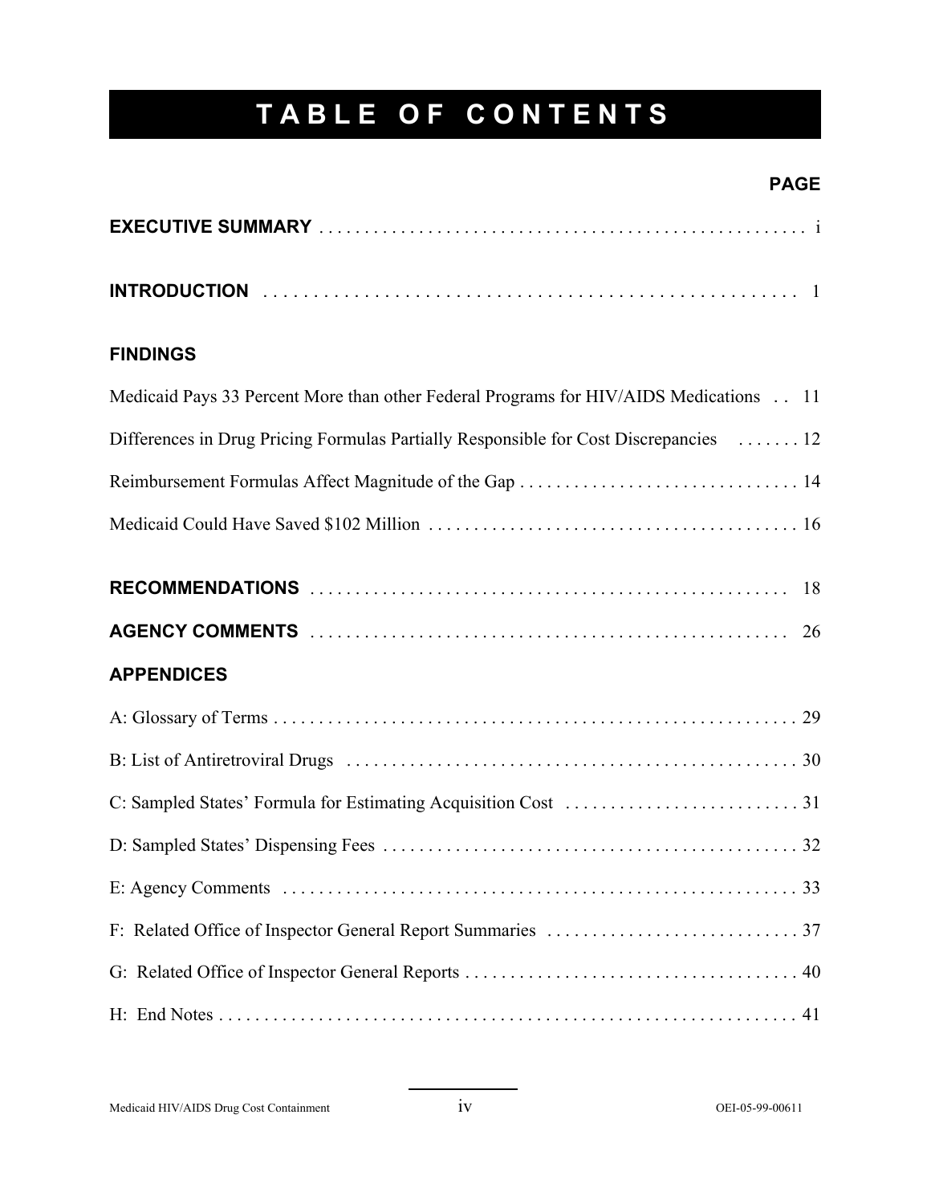# TABLE OF CONTENTS

**PAGE**

**EXECUTIVE SUMMARY** . . . . . . . . . . . . . . . . . . . . . . . . . . . . . . . . . . . . . . . . . . . . . . . . . . . . i

**INTRODUCTION** . . . . . . . . . . . . . . . . . . . . . . . . . . . . . . . . . . . . . . . . . . . . . . . . . . . . . . 1

**FINDINGS**

Medicaid Pays 33 Percent More than other Federal Programs for HIV/AIDS Medications . . 11

Differences in Drug Pricing Formulas Partially Responsible for Cost Discrepancies . . . . . . . 12

Reimbursement Formulas Affect Magnitude of the Gap . . . . . . . . . . . . . . . . . . . . . . . . . . . . . . . 14

Medicaid Could Have Saved $102 Million . . . . . . . . . . . . . . . . . . . . . . . . . . . . . . . . . . . . . . . . . 16

**RECOMMENDATIONS** . . . . . . . . . . . . . . . . . . . . . . . . . . . . . . . . . . . . . . . . . . . . . . . . . . . . 18

**AGENCY COMMENTS** . . . . . . . . . . . . . . . . . . . . . . . . . . . . . . . . . . . . . . . . . . . . . . . . . . . . 26

**APPENDICES**

A: Glossary of Terms . . . . . . . . . . . . . . . . . . . . . . . . . . . . . . . . . . . . . . . . . . . . . . . . . . . . . . . . . . 29

B: List of Antiretroviral Drugs . . . . . . . . . . . . . . . . . . . . . . . . . . . . . . . . . . . . . . . . . . . . . . . . . . . 30

C: Sampled States' Formula for Estimating Acquisition Cost . . . . . . . . . . . . . . . . . . . . . . . . . . 31

D: Sampled States' Dispensing Fees . . . . . . . . . . . . . . . . . . . . . . . . . . . . . . . . . . . . . . . . . . . . . . 32

E: Agency Comments . . . . . . . . . . . . . . . . . . . . . . . . . . . . . . . . . . . . . . . . . . . . . . . . . . . . . . . . . 33

F: Related Office of Inspector General Report Summaries . . . . . . . . . . . . . . . . . . . . . . . . . . . . 37

G: Related Office of Inspector General Reports . . . . . . . . . . . . . . . . . . . . . . . . . . . . . . . . . . . . . 40

H: End Notes . . . . . . . . . . . . . . . . . . . . . . . . . . . . . . . . . . . . . . . . . . . . . . . . . . . . . . . . . . . . . . . 41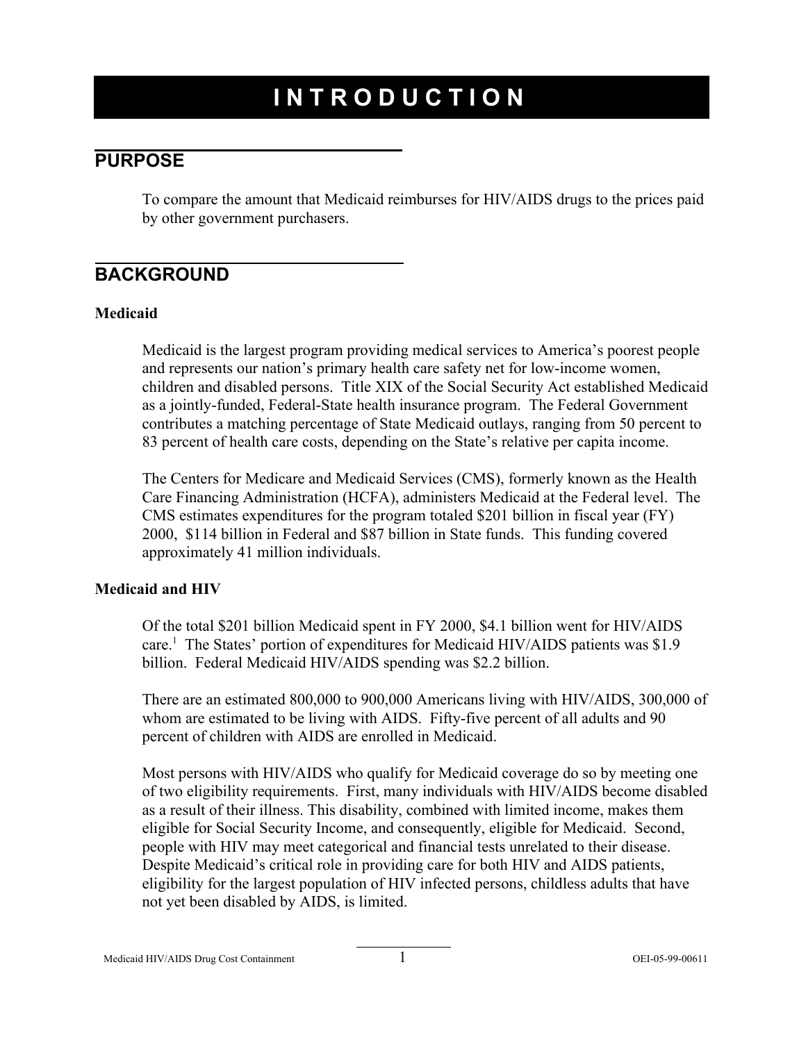# INTRODUCTION

## PURPOSE

To compare the amount that Medicaid reimburses for HIV/AIDS drugs to the prices paid by other government purchasers.

## BACKGROUND

### Medicaid

Medicaid is the largest program providing medical services to America's poorest people and represents our nation's primary health care safety net for low-income women, children and disabled persons. Title XIX of the Social Security Act established Medicaid as a jointly-funded, Federal-State health insurance program. The Federal Government contributes a matching percentage of State Medicaid outlays, ranging from 50 percent to 83 percent of health care costs, depending on the State's relative per capita income.

The Centers for Medicare and Medicaid Services (CMS), formerly known as the Health Care Financing Administration (HCFA), administers Medicaid at the Federal level. The CMS estimates expenditures for the program totaled $201 billion in fiscal year (FY) 2000, $114 billion in Federal and $87 billion in State funds. This funding covered approximately 41 million individuals.

### Medicaid and HIV

Of the total $201 billion Medicaid spent in FY 2000, $4.1 billion went for HIV/AIDS care.[1] The States' portion of expenditures for Medicaid HIV/AIDS patients was $1.9 billion. Federal Medicaid HIV/AIDS spending was $2.2 billion.

There are an estimated 800,000 to 900,000 Americans living with HIV/AIDS, 300,000 of whom are estimated to be living with AIDS. Fifty-five percent of all adults and 90 percent of children with AIDS are enrolled in Medicaid.

Most persons with HIV/AIDS who qualify for Medicaid coverage do so by meeting one of two eligibility requirements. First, many individuals with HIV/AIDS become disabled as a result of their illness. This disability, combined with limited income, makes them eligible for Social Security Income, and consequently, eligible for Medicaid. Second, people with HIV may meet categorical and financial tests unrelated to their disease. Despite Medicaid's critical role in providing care for both HIV and AIDS patients, eligibility for the largest population of HIV infected persons, childless adults that have not yet been disabled by AIDS, is limited.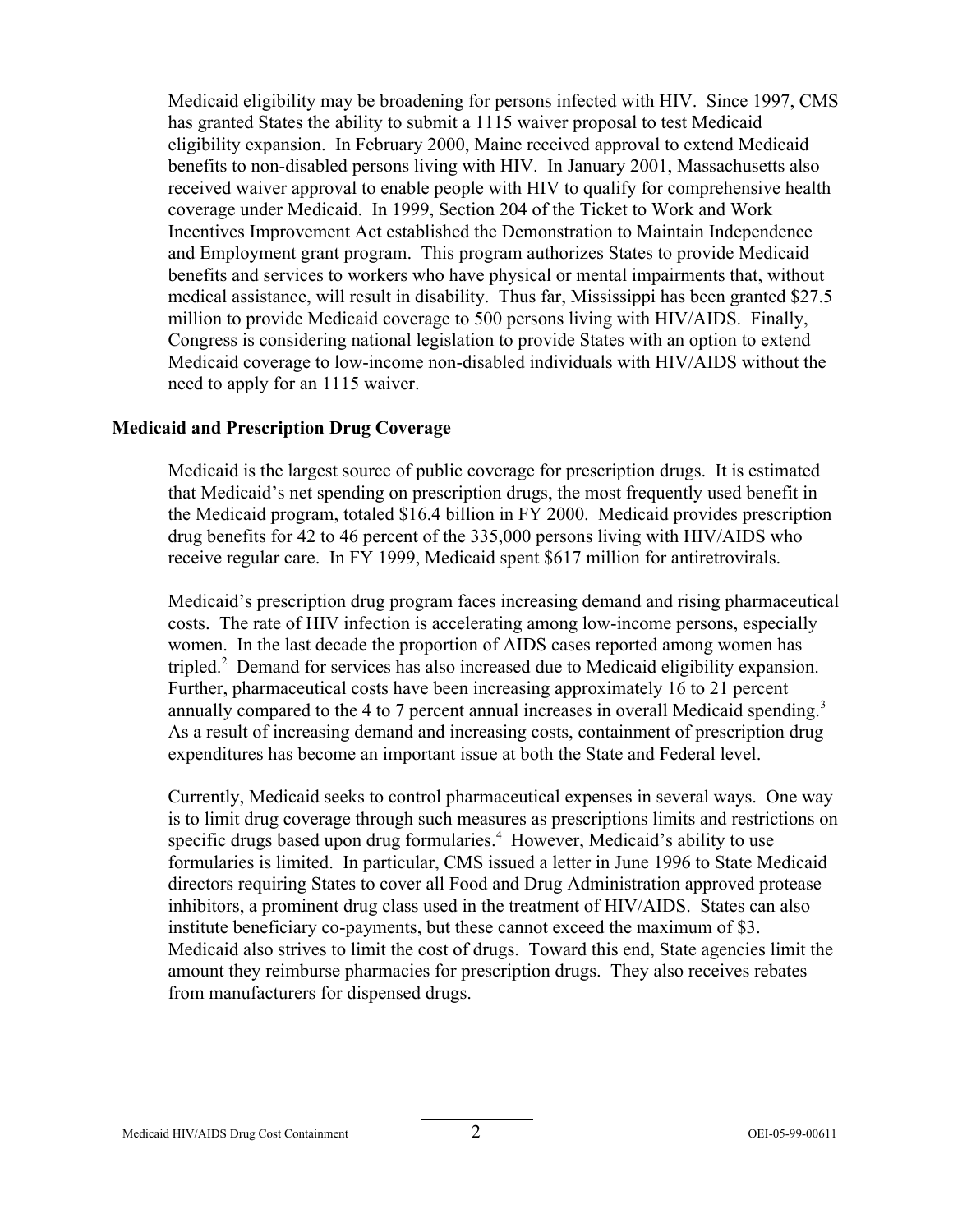Medicaid eligibility may be broadening for persons infected with HIV. Since 1997, CMS has granted States the ability to submit a 1115 waiver proposal to test Medicaid eligibility expansion. In February 2000, Maine received approval to extend Medicaid benefits to non-disabled persons living with HIV. In January 2001, Massachusetts also received waiver approval to enable people with HIV to qualify for comprehensive health coverage under Medicaid. In 1999, Section 204 of the Ticket to Work and Work Incentives Improvement Act established the Demonstration to Maintain Independence and Employment grant program. This program authorizes States to provide Medicaid benefits and services to workers who have physical or mental impairments that, without medical assistance, will result in disability. Thus far, Mississippi has been granted $27.5 million to provide Medicaid coverage to 500 persons living with HIV/AIDS. Finally, Congress is considering national legislation to provide States with an option to extend Medicaid coverage to low-income non-disabled individuals with HIV/AIDS without the need to apply for an 1115 waiver.

### Medicaid and Prescription Drug Coverage

Medicaid is the largest source of public coverage for prescription drugs. It is estimated that Medicaid's net spending on prescription drugs, the most frequently used benefit in the Medicaid program, totaled $16.4 billion in FY 2000. Medicaid provides prescription drug benefits for 42 to 46 percent of the 335,000 persons living with HIV/AIDS who receive regular care. In FY 1999, Medicaid spent $617 million for antiretrovirals.

Medicaid's prescription drug program faces increasing demand and rising pharmaceutical costs. The rate of HIV infection is accelerating among low-income persons, especially women. In the last decade the proportion of AIDS cases reported among women has tripled.[2] Demand for services has also increased due to Medicaid eligibility expansion. Further, pharmaceutical costs have been increasing approximately 16 to 21 percent annually compared to the 4 to 7 percent annual increases in overall Medicaid spending.[3] As a result of increasing demand and increasing costs, containment of prescription drug expenditures has become an important issue at both the State and Federal level.

Currently, Medicaid seeks to control pharmaceutical expenses in several ways. One way is to limit drug coverage through such measures as prescriptions limits and restrictions on specific drugs based upon drug formularies.[4] However, Medicaid's ability to use formularies is limited. In particular, CMS issued a letter in June 1996 to State Medicaid directors requiring States to cover all Food and Drug Administration approved protease inhibitors, a prominent drug class used in the treatment of HIV/AIDS. States can also institute beneficiary co-payments, but these cannot exceed the maximum of $3. Medicaid also strives to limit the cost of drugs. Toward this end, State agencies limit the amount they reimburse pharmacies for prescription drugs. They also receives rebates from manufacturers for dispensed drugs.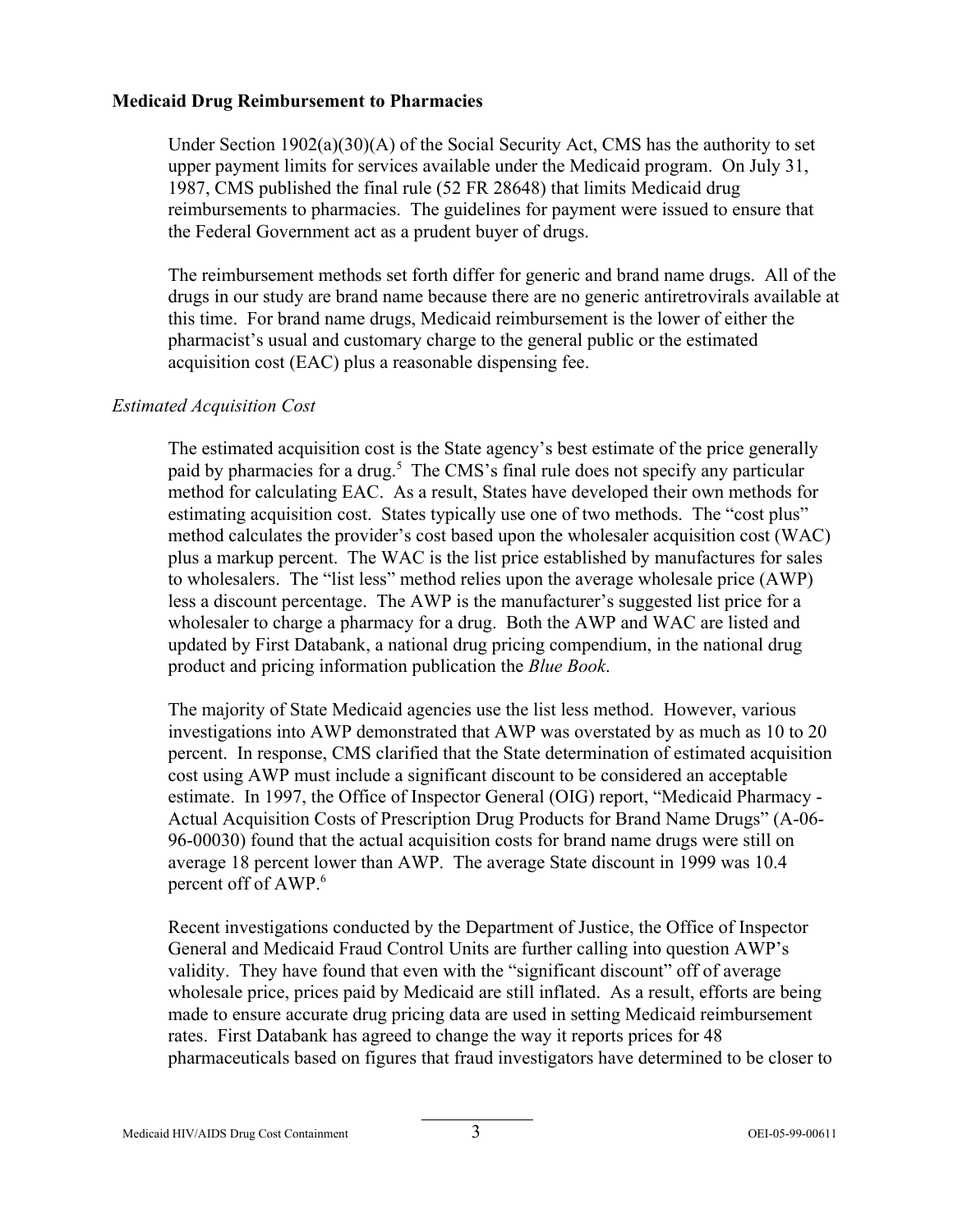**Medicaid Drug Reimbursement to Pharmacies**

Under Section 1902(a)(30)(A) of the Social Security Act, CMS has the authority to set upper payment limits for services available under the Medicaid program. On July 31, 1987, CMS published the final rule (52 FR 28648) that limits Medicaid drug reimbursements to pharmacies. The guidelines for payment were issued to ensure that the Federal Government act as a prudent buyer of drugs.

The reimbursement methods set forth differ for generic and brand name drugs. All of the drugs in our study are brand name because there are no generic antiretrovirals available at this time. For brand name drugs, Medicaid reimbursement is the lower of either the pharmacist's usual and customary charge to the general public or the estimated acquisition cost (EAC) plus a reasonable dispensing fee.

*Estimated Acquisition Cost*

The estimated acquisition cost is the State agency's best estimate of the price generally paid by pharmacies for a drug.[5] The CMS's final rule does not specify any particular method for calculating EAC. As a result, States have developed their own methods for estimating acquisition cost. States typically use one of two methods. The "cost plus" method calculates the provider's cost based upon the wholesaler acquisition cost (WAC) plus a markup percent. The WAC is the list price established by manufactures for sales to wholesalers. The "list less" method relies upon the average wholesale price (AWP) less a discount percentage. The AWP is the manufacturer's suggested list price for a wholesaler to charge a pharmacy for a drug. Both the AWP and WAC are listed and updated by First Databank, a national drug pricing compendium, in the national drug product and pricing information publication the *Blue Book*.

The majority of State Medicaid agencies use the list less method. However, various investigations into AWP demonstrated that AWP was overstated by as much as 10 to 20 percent. In response, CMS clarified that the State determination of estimated acquisition cost using AWP must include a significant discount to be considered an acceptable estimate. In 1997, the Office of Inspector General (OIG) report, "Medicaid Pharmacy - Actual Acquisition Costs of Prescription Drug Products for Brand Name Drugs" (A-06-96-00030) found that the actual acquisition costs for brand name drugs were still on average 18 percent lower than AWP. The average State discount in 1999 was 10.4 percent off of AWP.[6]

Recent investigations conducted by the Department of Justice, the Office of Inspector General and Medicaid Fraud Control Units are further calling into question AWP's validity. They have found that even with the "significant discount" off of average wholesale price, prices paid by Medicaid are still inflated. As a result, efforts are being made to ensure accurate drug pricing data are used in setting Medicaid reimbursement rates. First Databank has agreed to change the way it reports prices for 48 pharmaceuticals based on figures that fraud investigators have determined to be closer to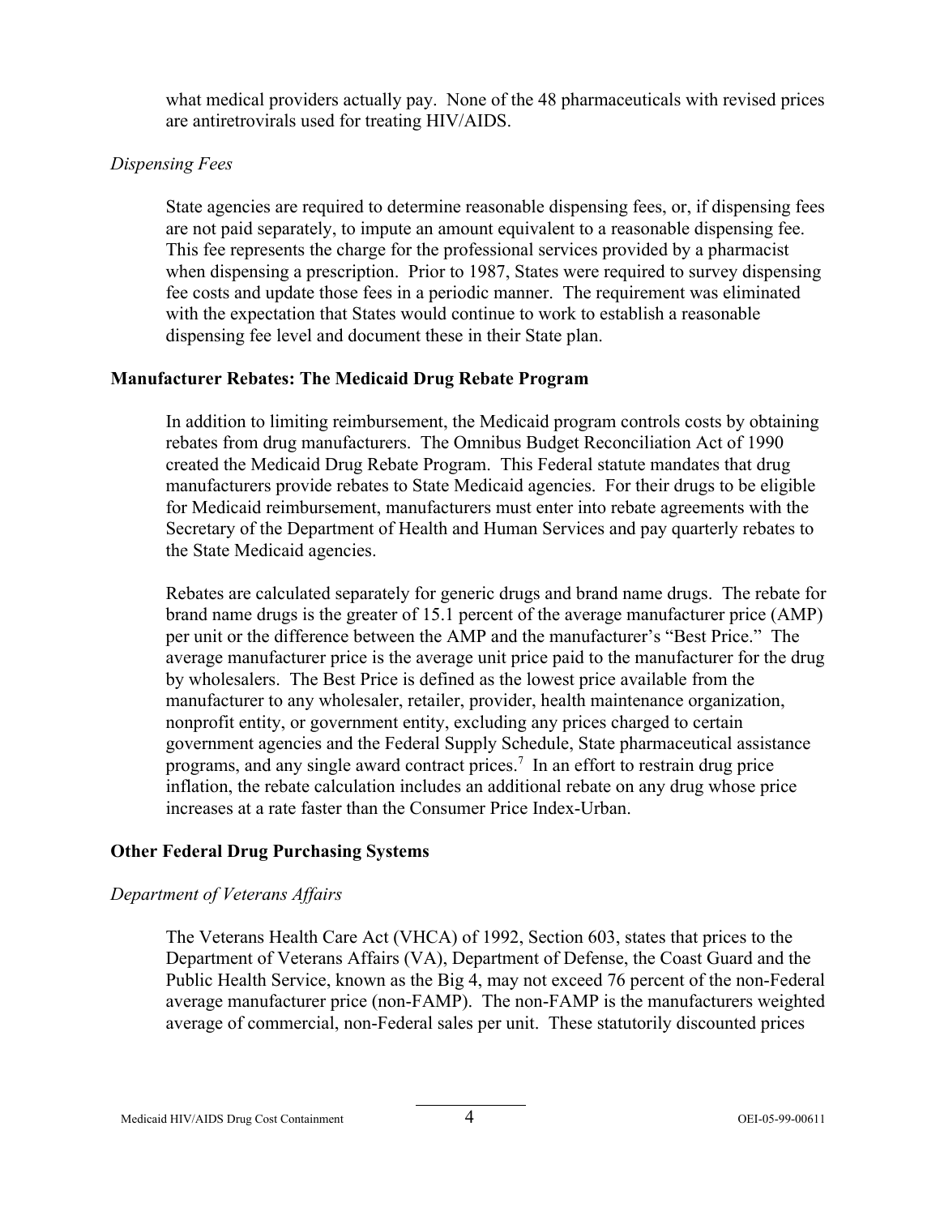what medical providers actually pay. None of the 48 pharmaceuticals with revised prices are antiretrovirals used for treating HIV/AIDS.

*Dispensing Fees*

State agencies are required to determine reasonable dispensing fees, or, if dispensing fees are not paid separately, to impute an amount equivalent to a reasonable dispensing fee. This fee represents the charge for the professional services provided by a pharmacist when dispensing a prescription. Prior to 1987, States were required to survey dispensing fee costs and update those fees in a periodic manner. The requirement was eliminated with the expectation that States would continue to work to establish a reasonable dispensing fee level and document these in their State plan.

**Manufacturer Rebates: The Medicaid Drug Rebate Program**

In addition to limiting reimbursement, the Medicaid program controls costs by obtaining rebates from drug manufacturers. The Omnibus Budget Reconciliation Act of 1990 created the Medicaid Drug Rebate Program. This Federal statute mandates that drug manufacturers provide rebates to State Medicaid agencies. For their drugs to be eligible for Medicaid reimbursement, manufacturers must enter into rebate agreements with the Secretary of the Department of Health and Human Services and pay quarterly rebates to the State Medicaid agencies.

Rebates are calculated separately for generic drugs and brand name drugs. The rebate for brand name drugs is the greater of 15.1 percent of the average manufacturer price (AMP) per unit or the difference between the AMP and the manufacturer's "Best Price." The average manufacturer price is the average unit price paid to the manufacturer for the drug by wholesalers. The Best Price is defined as the lowest price available from the manufacturer to any wholesaler, retailer, provider, health maintenance organization, nonprofit entity, or government entity, excluding any prices charged to certain government agencies and the Federal Supply Schedule, State pharmaceutical assistance programs, and any single award contract prices.[7] In an effort to restrain drug price inflation, the rebate calculation includes an additional rebate on any drug whose price increases at a rate faster than the Consumer Price Index-Urban.

**Other Federal Drug Purchasing Systems**

*Department of Veterans Affairs*

The Veterans Health Care Act (VHCA) of 1992, Section 603, states that prices to the Department of Veterans Affairs (VA), Department of Defense, the Coast Guard and the Public Health Service, known as the Big 4, may not exceed 76 percent of the non-Federal average manufacturer price (non-FAMP). The non-FAMP is the manufacturers weighted average of commercial, non-Federal sales per unit. These statutorily discounted prices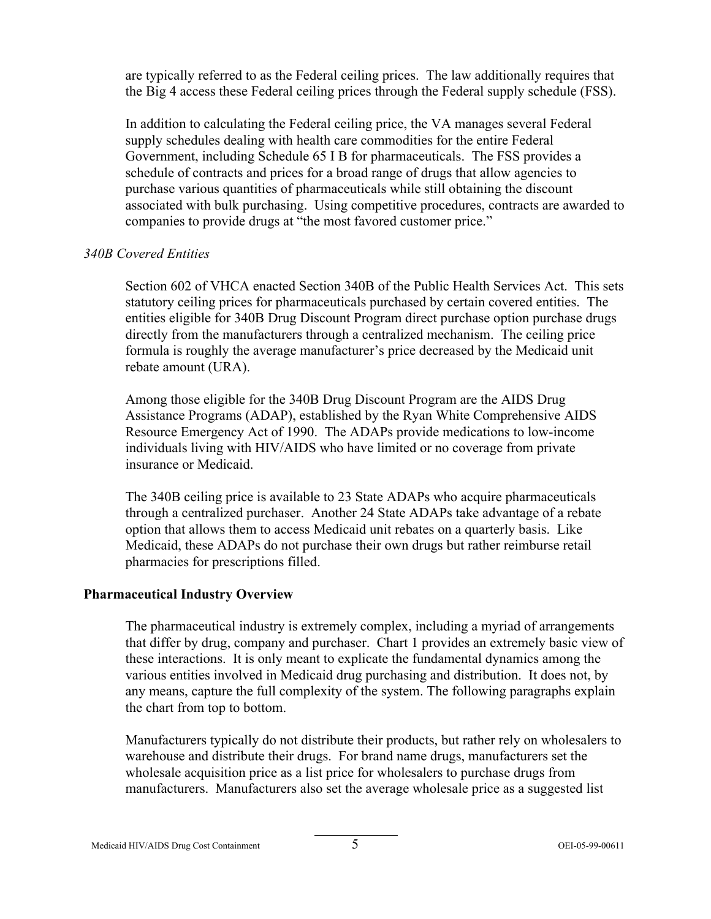are typically referred to as the Federal ceiling prices. The law additionally requires that the Big 4 access these Federal ceiling prices through the Federal supply schedule (FSS).

In addition to calculating the Federal ceiling price, the VA manages several Federal supply schedules dealing with health care commodities for the entire Federal Government, including Schedule 65 I B for pharmaceuticals. The FSS provides a schedule of contracts and prices for a broad range of drugs that allow agencies to purchase various quantities of pharmaceuticals while still obtaining the discount associated with bulk purchasing. Using competitive procedures, contracts are awarded to companies to provide drugs at "the most favored customer price."

*340B Covered Entities*

Section 602 of VHCA enacted Section 340B of the Public Health Services Act. This sets statutory ceiling prices for pharmaceuticals purchased by certain covered entities. The entities eligible for 340B Drug Discount Program direct purchase option purchase drugs directly from the manufacturers through a centralized mechanism. The ceiling price formula is roughly the average manufacturer's price decreased by the Medicaid unit rebate amount (URA).

Among those eligible for the 340B Drug Discount Program are the AIDS Drug Assistance Programs (ADAP), established by the Ryan White Comprehensive AIDS Resource Emergency Act of 1990. The ADAPs provide medications to low-income individuals living with HIV/AIDS who have limited or no coverage from private insurance or Medicaid.

The 340B ceiling price is available to 23 State ADAPs who acquire pharmaceuticals through a centralized purchaser. Another 24 State ADAPs take advantage of a rebate option that allows them to access Medicaid unit rebates on a quarterly basis. Like Medicaid, these ADAPs do not purchase their own drugs but rather reimburse retail pharmacies for prescriptions filled.

**Pharmaceutical Industry Overview**

The pharmaceutical industry is extremely complex, including a myriad of arrangements that differ by drug, company and purchaser. Chart 1 provides an extremely basic view of these interactions. It is only meant to explicate the fundamental dynamics among the various entities involved in Medicaid drug purchasing and distribution. It does not, by any means, capture the full complexity of the system. The following paragraphs explain the chart from top to bottom.

Manufacturers typically do not distribute their products, but rather rely on wholesalers to warehouse and distribute their drugs. For brand name drugs, manufacturers set the wholesale acquisition price as a list price for wholesalers to purchase drugs from manufacturers. Manufacturers also set the average wholesale price as a suggested list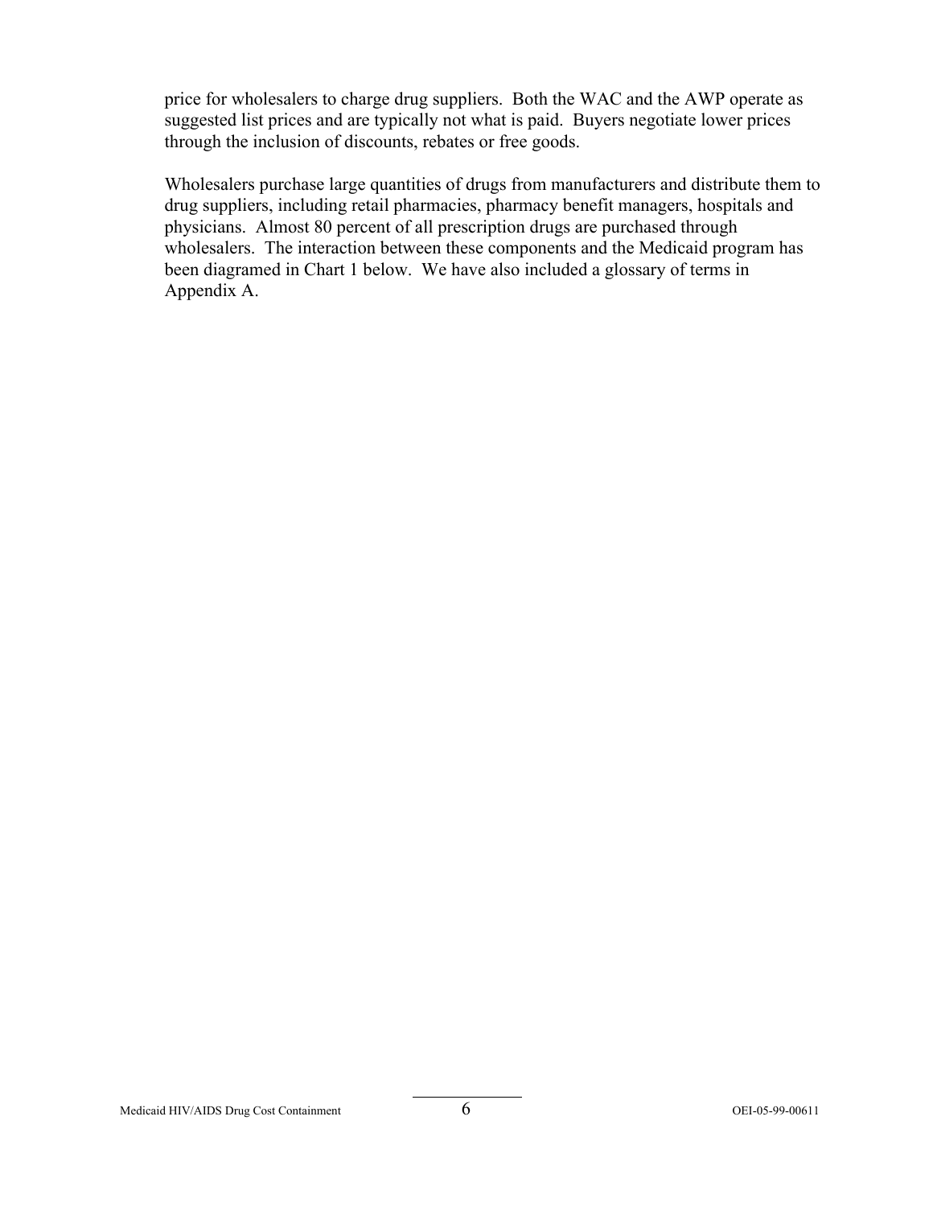price for wholesalers to charge drug suppliers. Both the WAC and the AWP operate as suggested list prices and are typically not what is paid. Buyers negotiate lower prices through the inclusion of discounts, rebates or free goods.

Wholesalers purchase large quantities of drugs from manufacturers and distribute them to drug suppliers, including retail pharmacies, pharmacy benefit managers, hospitals and physicians. Almost 80 percent of all prescription drugs are purchased through wholesalers. The interaction between these components and the Medicaid program has been diagramed in Chart 1 below. We have also included a glossary of terms in Appendix A.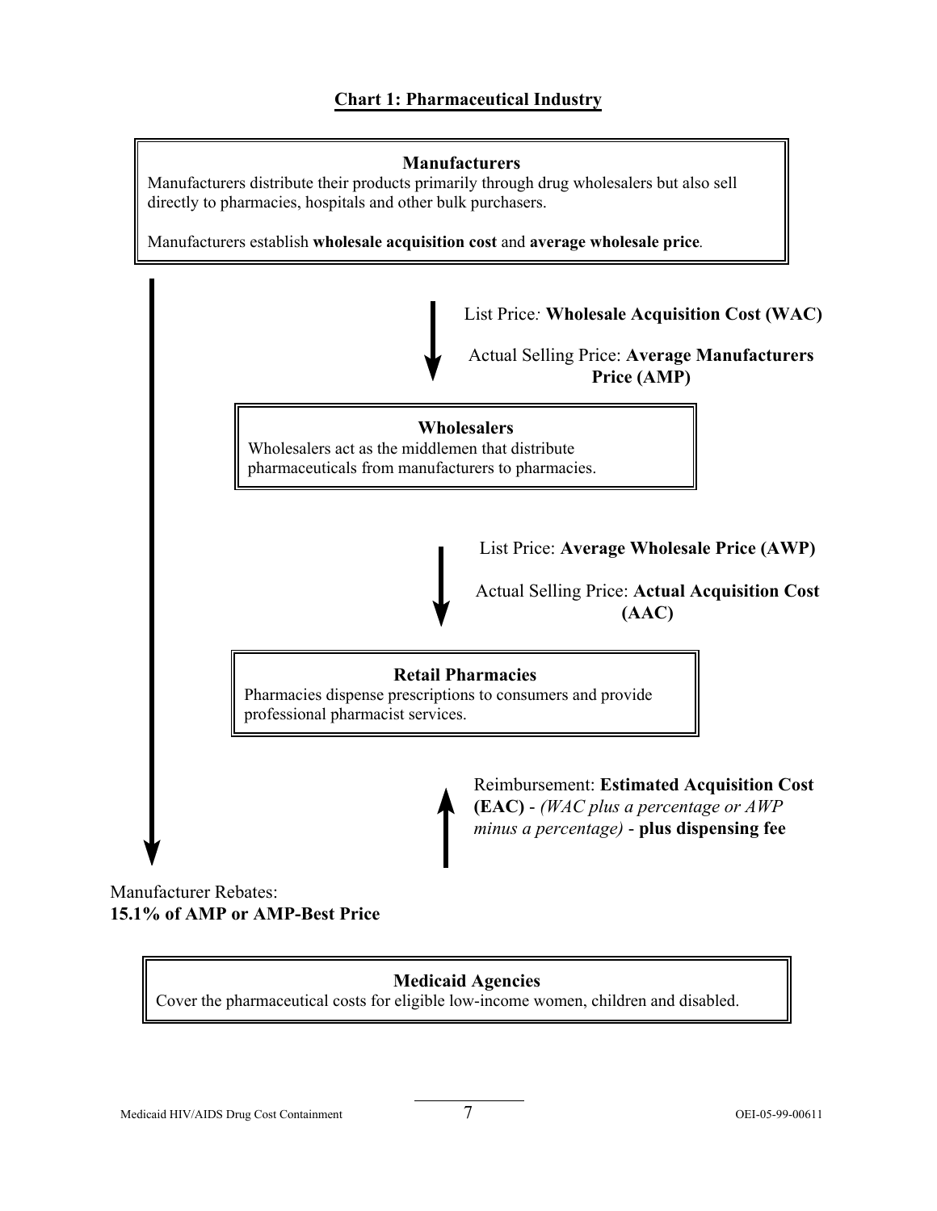## Chart 1: Pharmaceutical Industry

**Manufacturers**

Manufacturers distribute their products primarily through drug wholesalers but also sell directly to pharmacies, hospitals and other bulk purchasers.

Manufacturers establish **wholesale acquisition cost** and **average wholesale price**.

↓

List Price*:* **Wholesale Acquisition Cost (WAC)**

Actual Selling Price: **Average Manufacturers Price (AMP)**

**Wholesalers**

Wholesalers act as the middlemen that distribute pharmaceuticals from manufacturers to pharmacies.

↓

List Price: **Average Wholesale Price (AWP)**

Actual Selling Price: **Actual Acquisition Cost (AAC)**

**Retail Pharmacies**

Pharmacies dispense prescriptions to consumers and provide professional pharmacist services.

↑

Reimbursement: **Estimated Acquisition Cost (EAC)** - *(WAC plus a percentage or AWP minus a percentage)* - **plus dispensing fee**

Manufacturer Rebates:
**15.1% of AMP or AMP-Best Price**

**Medicaid Agencies**

Cover the pharmaceutical costs for eligible low-income women, children and disabled.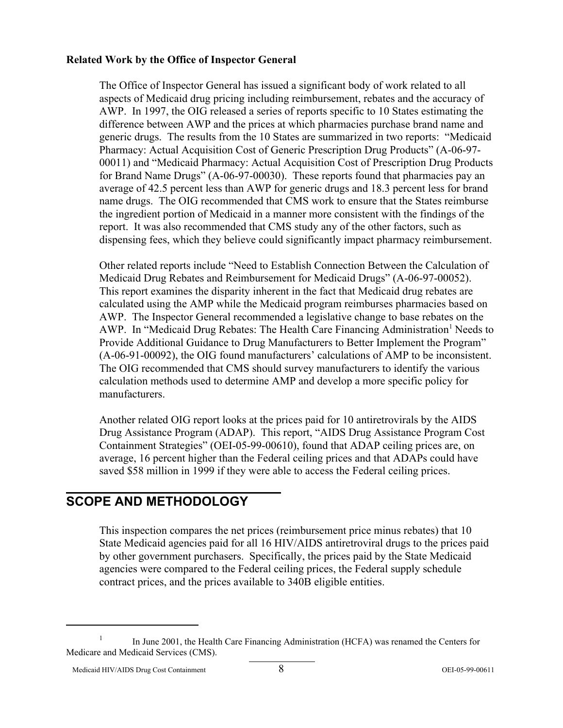**Related Work by the Office of Inspector General**

The Office of Inspector General has issued a significant body of work related to all aspects of Medicaid drug pricing including reimbursement, rebates and the accuracy of AWP. In 1997, the OIG released a series of reports specific to 10 States estimating the difference between AWP and the prices at which pharmacies purchase brand name and generic drugs. The results from the 10 States are summarized in two reports: "Medicaid Pharmacy: Actual Acquisition Cost of Generic Prescription Drug Products" (A-06-97-00011) and "Medicaid Pharmacy: Actual Acquisition Cost of Prescription Drug Products for Brand Name Drugs" (A-06-97-00030). These reports found that pharmacies pay an average of 42.5 percent less than AWP for generic drugs and 18.3 percent less for brand name drugs. The OIG recommended that CMS work to ensure that the States reimburse the ingredient portion of Medicaid in a manner more consistent with the findings of the report. It was also recommended that CMS study any of the other factors, such as dispensing fees, which they believe could significantly impact pharmacy reimbursement.

Other related reports include "Need to Establish Connection Between the Calculation of Medicaid Drug Rebates and Reimbursement for Medicaid Drugs" (A-06-97-00052). This report examines the disparity inherent in the fact that Medicaid drug rebates are calculated using the AMP while the Medicaid program reimburses pharmacies based on AWP. The Inspector General recommended a legislative change to base rebates on the AWP. In "Medicaid Drug Rebates: The Health Care Financing Administration[1] Needs to Provide Additional Guidance to Drug Manufacturers to Better Implement the Program" (A-06-91-00092), the OIG found manufacturers' calculations of AMP to be inconsistent. The OIG recommended that CMS should survey manufacturers to identify the various calculation methods used to determine AMP and develop a more specific policy for manufacturers.

Another related OIG report looks at the prices paid for 10 antiretrovirals by the AIDS Drug Assistance Program (ADAP). This report, "AIDS Drug Assistance Program Cost Containment Strategies" (OEI-05-99-00610), found that ADAP ceiling prices are, on average, 16 percent higher than the Federal ceiling prices and that ADAPs could have saved $58 million in 1999 if they were able to access the Federal ceiling prices.

## SCOPE AND METHODOLOGY

This inspection compares the net prices (reimbursement price minus rebates) that 10 State Medicaid agencies paid for all 16 HIV/AIDS antiretroviral drugs to the prices paid by other government purchasers. Specifically, the prices paid by the State Medicaid agencies were compared to the Federal ceiling prices, the Federal supply schedule contract prices, and the prices available to 340B eligible entities.

---

[1] In June 2001, the Health Care Financing Administration (HCFA) was renamed the Centers for Medicare and Medicaid Services (CMS).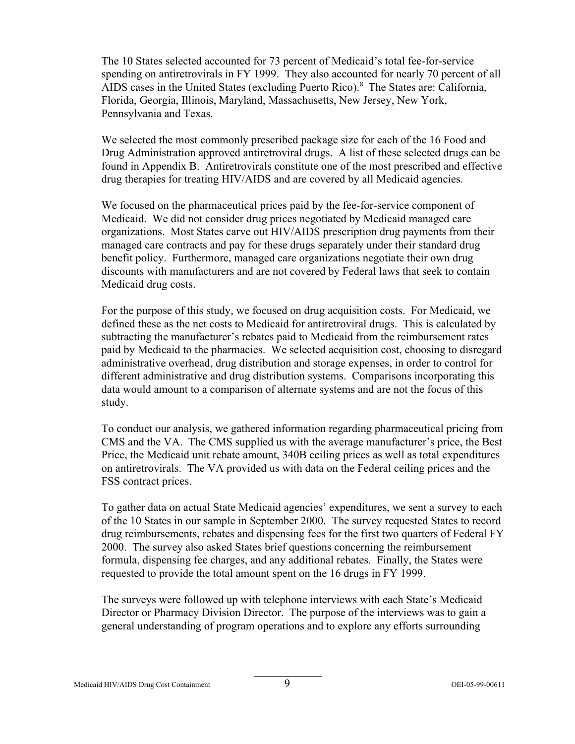The 10 States selected accounted for 73 percent of Medicaid's total fee-for-service spending on antiretrovirals in FY 1999. They also accounted for nearly 70 percent of all AIDS cases in the United States (excluding Puerto Rico).[8] The States are: California, Florida, Georgia, Illinois, Maryland, Massachusetts, New Jersey, New York, Pennsylvania and Texas.

We selected the most commonly prescribed package size for each of the 16 Food and Drug Administration approved antiretroviral drugs. A list of these selected drugs can be found in Appendix B. Antiretrovirals constitute one of the most prescribed and effective drug therapies for treating HIV/AIDS and are covered by all Medicaid agencies.

We focused on the pharmaceutical prices paid by the fee-for-service component of Medicaid. We did not consider drug prices negotiated by Medicaid managed care organizations. Most States carve out HIV/AIDS prescription drug payments from their managed care contracts and pay for these drugs separately under their standard drug benefit policy. Furthermore, managed care organizations negotiate their own drug discounts with manufacturers and are not covered by Federal laws that seek to contain Medicaid drug costs.

For the purpose of this study, we focused on drug acquisition costs. For Medicaid, we defined these as the net costs to Medicaid for antiretroviral drugs. This is calculated by subtracting the manufacturer's rebates paid to Medicaid from the reimbursement rates paid by Medicaid to the pharmacies. We selected acquisition cost, choosing to disregard administrative overhead, drug distribution and storage expenses, in order to control for different administrative and drug distribution systems. Comparisons incorporating this data would amount to a comparison of alternate systems and are not the focus of this study.

To conduct our analysis, we gathered information regarding pharmaceutical pricing from CMS and the VA. The CMS supplied us with the average manufacturer's price, the Best Price, the Medicaid unit rebate amount, 340B ceiling prices as well as total expenditures on antiretrovirals. The VA provided us with data on the Federal ceiling prices and the FSS contract prices.

To gather data on actual State Medicaid agencies' expenditures, we sent a survey to each of the 10 States in our sample in September 2000. The survey requested States to record drug reimbursements, rebates and dispensing fees for the first two quarters of Federal FY 2000. The survey also asked States brief questions concerning the reimbursement formula, dispensing fee charges, and any additional rebates. Finally, the States were requested to provide the total amount spent on the 16 drugs in FY 1999.

The surveys were followed up with telephone interviews with each State's Medicaid Director or Pharmacy Division Director. The purpose of the interviews was to gain a general understanding of program operations and to explore any efforts surrounding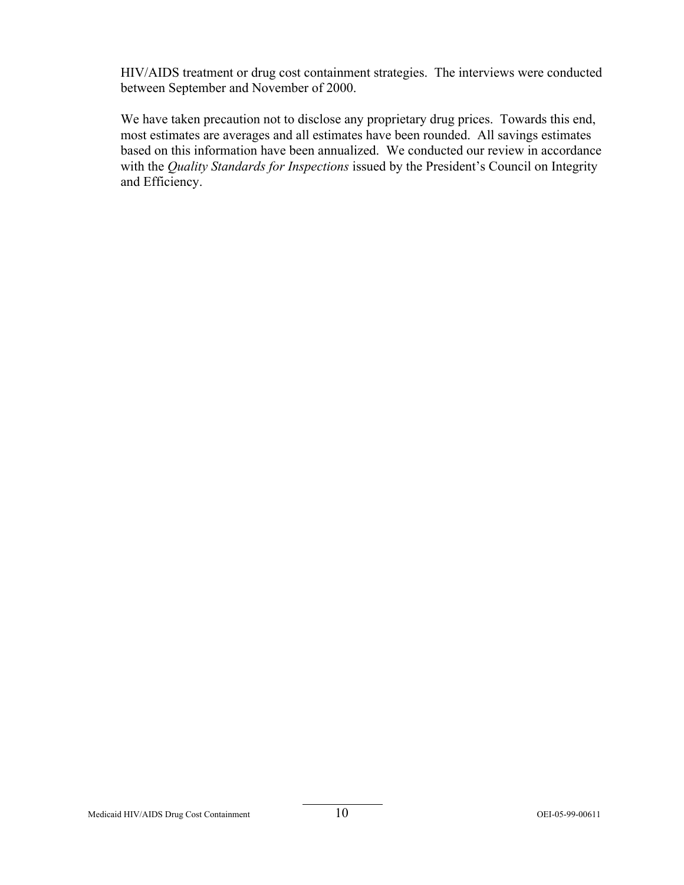HIV/AIDS treatment or drug cost containment strategies. The interviews were conducted between September and November of 2000.

We have taken precaution not to disclose any proprietary drug prices. Towards this end, most estimates are averages and all estimates have been rounded. All savings estimates based on this information have been annualized. We conducted our review in accordance with the *Quality Standards for Inspections* issued by the President's Council on Integrity and Efficiency.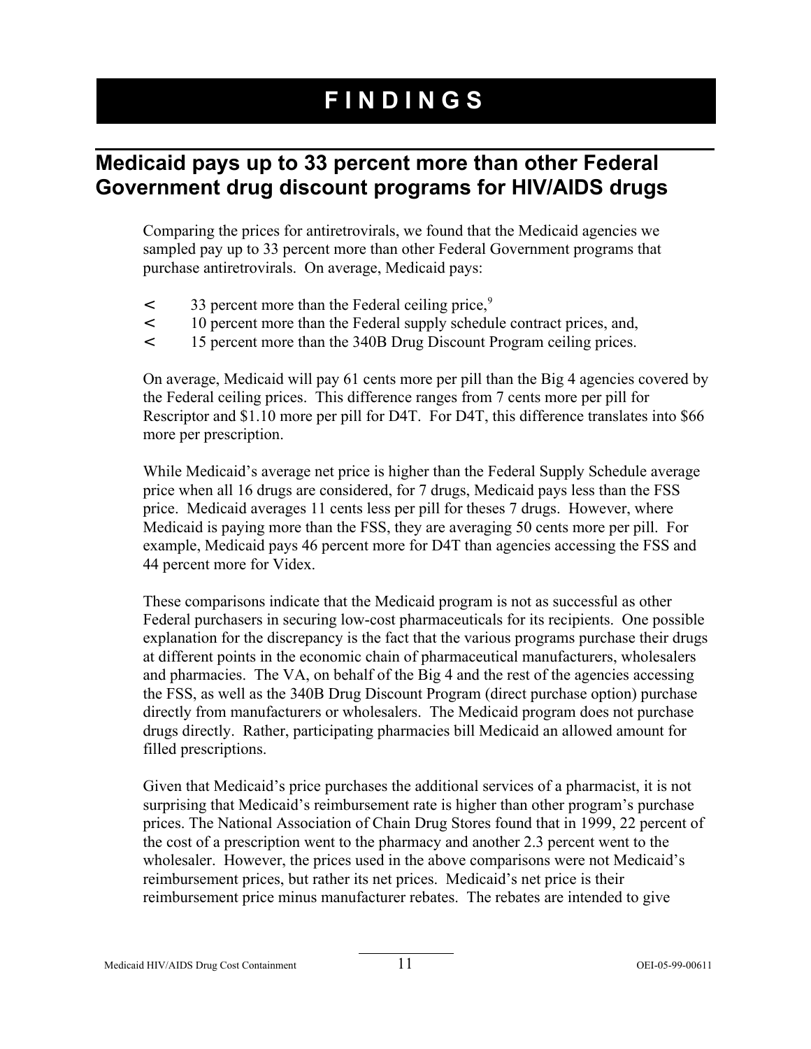# FINDINGS

## Medicaid pays up to 33 percent more than other Federal Government drug discount programs for HIV/AIDS drugs

Comparing the prices for antiretrovirals, we found that the Medicaid agencies we sampled pay up to 33 percent more than other Federal Government programs that purchase antiretrovirals. On average, Medicaid pays:

- 33 percent more than the Federal ceiling price,[9]
- 10 percent more than the Federal supply schedule contract prices, and,
- 15 percent more than the 340B Drug Discount Program ceiling prices.

On average, Medicaid will pay 61 cents more per pill than the Big 4 agencies covered by the Federal ceiling prices. This difference ranges from 7 cents more per pill for Rescriptor and $1.10 more per pill for D4T. For D4T, this difference translates into $66 more per prescription.

While Medicaid's average net price is higher than the Federal Supply Schedule average price when all 16 drugs are considered, for 7 drugs, Medicaid pays less than the FSS price. Medicaid averages 11 cents less per pill for theses 7 drugs. However, where Medicaid is paying more than the FSS, they are averaging 50 cents more per pill. For example, Medicaid pays 46 percent more for D4T than agencies accessing the FSS and 44 percent more for Videx.

These comparisons indicate that the Medicaid program is not as successful as other Federal purchasers in securing low-cost pharmaceuticals for its recipients. One possible explanation for the discrepancy is the fact that the various programs purchase their drugs at different points in the economic chain of pharmaceutical manufacturers, wholesalers and pharmacies. The VA, on behalf of the Big 4 and the rest of the agencies accessing the FSS, as well as the 340B Drug Discount Program (direct purchase option) purchase directly from manufacturers or wholesalers. The Medicaid program does not purchase drugs directly. Rather, participating pharmacies bill Medicaid an allowed amount for filled prescriptions.

Given that Medicaid's price purchases the additional services of a pharmacist, it is not surprising that Medicaid's reimbursement rate is higher than other program's purchase prices. The National Association of Chain Drug Stores found that in 1999, 22 percent of the cost of a prescription went to the pharmacy and another 2.3 percent went to the wholesaler. However, the prices used in the above comparisons were not Medicaid's reimbursement prices, but rather its net prices. Medicaid's net price is their reimbursement price minus manufacturer rebates. The rebates are intended to give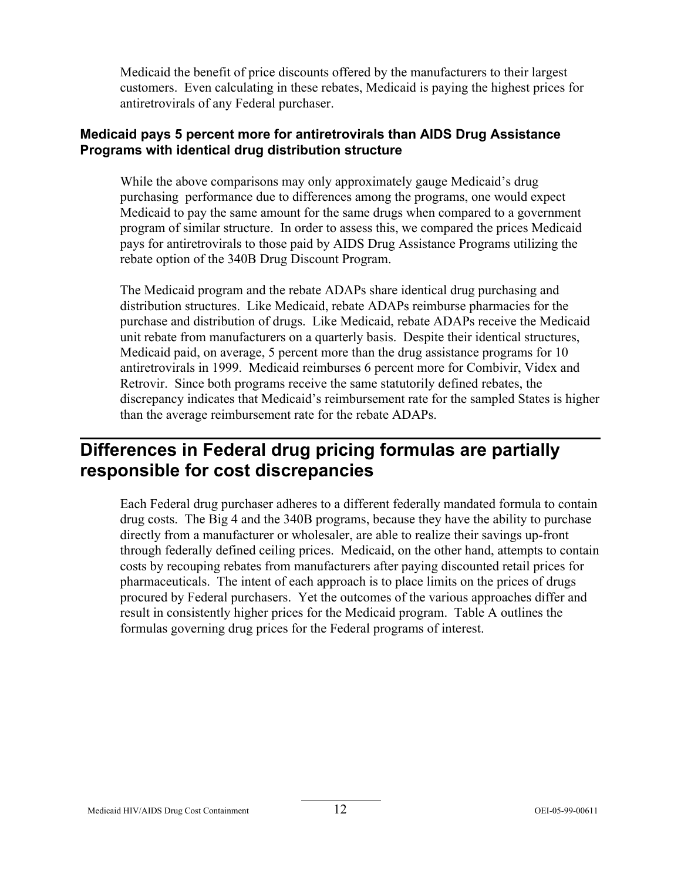Medicaid the benefit of price discounts offered by the manufacturers to their largest customers. Even calculating in these rebates, Medicaid is paying the highest prices for antiretrovirals of any Federal purchaser.

### Medicaid pays 5 percent more for antiretrovirals than AIDS Drug Assistance Programs with identical drug distribution structure

While the above comparisons may only approximately gauge Medicaid's drug purchasing performance due to differences among the programs, one would expect Medicaid to pay the same amount for the same drugs when compared to a government program of similar structure. In order to assess this, we compared the prices Medicaid pays for antiretrovirals to those paid by AIDS Drug Assistance Programs utilizing the rebate option of the 340B Drug Discount Program.

The Medicaid program and the rebate ADAPs share identical drug purchasing and distribution structures. Like Medicaid, rebate ADAPs reimburse pharmacies for the purchase and distribution of drugs. Like Medicaid, rebate ADAPs receive the Medicaid unit rebate from manufacturers on a quarterly basis. Despite their identical structures, Medicaid paid, on average, 5 percent more than the drug assistance programs for 10 antiretrovirals in 1999. Medicaid reimburses 6 percent more for Combivir, Videx and Retrovir. Since both programs receive the same statutorily defined rebates, the discrepancy indicates that Medicaid's reimbursement rate for the sampled States is higher than the average reimbursement rate for the rebate ADAPs.

## Differences in Federal drug pricing formulas are partially responsible for cost discrepancies

Each Federal drug purchaser adheres to a different federally mandated formula to contain drug costs. The Big 4 and the 340B programs, because they have the ability to purchase directly from a manufacturer or wholesaler, are able to realize their savings up-front through federally defined ceiling prices. Medicaid, on the other hand, attempts to contain costs by recouping rebates from manufacturers after paying discounted retail prices for pharmaceuticals. The intent of each approach is to place limits on the prices of drugs procured by Federal purchasers. Yet the outcomes of the various approaches differ and result in consistently higher prices for the Medicaid program. Table A outlines the formulas governing drug prices for the Federal programs of interest.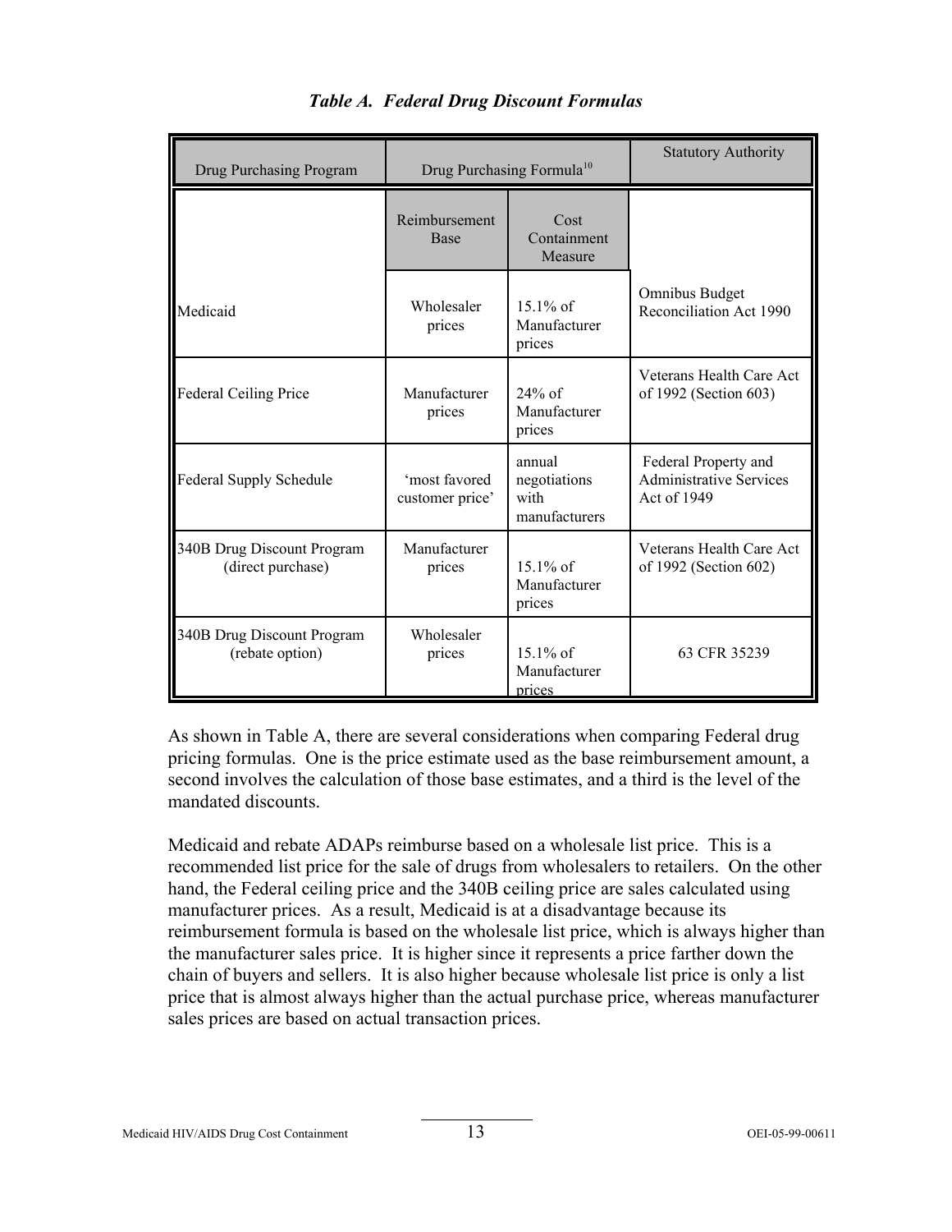### *Table A. Federal Drug Discount Formulas*

| Drug Purchasing Program | Drug Purchasing Formula[10] | | Statutory Authority |
|---|---|---|---|
| | Reimbursement Base | Cost Containment Measure | |
| Medicaid | Wholesaler prices | 15.1% of Manufacturer prices | Omnibus Budget Reconciliation Act 1990 |
| Federal Ceiling Price | Manufacturer prices | 24% of Manufacturer prices | Veterans Health Care Act of 1992 (Section 603) |
| Federal Supply Schedule | 'most favored customer price' | annual negotiations with manufacturers | Federal Property and Administrative Services Act of 1949 |
| 340B Drug Discount Program (direct purchase) | Manufacturer prices | 15.1% of Manufacturer prices | Veterans Health Care Act of 1992 (Section 602) |
| 340B Drug Discount Program (rebate option) | Wholesaler prices | 15.1% of Manufacturer prices | 63 CFR 35239 |

As shown in Table A, there are several considerations when comparing Federal drug pricing formulas. One is the price estimate used as the base reimbursement amount, a second involves the calculation of those base estimates, and a third is the level of the mandated discounts.

Medicaid and rebate ADAPs reimburse based on a wholesale list price. This is a recommended list price for the sale of drugs from wholesalers to retailers. On the other hand, the Federal ceiling price and the 340B ceiling price are sales calculated using manufacturer prices. As a result, Medicaid is at a disadvantage because its reimbursement formula is based on the wholesale list price, which is always higher than the manufacturer sales price. It is higher since it represents a price farther down the chain of buyers and sellers. It is also higher because wholesale list price is only a list price that is almost always higher than the actual purchase price, whereas manufacturer sales prices are based on actual transaction prices.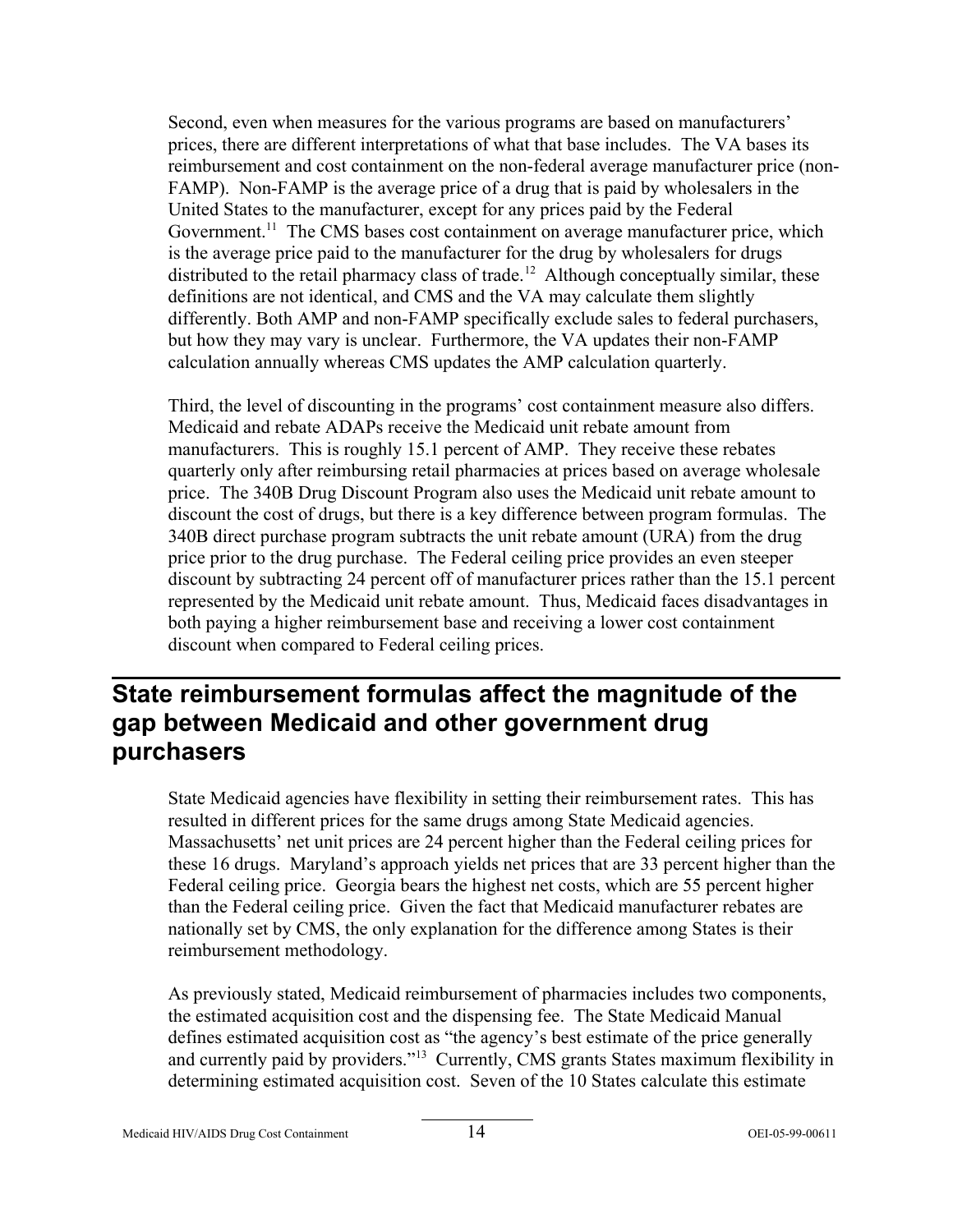Second, even when measures for the various programs are based on manufacturers' prices, there are different interpretations of what that base includes. The VA bases its reimbursement and cost containment on the non-federal average manufacturer price (non-FAMP). Non-FAMP is the average price of a drug that is paid by wholesalers in the United States to the manufacturer, except for any prices paid by the Federal Government.[11] The CMS bases cost containment on average manufacturer price, which is the average price paid to the manufacturer for the drug by wholesalers for drugs distributed to the retail pharmacy class of trade.[12] Although conceptually similar, these definitions are not identical, and CMS and the VA may calculate them slightly differently. Both AMP and non-FAMP specifically exclude sales to federal purchasers, but how they may vary is unclear. Furthermore, the VA updates their non-FAMP calculation annually whereas CMS updates the AMP calculation quarterly.

Third, the level of discounting in the programs' cost containment measure also differs. Medicaid and rebate ADAPs receive the Medicaid unit rebate amount from manufacturers. This is roughly 15.1 percent of AMP. They receive these rebates quarterly only after reimbursing retail pharmacies at prices based on average wholesale price. The 340B Drug Discount Program also uses the Medicaid unit rebate amount to discount the cost of drugs, but there is a key difference between program formulas. The 340B direct purchase program subtracts the unit rebate amount (URA) from the drug price prior to the drug purchase. The Federal ceiling price provides an even steeper discount by subtracting 24 percent off of manufacturer prices rather than the 15.1 percent represented by the Medicaid unit rebate amount. Thus, Medicaid faces disadvantages in both paying a higher reimbursement base and receiving a lower cost containment discount when compared to Federal ceiling prices.

## State reimbursement formulas affect the magnitude of the gap between Medicaid and other government drug purchasers

State Medicaid agencies have flexibility in setting their reimbursement rates. This has resulted in different prices for the same drugs among State Medicaid agencies. Massachusetts' net unit prices are 24 percent higher than the Federal ceiling prices for these 16 drugs. Maryland's approach yields net prices that are 33 percent higher than the Federal ceiling price. Georgia bears the highest net costs, which are 55 percent higher than the Federal ceiling price. Given the fact that Medicaid manufacturer rebates are nationally set by CMS, the only explanation for the difference among States is their reimbursement methodology.

As previously stated, Medicaid reimbursement of pharmacies includes two components, the estimated acquisition cost and the dispensing fee. The State Medicaid Manual defines estimated acquisition cost as "the agency's best estimate of the price generally and currently paid by providers."[13] Currently, CMS grants States maximum flexibility in determining estimated acquisition cost. Seven of the 10 States calculate this estimate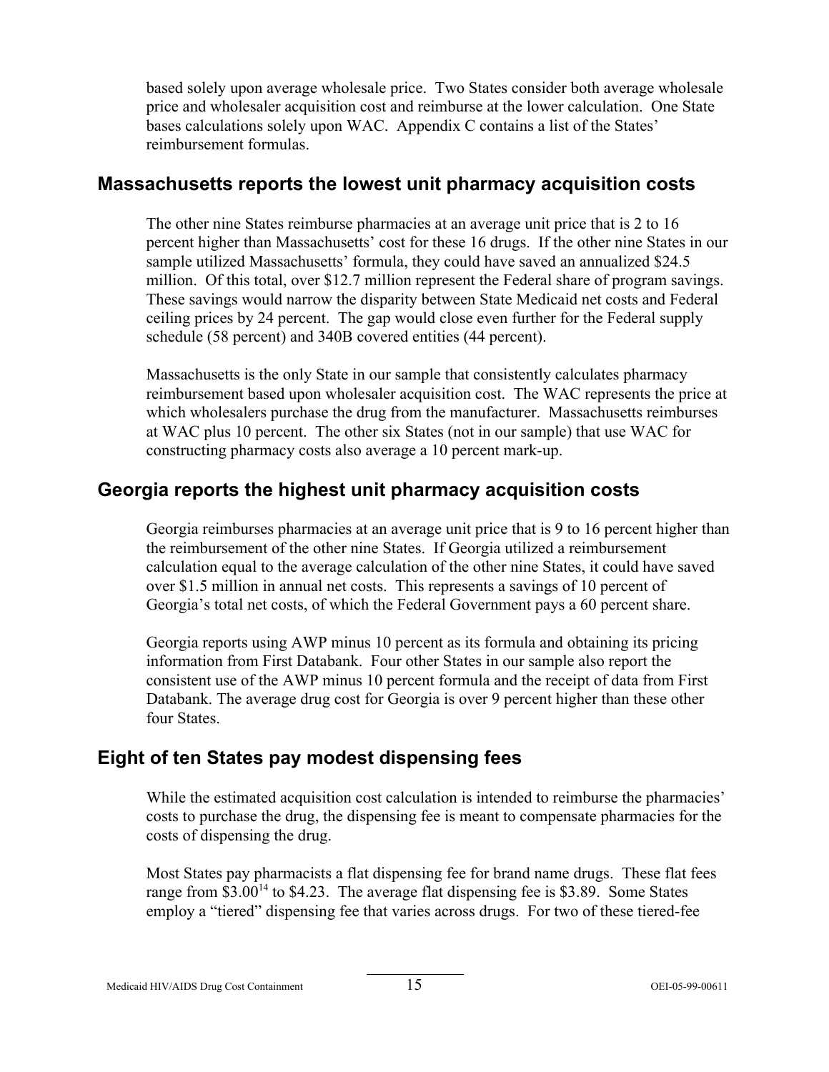based solely upon average wholesale price. Two States consider both average wholesale price and wholesaler acquisition cost and reimburse at the lower calculation. One State bases calculations solely upon WAC. Appendix C contains a list of the States' reimbursement formulas.

## Massachusetts reports the lowest unit pharmacy acquisition costs

The other nine States reimburse pharmacies at an average unit price that is 2 to 16 percent higher than Massachusetts' cost for these 16 drugs. If the other nine States in our sample utilized Massachusetts' formula, they could have saved an annualized $24.5 million. Of this total, over $12.7 million represent the Federal share of program savings. These savings would narrow the disparity between State Medicaid net costs and Federal ceiling prices by 24 percent. The gap would close even further for the Federal supply schedule (58 percent) and 340B covered entities (44 percent).

Massachusetts is the only State in our sample that consistently calculates pharmacy reimbursement based upon wholesaler acquisition cost. The WAC represents the price at which wholesalers purchase the drug from the manufacturer. Massachusetts reimburses at WAC plus 10 percent. The other six States (not in our sample) that use WAC for constructing pharmacy costs also average a 10 percent mark-up.

## Georgia reports the highest unit pharmacy acquisition costs

Georgia reimburses pharmacies at an average unit price that is 9 to 16 percent higher than the reimbursement of the other nine States. If Georgia utilized a reimbursement calculation equal to the average calculation of the other nine States, it could have saved over $1.5 million in annual net costs. This represents a savings of 10 percent of Georgia's total net costs, of which the Federal Government pays a 60 percent share.

Georgia reports using AWP minus 10 percent as its formula and obtaining its pricing information from First Databank. Four other States in our sample also report the consistent use of the AWP minus 10 percent formula and the receipt of data from First Databank. The average drug cost for Georgia is over 9 percent higher than these other four States.

## Eight of ten States pay modest dispensing fees

While the estimated acquisition cost calculation is intended to reimburse the pharmacies' costs to purchase the drug, the dispensing fee is meant to compensate pharmacies for the costs of dispensing the drug.

Most States pay pharmacists a flat dispensing fee for brand name drugs. These flat fees range from $3.00[14] to $4.23. The average flat dispensing fee is $3.89. Some States employ a "tiered" dispensing fee that varies across drugs. For two of these tiered-fee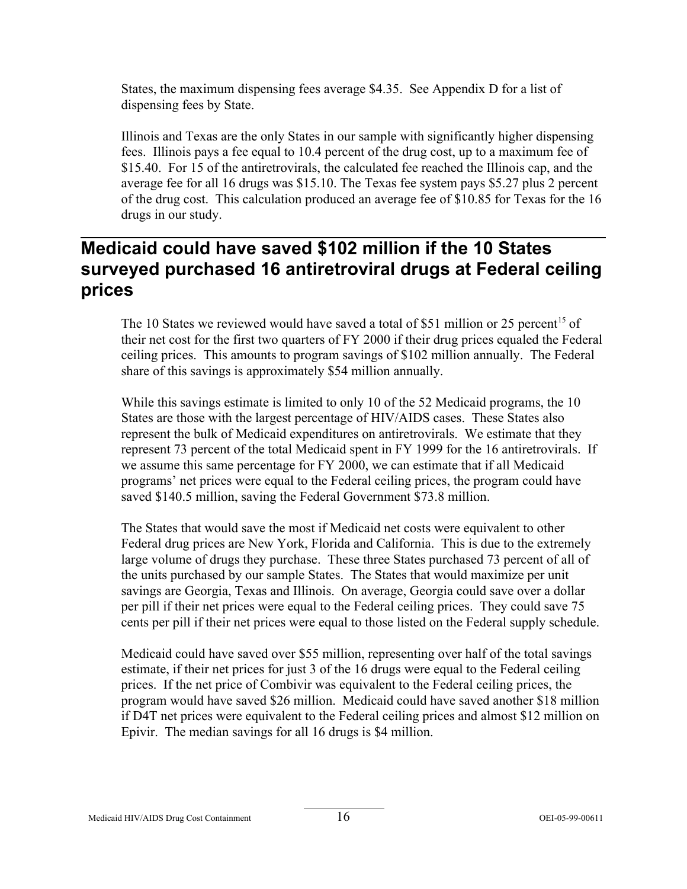States, the maximum dispensing fees average $4.35. See Appendix D for a list of dispensing fees by State.

Illinois and Texas are the only States in our sample with significantly higher dispensing fees. Illinois pays a fee equal to 10.4 percent of the drug cost, up to a maximum fee of $15.40. For 15 of the antiretrovirals, the calculated fee reached the Illinois cap, and the average fee for all 16 drugs was $15.10. The Texas fee system pays $5.27 plus 2 percent of the drug cost. This calculation produced an average fee of $10.85 for Texas for the 16 drugs in our study.

## Medicaid could have saved $102 million if the 10 States surveyed purchased 16 antiretroviral drugs at Federal ceiling prices

The 10 States we reviewed would have saved a total of $51 million or 25 percent[15] of their net cost for the first two quarters of FY 2000 if their drug prices equaled the Federal ceiling prices. This amounts to program savings of $102 million annually. The Federal share of this savings is approximately $54 million annually.

While this savings estimate is limited to only 10 of the 52 Medicaid programs, the 10 States are those with the largest percentage of HIV/AIDS cases. These States also represent the bulk of Medicaid expenditures on antiretrovirals. We estimate that they represent 73 percent of the total Medicaid spent in FY 1999 for the 16 antiretrovirals. If we assume this same percentage for FY 2000, we can estimate that if all Medicaid programs' net prices were equal to the Federal ceiling prices, the program could have saved $140.5 million, saving the Federal Government $73.8 million.

The States that would save the most if Medicaid net costs were equivalent to other Federal drug prices are New York, Florida and California. This is due to the extremely large volume of drugs they purchase. These three States purchased 73 percent of all of the units purchased by our sample States. The States that would maximize per unit savings are Georgia, Texas and Illinois. On average, Georgia could save over a dollar per pill if their net prices were equal to the Federal ceiling prices. They could save 75 cents per pill if their net prices were equal to those listed on the Federal supply schedule.

Medicaid could have saved over $55 million, representing over half of the total savings estimate, if their net prices for just 3 of the 16 drugs were equal to the Federal ceiling prices. If the net price of Combivir was equivalent to the Federal ceiling prices, the program would have saved $26 million. Medicaid could have saved another $18 million if D4T net prices were equivalent to the Federal ceiling prices and almost $12 million on Epivir. The median savings for all 16 drugs is $4 million.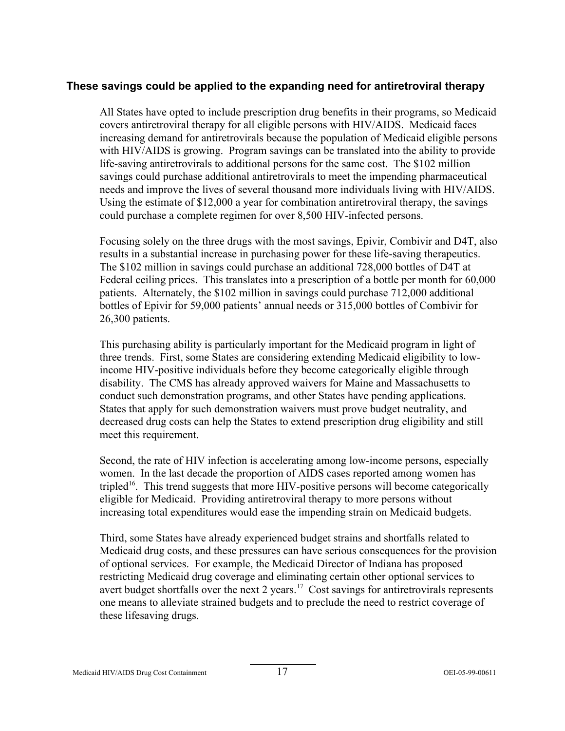## These savings could be applied to the expanding need for antiretroviral therapy

All States have opted to include prescription drug benefits in their programs, so Medicaid covers antiretroviral therapy for all eligible persons with HIV/AIDS. Medicaid faces increasing demand for antiretrovirals because the population of Medicaid eligible persons with HIV/AIDS is growing. Program savings can be translated into the ability to provide life-saving antiretrovirals to additional persons for the same cost. The $102 million savings could purchase additional antiretrovirals to meet the impending pharmaceutical needs and improve the lives of several thousand more individuals living with HIV/AIDS. Using the estimate of $12,000 a year for combination antiretroviral therapy, the savings could purchase a complete regimen for over 8,500 HIV-infected persons.

Focusing solely on the three drugs with the most savings, Epivir, Combivir and D4T, also results in a substantial increase in purchasing power for these life-saving therapeutics. The $102 million in savings could purchase an additional 728,000 bottles of D4T at Federal ceiling prices. This translates into a prescription of a bottle per month for 60,000 patients. Alternately, the $102 million in savings could purchase 712,000 additional bottles of Epivir for 59,000 patients' annual needs or 315,000 bottles of Combivir for 26,300 patients.

This purchasing ability is particularly important for the Medicaid program in light of three trends. First, some States are considering extending Medicaid eligibility to low-income HIV-positive individuals before they become categorically eligible through disability. The CMS has already approved waivers for Maine and Massachusetts to conduct such demonstration programs, and other States have pending applications. States that apply for such demonstration waivers must prove budget neutrality, and decreased drug costs can help the States to extend prescription drug eligibility and still meet this requirement.

Second, the rate of HIV infection is accelerating among low-income persons, especially women. In the last decade the proportion of AIDS cases reported among women has tripled[16]. This trend suggests that more HIV-positive persons will become categorically eligible for Medicaid. Providing antiretroviral therapy to more persons without increasing total expenditures would ease the impending strain on Medicaid budgets.

Third, some States have already experienced budget strains and shortfalls related to Medicaid drug costs, and these pressures can have serious consequences for the provision of optional services. For example, the Medicaid Director of Indiana has proposed restricting Medicaid drug coverage and eliminating certain other optional services to avert budget shortfalls over the next 2 years.[17] Cost savings for antiretrovirals represents one means to alleviate strained budgets and to preclude the need to restrict coverage of these lifesaving drugs.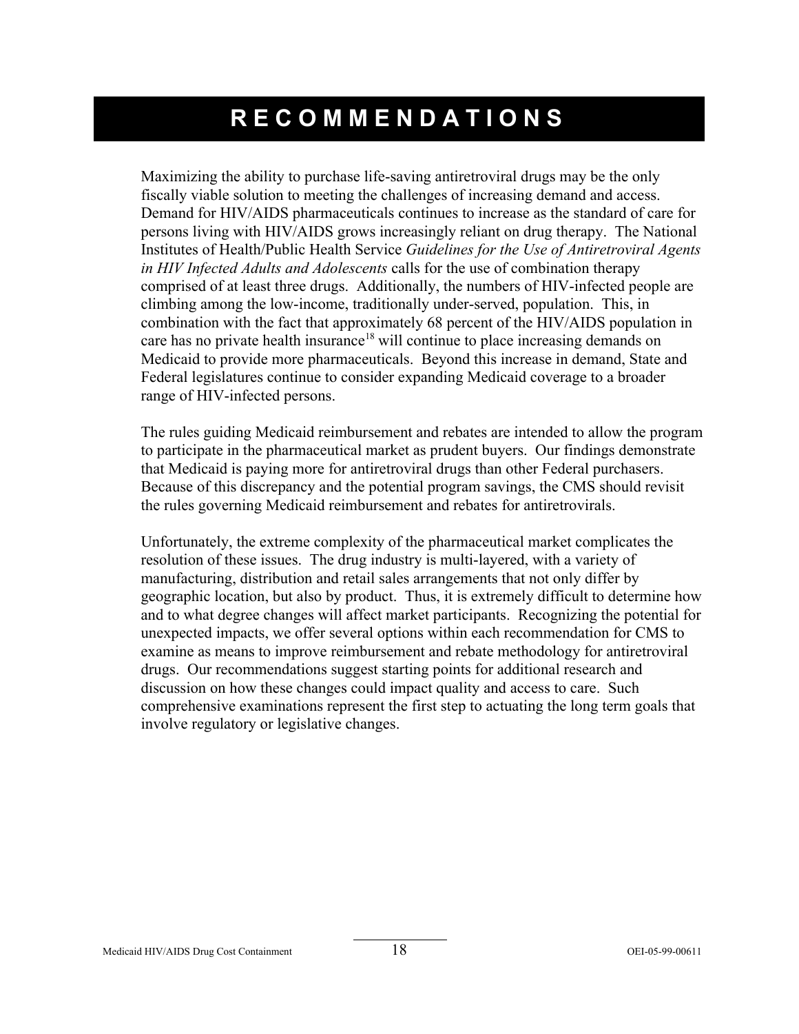# RECOMMENDATIONS

Maximizing the ability to purchase life-saving antiretroviral drugs may be the only fiscally viable solution to meeting the challenges of increasing demand and access. Demand for HIV/AIDS pharmaceuticals continues to increase as the standard of care for persons living with HIV/AIDS grows increasingly reliant on drug therapy. The National Institutes of Health/Public Health Service *Guidelines for the Use of Antiretroviral Agents in HIV Infected Adults and Adolescents* calls for the use of combination therapy comprised of at least three drugs. Additionally, the numbers of HIV-infected people are climbing among the low-income, traditionally under-served, population. This, in combination with the fact that approximately 68 percent of the HIV/AIDS population in care has no private health insurance[18] will continue to place increasing demands on Medicaid to provide more pharmaceuticals. Beyond this increase in demand, State and Federal legislatures continue to consider expanding Medicaid coverage to a broader range of HIV-infected persons.

The rules guiding Medicaid reimbursement and rebates are intended to allow the program to participate in the pharmaceutical market as prudent buyers. Our findings demonstrate that Medicaid is paying more for antiretroviral drugs than other Federal purchasers. Because of this discrepancy and the potential program savings, the CMS should revisit the rules governing Medicaid reimbursement and rebates for antiretrovirals.

Unfortunately, the extreme complexity of the pharmaceutical market complicates the resolution of these issues. The drug industry is multi-layered, with a variety of manufacturing, distribution and retail sales arrangements that not only differ by geographic location, but also by product. Thus, it is extremely difficult to determine how and to what degree changes will affect market participants. Recognizing the potential for unexpected impacts, we offer several options within each recommendation for CMS to examine as means to improve reimbursement and rebate methodology for antiretroviral drugs. Our recommendations suggest starting points for additional research and discussion on how these changes could impact quality and access to care. Such comprehensive examinations represent the first step to actuating the long term goals that involve regulatory or legislative changes.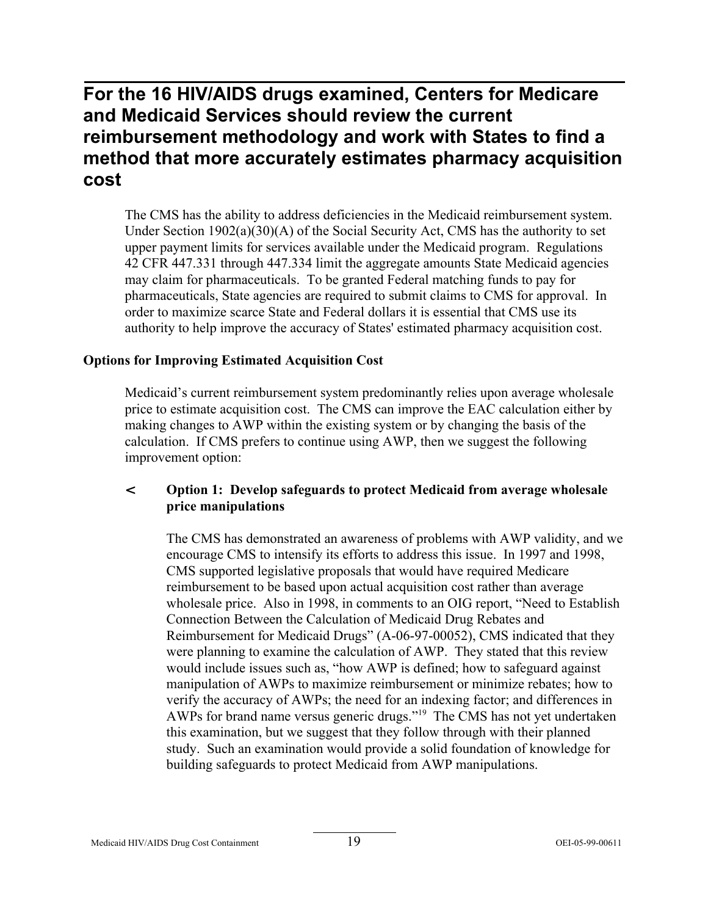## For the 16 HIV/AIDS drugs examined, Centers for Medicare and Medicaid Services should review the current reimbursement methodology and work with States to find a method that more accurately estimates pharmacy acquisition cost

The CMS has the ability to address deficiencies in the Medicaid reimbursement system. Under Section 1902(a)(30)(A) of the Social Security Act, CMS has the authority to set upper payment limits for services available under the Medicaid program. Regulations 42 CFR 447.331 through 447.334 limit the aggregate amounts State Medicaid agencies may claim for pharmaceuticals. To be granted Federal matching funds to pay for pharmaceuticals, State agencies are required to submit claims to CMS for approval. In order to maximize scarce State and Federal dollars it is essential that CMS use its authority to help improve the accuracy of States' estimated pharmacy acquisition cost.

**Options for Improving Estimated Acquisition Cost**

Medicaid's current reimbursement system predominantly relies upon average wholesale price to estimate acquisition cost. The CMS can improve the EAC calculation either by making changes to AWP within the existing system or by changing the basis of the calculation. If CMS prefers to continue using AWP, then we suggest the following improvement option:

- **Option 1: Develop safeguards to protect Medicaid from average wholesale price manipulations**

  The CMS has demonstrated an awareness of problems with AWP validity, and we encourage CMS to intensify its efforts to address this issue. In 1997 and 1998, CMS supported legislative proposals that would have required Medicare reimbursement to be based upon actual acquisition cost rather than average wholesale price. Also in 1998, in comments to an OIG report, "Need to Establish Connection Between the Calculation of Medicaid Drug Rebates and Reimbursement for Medicaid Drugs" (A-06-97-00052), CMS indicated that they were planning to examine the calculation of AWP. They stated that this review would include issues such as, "how AWP is defined; how to safeguard against manipulation of AWPs to maximize reimbursement or minimize rebates; how to verify the accuracy of AWPs; the need for an indexing factor; and differences in AWPs for brand name versus generic drugs."[19] The CMS has not yet undertaken this examination, but we suggest that they follow through with their planned study. Such an examination would provide a solid foundation of knowledge for building safeguards to protect Medicaid from AWP manipulations.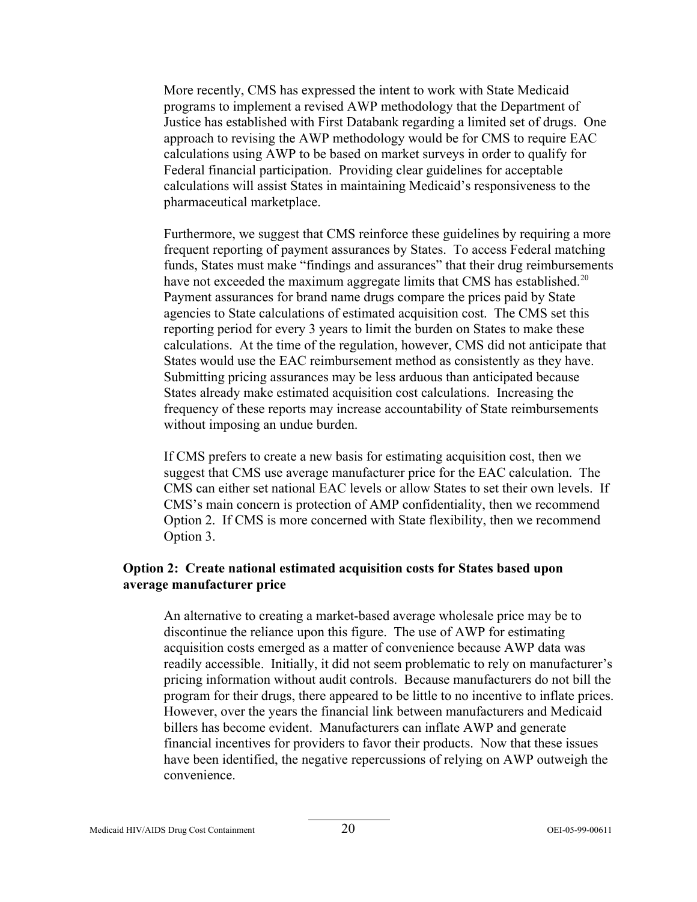More recently, CMS has expressed the intent to work with State Medicaid programs to implement a revised AWP methodology that the Department of Justice has established with First Databank regarding a limited set of drugs. One approach to revising the AWP methodology would be for CMS to require EAC calculations using AWP to be based on market surveys in order to qualify for Federal financial participation. Providing clear guidelines for acceptable calculations will assist States in maintaining Medicaid's responsiveness to the pharmaceutical marketplace.

Furthermore, we suggest that CMS reinforce these guidelines by requiring a more frequent reporting of payment assurances by States. To access Federal matching funds, States must make "findings and assurances" that their drug reimbursements have not exceeded the maximum aggregate limits that CMS has established.[20] Payment assurances for brand name drugs compare the prices paid by State agencies to State calculations of estimated acquisition cost. The CMS set this reporting period for every 3 years to limit the burden on States to make these calculations. At the time of the regulation, however, CMS did not anticipate that States would use the EAC reimbursement method as consistently as they have. Submitting pricing assurances may be less arduous than anticipated because States already make estimated acquisition cost calculations. Increasing the frequency of these reports may increase accountability of State reimbursements without imposing an undue burden.

If CMS prefers to create a new basis for estimating acquisition cost, then we suggest that CMS use average manufacturer price for the EAC calculation. The CMS can either set national EAC levels or allow States to set their own levels. If CMS's main concern is protection of AMP confidentiality, then we recommend Option 2. If CMS is more concerned with State flexibility, then we recommend Option 3.

**Option 2: Create national estimated acquisition costs for States based upon average manufacturer price**

An alternative to creating a market-based average wholesale price may be to discontinue the reliance upon this figure. The use of AWP for estimating acquisition costs emerged as a matter of convenience because AWP data was readily accessible. Initially, it did not seem problematic to rely on manufacturer's pricing information without audit controls. Because manufacturers do not bill the program for their drugs, there appeared to be little to no incentive to inflate prices. However, over the years the financial link between manufacturers and Medicaid billers has become evident. Manufacturers can inflate AWP and generate financial incentives for providers to favor their products. Now that these issues have been identified, the negative repercussions of relying on AWP outweigh the convenience.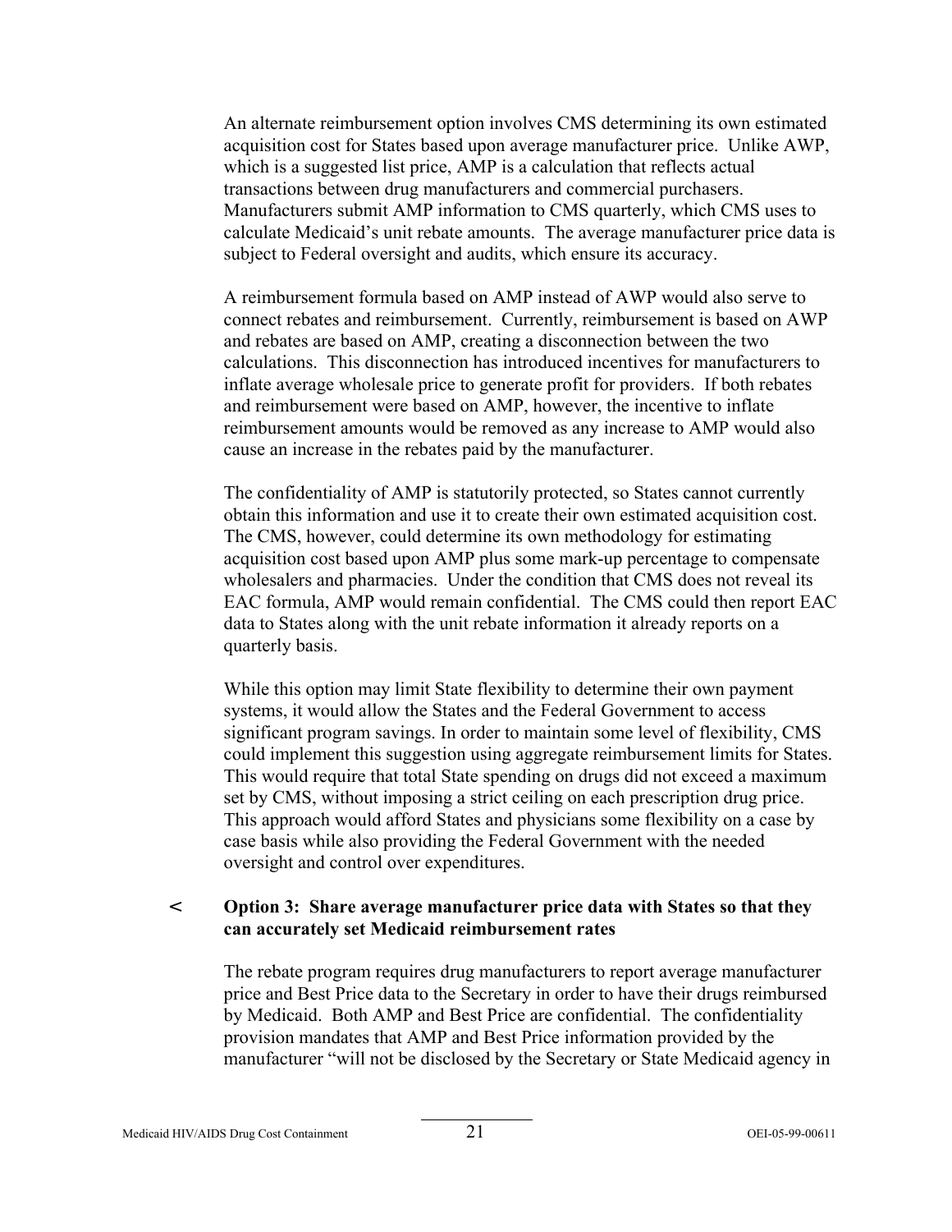An alternate reimbursement option involves CMS determining its own estimated acquisition cost for States based upon average manufacturer price. Unlike AWP, which is a suggested list price, AMP is a calculation that reflects actual transactions between drug manufacturers and commercial purchasers. Manufacturers submit AMP information to CMS quarterly, which CMS uses to calculate Medicaid's unit rebate amounts. The average manufacturer price data is subject to Federal oversight and audits, which ensure its accuracy.

A reimbursement formula based on AMP instead of AWP would also serve to connect rebates and reimbursement. Currently, reimbursement is based on AWP and rebates are based on AMP, creating a disconnection between the two calculations. This disconnection has introduced incentives for manufacturers to inflate average wholesale price to generate profit for providers. If both rebates and reimbursement were based on AMP, however, the incentive to inflate reimbursement amounts would be removed as any increase to AMP would also cause an increase in the rebates paid by the manufacturer.

The confidentiality of AMP is statutorily protected, so States cannot currently obtain this information and use it to create their own estimated acquisition cost. The CMS, however, could determine its own methodology for estimating acquisition cost based upon AMP plus some mark-up percentage to compensate wholesalers and pharmacies. Under the condition that CMS does not reveal its EAC formula, AMP would remain confidential. The CMS could then report EAC data to States along with the unit rebate information it already reports on a quarterly basis.

While this option may limit State flexibility to determine their own payment systems, it would allow the States and the Federal Government to access significant program savings. In order to maintain some level of flexibility, CMS could implement this suggestion using aggregate reimbursement limits for States. This would require that total State spending on drugs did not exceed a maximum set by CMS, without imposing a strict ceiling on each prescription drug price. This approach would afford States and physicians some flexibility on a case by case basis while also providing the Federal Government with the needed oversight and control over expenditures.

- **Option 3: Share average manufacturer price data with States so that they can accurately set Medicaid reimbursement rates**

  The rebate program requires drug manufacturers to report average manufacturer price and Best Price data to the Secretary in order to have their drugs reimbursed by Medicaid. Both AMP and Best Price are confidential. The confidentiality provision mandates that AMP and Best Price information provided by the manufacturer "will not be disclosed by the Secretary or State Medicaid agency in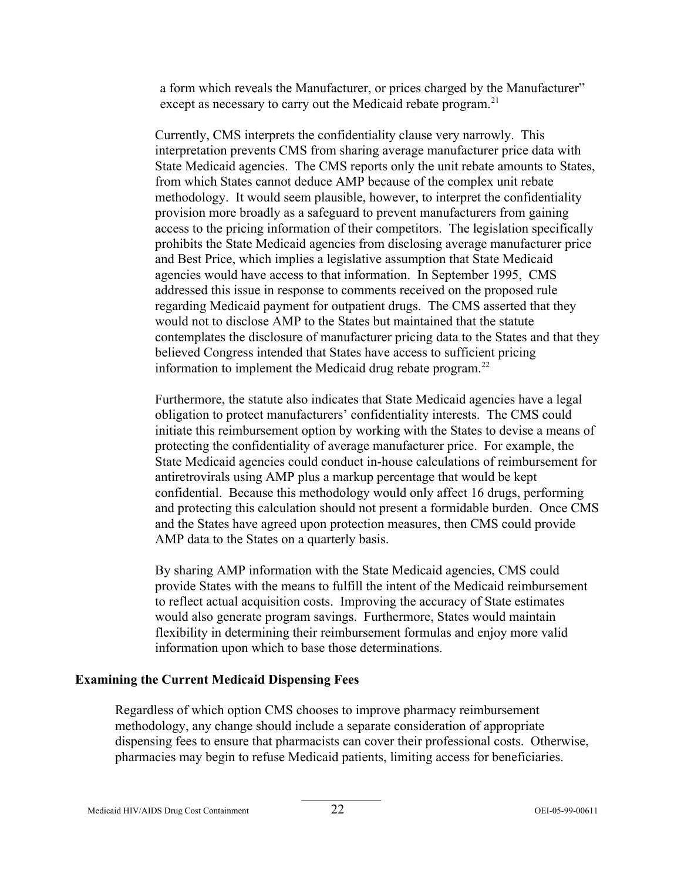a form which reveals the Manufacturer, or prices charged by the Manufacturer" except as necessary to carry out the Medicaid rebate program.[21]

Currently, CMS interprets the confidentiality clause very narrowly. This interpretation prevents CMS from sharing average manufacturer price data with State Medicaid agencies. The CMS reports only the unit rebate amounts to States, from which States cannot deduce AMP because of the complex unit rebate methodology. It would seem plausible, however, to interpret the confidentiality provision more broadly as a safeguard to prevent manufacturers from gaining access to the pricing information of their competitors. The legislation specifically prohibits the State Medicaid agencies from disclosing average manufacturer price and Best Price, which implies a legislative assumption that State Medicaid agencies would have access to that information. In September 1995, CMS addressed this issue in response to comments received on the proposed rule regarding Medicaid payment for outpatient drugs. The CMS asserted that they would not to disclose AMP to the States but maintained that the statute contemplates the disclosure of manufacturer pricing data to the States and that they believed Congress intended that States have access to sufficient pricing information to implement the Medicaid drug rebate program.[22]

Furthermore, the statute also indicates that State Medicaid agencies have a legal obligation to protect manufacturers' confidentiality interests. The CMS could initiate this reimbursement option by working with the States to devise a means of protecting the confidentiality of average manufacturer price. For example, the State Medicaid agencies could conduct in-house calculations of reimbursement for antiretrovirals using AMP plus a markup percentage that would be kept confidential. Because this methodology would only affect 16 drugs, performing and protecting this calculation should not present a formidable burden. Once CMS and the States have agreed upon protection measures, then CMS could provide AMP data to the States on a quarterly basis.

By sharing AMP information with the State Medicaid agencies, CMS could provide States with the means to fulfill the intent of the Medicaid reimbursement to reflect actual acquisition costs. Improving the accuracy of State estimates would also generate program savings. Furthermore, States would maintain flexibility in determining their reimbursement formulas and enjoy more valid information upon which to base those determinations.

## Examining the Current Medicaid Dispensing Fees

Regardless of which option CMS chooses to improve pharmacy reimbursement methodology, any change should include a separate consideration of appropriate dispensing fees to ensure that pharmacists can cover their professional costs. Otherwise, pharmacies may begin to refuse Medicaid patients, limiting access for beneficiaries.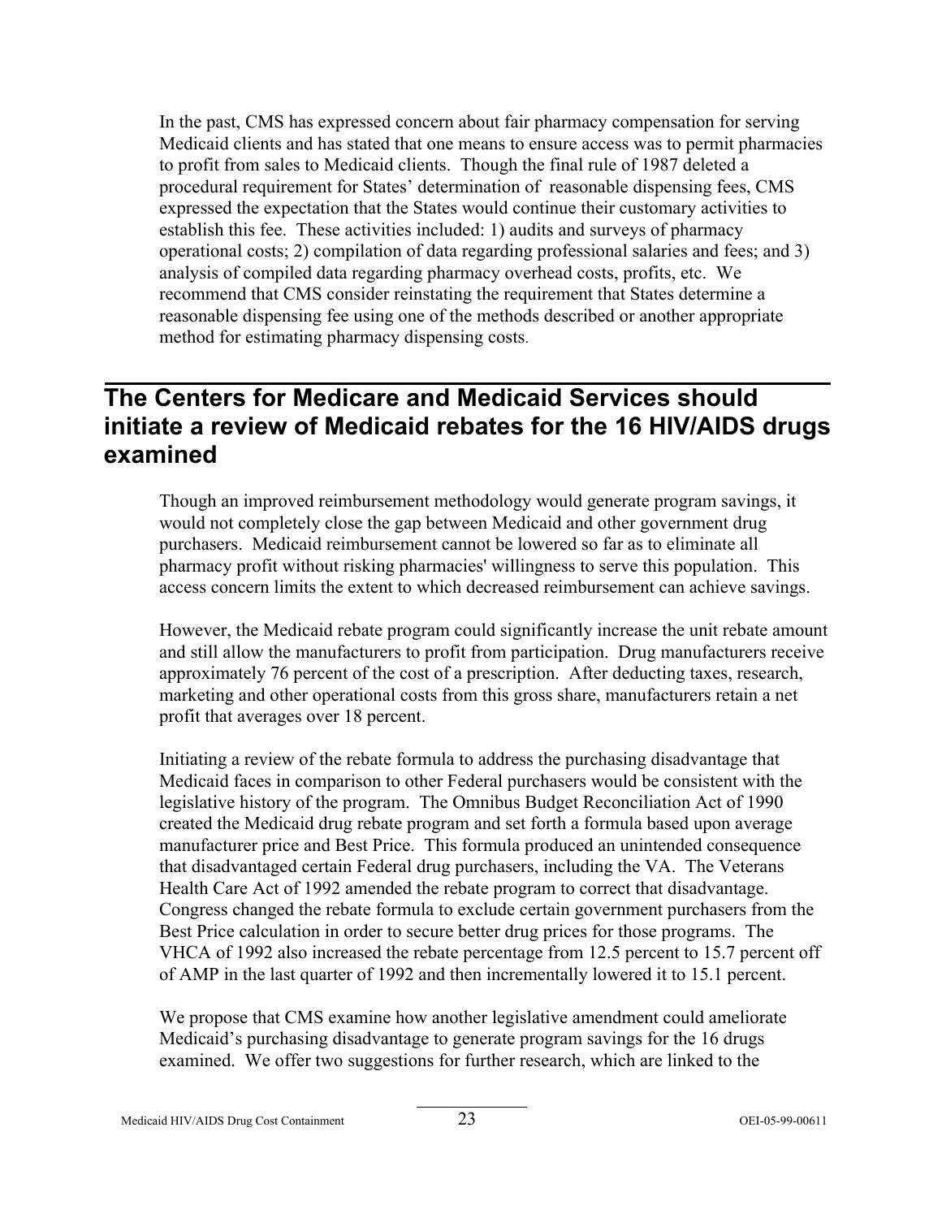In the past, CMS has expressed concern about fair pharmacy compensation for serving Medicaid clients and has stated that one means to ensure access was to permit pharmacies to profit from sales to Medicaid clients. Though the final rule of 1987 deleted a procedural requirement for States' determination of reasonable dispensing fees, CMS expressed the expectation that the States would continue their customary activities to establish this fee. These activities included: 1) audits and surveys of pharmacy operational costs; 2) compilation of data regarding professional salaries and fees; and 3) analysis of compiled data regarding pharmacy overhead costs, profits, etc. We recommend that CMS consider reinstating the requirement that States determine a reasonable dispensing fee using one of the methods described or another appropriate method for estimating pharmacy dispensing costs.

## The Centers for Medicare and Medicaid Services should initiate a review of Medicaid rebates for the 16 HIV/AIDS drugs examined

Though an improved reimbursement methodology would generate program savings, it would not completely close the gap between Medicaid and other government drug purchasers. Medicaid reimbursement cannot be lowered so far as to eliminate all pharmacy profit without risking pharmacies' willingness to serve this population. This access concern limits the extent to which decreased reimbursement can achieve savings.

However, the Medicaid rebate program could significantly increase the unit rebate amount and still allow the manufacturers to profit from participation. Drug manufacturers receive approximately 76 percent of the cost of a prescription. After deducting taxes, research, marketing and other operational costs from this gross share, manufacturers retain a net profit that averages over 18 percent.

Initiating a review of the rebate formula to address the purchasing disadvantage that Medicaid faces in comparison to other Federal purchasers would be consistent with the legislative history of the program. The Omnibus Budget Reconciliation Act of 1990 created the Medicaid drug rebate program and set forth a formula based upon average manufacturer price and Best Price. This formula produced an unintended consequence that disadvantaged certain Federal drug purchasers, including the VA. The Veterans Health Care Act of 1992 amended the rebate program to correct that disadvantage. Congress changed the rebate formula to exclude certain government purchasers from the Best Price calculation in order to secure better drug prices for those programs. The VHCA of 1992 also increased the rebate percentage from 12.5 percent to 15.7 percent off of AMP in the last quarter of 1992 and then incrementally lowered it to 15.1 percent.

We propose that CMS examine how another legislative amendment could ameliorate Medicaid's purchasing disadvantage to generate program savings for the 16 drugs examined. We offer two suggestions for further research, which are linked to the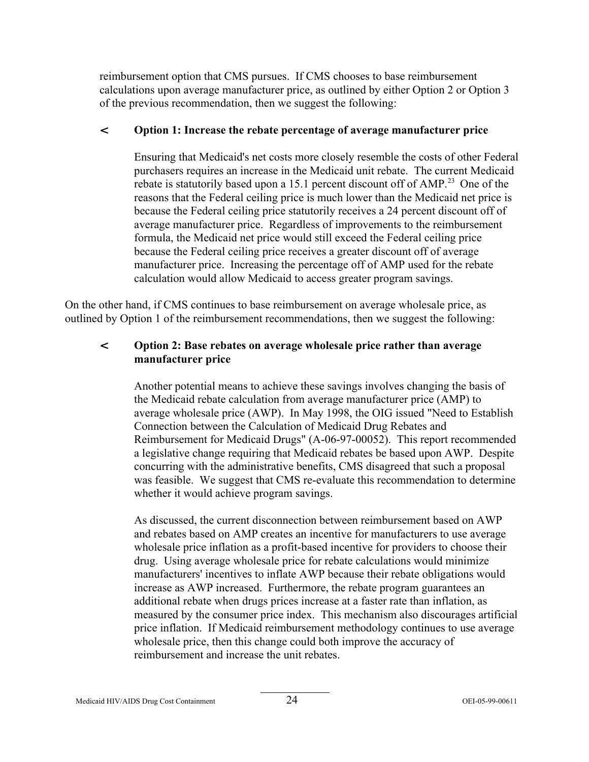reimbursement option that CMS pursues. If CMS chooses to base reimbursement calculations upon average manufacturer price, as outlined by either Option 2 or Option 3 of the previous recommendation, then we suggest the following:

- **Option 1: Increase the rebate percentage of average manufacturer price**

  Ensuring that Medicaid's net costs more closely resemble the costs of other Federal purchasers requires an increase in the Medicaid unit rebate. The current Medicaid rebate is statutorily based upon a 15.1 percent discount off of AMP.[23] One of the reasons that the Federal ceiling price is much lower than the Medicaid net price is because the Federal ceiling price statutorily receives a 24 percent discount off of average manufacturer price. Regardless of improvements to the reimbursement formula, the Medicaid net price would still exceed the Federal ceiling price because the Federal ceiling price receives a greater discount off of average manufacturer price. Increasing the percentage off of AMP used for the rebate calculation would allow Medicaid to access greater program savings.

On the other hand, if CMS continues to base reimbursement on average wholesale price, as outlined by Option 1 of the reimbursement recommendations, then we suggest the following:

- **Option 2: Base rebates on average wholesale price rather than average manufacturer price**

  Another potential means to achieve these savings involves changing the basis of the Medicaid rebate calculation from average manufacturer price (AMP) to average wholesale price (AWP). In May 1998, the OIG issued "Need to Establish Connection between the Calculation of Medicaid Drug Rebates and Reimbursement for Medicaid Drugs" (A-06-97-00052). This report recommended a legislative change requiring that Medicaid rebates be based upon AWP. Despite concurring with the administrative benefits, CMS disagreed that such a proposal was feasible. We suggest that CMS re-evaluate this recommendation to determine whether it would achieve program savings.

  As discussed, the current disconnection between reimbursement based on AWP and rebates based on AMP creates an incentive for manufacturers to use average wholesale price inflation as a profit-based incentive for providers to choose their drug. Using average wholesale price for rebate calculations would minimize manufacturers' incentives to inflate AWP because their rebate obligations would increase as AWP increased. Furthermore, the rebate program guarantees an additional rebate when drugs prices increase at a faster rate than inflation, as measured by the consumer price index. This mechanism also discourages artificial price inflation. If Medicaid reimbursement methodology continues to use average wholesale price, then this change could both improve the accuracy of reimbursement and increase the unit rebates.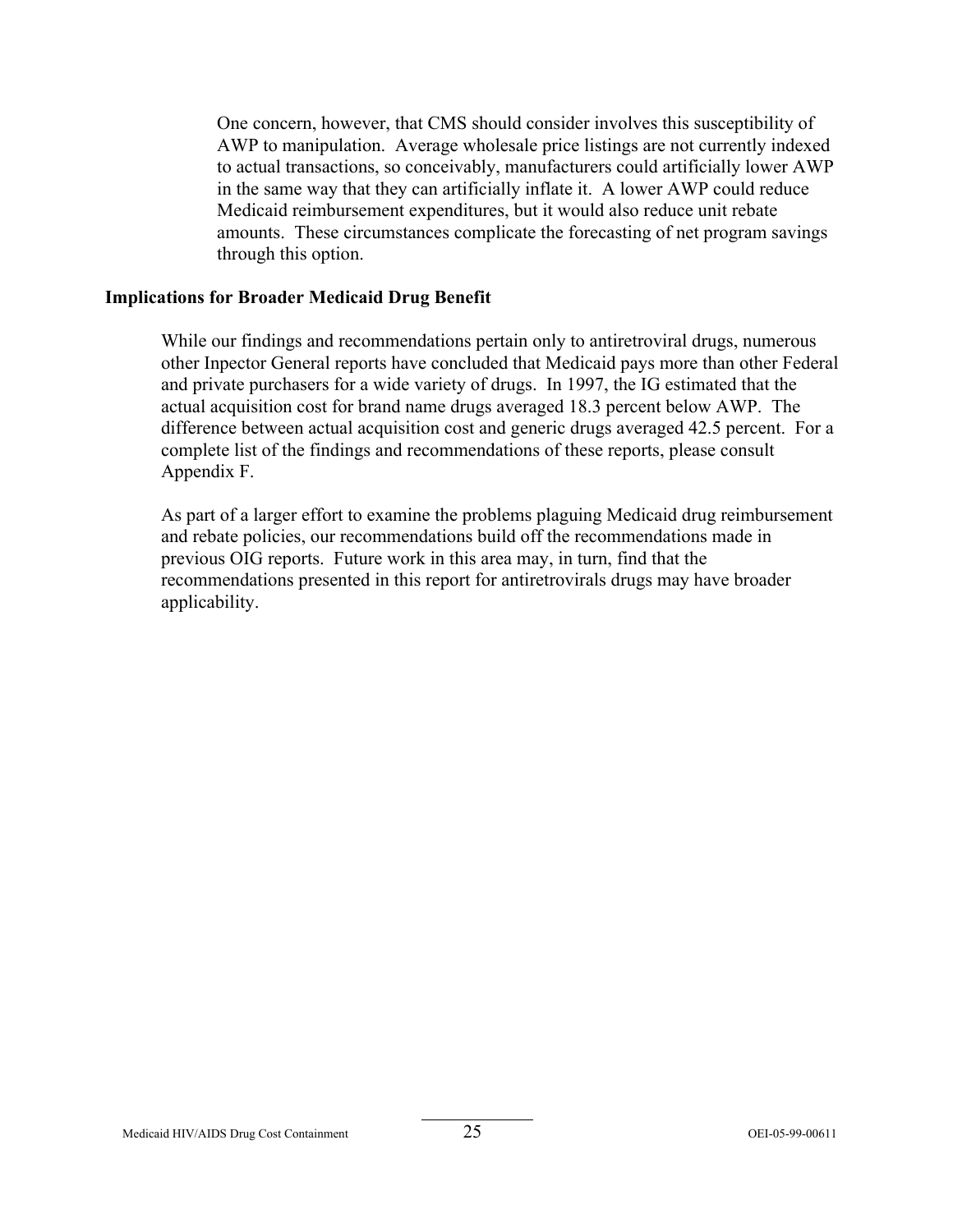One concern, however, that CMS should consider involves this susceptibility of AWP to manipulation. Average wholesale price listings are not currently indexed to actual transactions, so conceivably, manufacturers could artificially lower AWP in the same way that they can artificially inflate it. A lower AWP could reduce Medicaid reimbursement expenditures, but it would also reduce unit rebate amounts. These circumstances complicate the forecasting of net program savings through this option.

**Implications for Broader Medicaid Drug Benefit**

While our findings and recommendations pertain only to antiretroviral drugs, numerous other Inpector General reports have concluded that Medicaid pays more than other Federal and private purchasers for a wide variety of drugs. In 1997, the IG estimated that the actual acquisition cost for brand name drugs averaged 18.3 percent below AWP. The difference between actual acquisition cost and generic drugs averaged 42.5 percent. For a complete list of the findings and recommendations of these reports, please consult Appendix F.

As part of a larger effort to examine the problems plaguing Medicaid drug reimbursement and rebate policies, our recommendations build off the recommendations made in previous OIG reports. Future work in this area may, in turn, find that the recommendations presented in this report for antiretrovirals drugs may have broader applicability.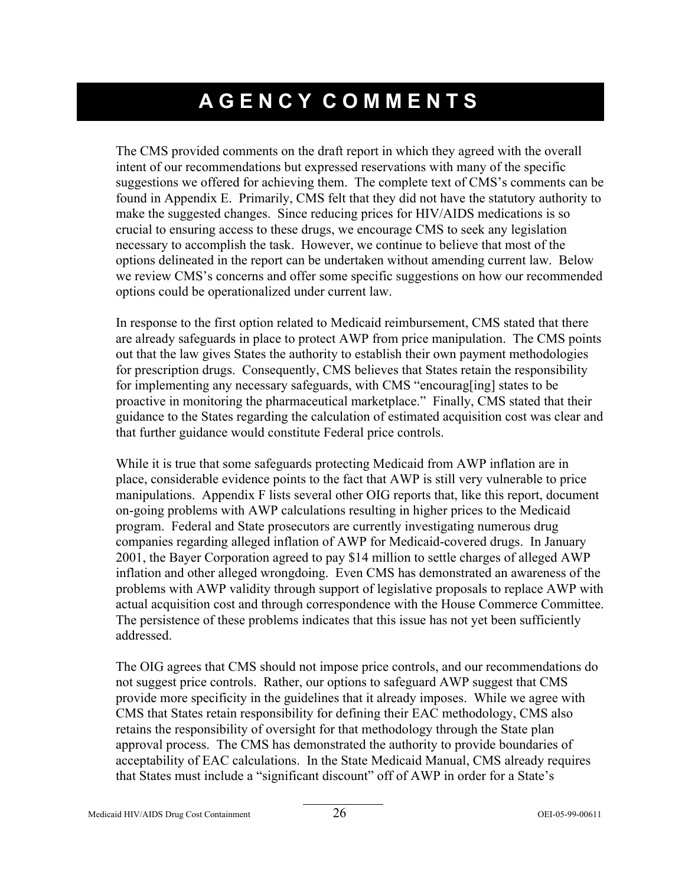# AGENCY COMMENTS

The CMS provided comments on the draft report in which they agreed with the overall intent of our recommendations but expressed reservations with many of the specific suggestions we offered for achieving them. The complete text of CMS's comments can be found in Appendix E. Primarily, CMS felt that they did not have the statutory authority to make the suggested changes. Since reducing prices for HIV/AIDS medications is so crucial to ensuring access to these drugs, we encourage CMS to seek any legislation necessary to accomplish the task. However, we continue to believe that most of the options delineated in the report can be undertaken without amending current law. Below we review CMS's concerns and offer some specific suggestions on how our recommended options could be operationalized under current law.

In response to the first option related to Medicaid reimbursement, CMS stated that there are already safeguards in place to protect AWP from price manipulation. The CMS points out that the law gives States the authority to establish their own payment methodologies for prescription drugs. Consequently, CMS believes that States retain the responsibility for implementing any necessary safeguards, with CMS "encourag[ing] states to be proactive in monitoring the pharmaceutical marketplace." Finally, CMS stated that their guidance to the States regarding the calculation of estimated acquisition cost was clear and that further guidance would constitute Federal price controls.

While it is true that some safeguards protecting Medicaid from AWP inflation are in place, considerable evidence points to the fact that AWP is still very vulnerable to price manipulations. Appendix F lists several other OIG reports that, like this report, document on-going problems with AWP calculations resulting in higher prices to the Medicaid program. Federal and State prosecutors are currently investigating numerous drug companies regarding alleged inflation of AWP for Medicaid-covered drugs. In January 2001, the Bayer Corporation agreed to pay $14 million to settle charges of alleged AWP inflation and other alleged wrongdoing. Even CMS has demonstrated an awareness of the problems with AWP validity through support of legislative proposals to replace AWP with actual acquisition cost and through correspondence with the House Commerce Committee. The persistence of these problems indicates that this issue has not yet been sufficiently addressed.

The OIG agrees that CMS should not impose price controls, and our recommendations do not suggest price controls. Rather, our options to safeguard AWP suggest that CMS provide more specificity in the guidelines that it already imposes. While we agree with CMS that States retain responsibility for defining their EAC methodology, CMS also retains the responsibility of oversight for that methodology through the State plan approval process. The CMS has demonstrated the authority to provide boundaries of acceptability of EAC calculations. In the State Medicaid Manual, CMS already requires that States must include a "significant discount" off of AWP in order for a State's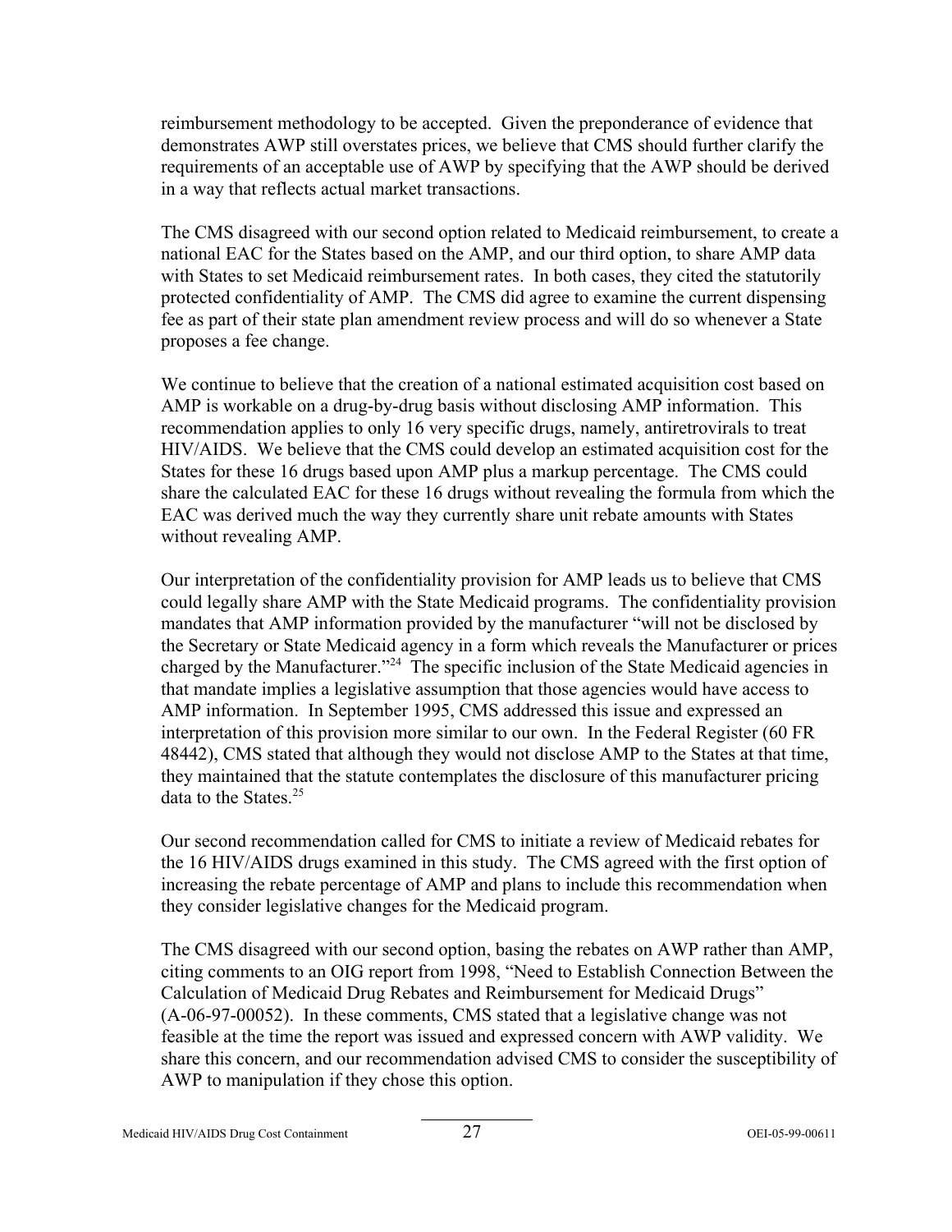reimbursement methodology to be accepted. Given the preponderance of evidence that demonstrates AWP still overstates prices, we believe that CMS should further clarify the requirements of an acceptable use of AWP by specifying that the AWP should be derived in a way that reflects actual market transactions.

The CMS disagreed with our second option related to Medicaid reimbursement, to create a national EAC for the States based on the AMP, and our third option, to share AMP data with States to set Medicaid reimbursement rates. In both cases, they cited the statutorily protected confidentiality of AMP. The CMS did agree to examine the current dispensing fee as part of their state plan amendment review process and will do so whenever a State proposes a fee change.

We continue to believe that the creation of a national estimated acquisition cost based on AMP is workable on a drug-by-drug basis without disclosing AMP information. This recommendation applies to only 16 very specific drugs, namely, antiretrovirals to treat HIV/AIDS. We believe that the CMS could develop an estimated acquisition cost for the States for these 16 drugs based upon AMP plus a markup percentage. The CMS could share the calculated EAC for these 16 drugs without revealing the formula from which the EAC was derived much the way they currently share unit rebate amounts with States without revealing AMP.

Our interpretation of the confidentiality provision for AMP leads us to believe that CMS could legally share AMP with the State Medicaid programs. The confidentiality provision mandates that AMP information provided by the manufacturer "will not be disclosed by the Secretary or State Medicaid agency in a form which reveals the Manufacturer or prices charged by the Manufacturer."[24] The specific inclusion of the State Medicaid agencies in that mandate implies a legislative assumption that those agencies would have access to AMP information. In September 1995, CMS addressed this issue and expressed an interpretation of this provision more similar to our own. In the Federal Register (60 FR 48442), CMS stated that although they would not disclose AMP to the States at that time, they maintained that the statute contemplates the disclosure of this manufacturer pricing data to the States.[25]

Our second recommendation called for CMS to initiate a review of Medicaid rebates for the 16 HIV/AIDS drugs examined in this study. The CMS agreed with the first option of increasing the rebate percentage of AMP and plans to include this recommendation when they consider legislative changes for the Medicaid program.

The CMS disagreed with our second option, basing the rebates on AWP rather than AMP, citing comments to an OIG report from 1998, "Need to Establish Connection Between the Calculation of Medicaid Drug Rebates and Reimbursement for Medicaid Drugs" (A-06-97-00052). In these comments, CMS stated that a legislative change was not feasible at the time the report was issued and expressed concern with AWP validity. We share this concern, and our recommendation advised CMS to consider the susceptibility of AWP to manipulation if they chose this option.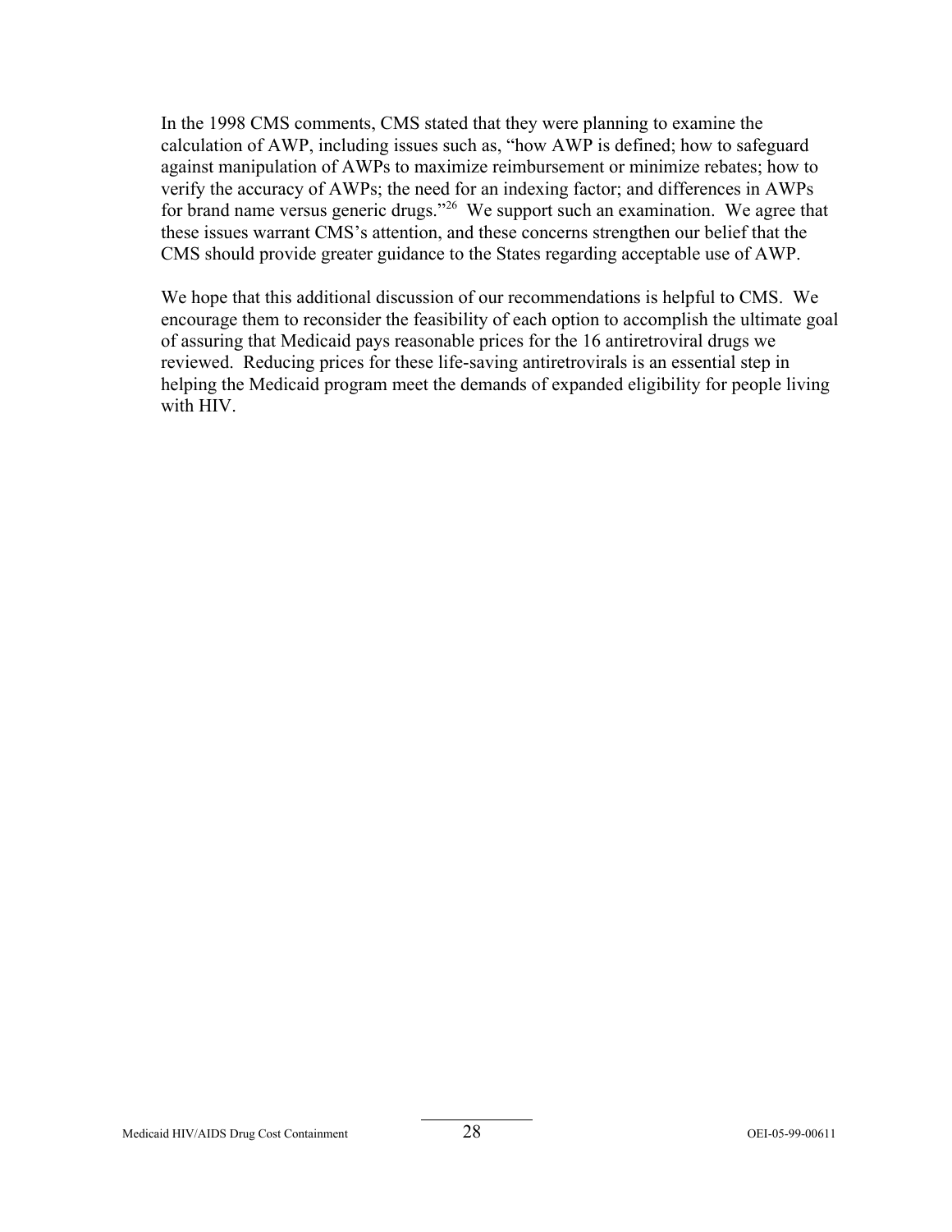In the 1998 CMS comments, CMS stated that they were planning to examine the calculation of AWP, including issues such as, "how AWP is defined; how to safeguard against manipulation of AWPs to maximize reimbursement or minimize rebates; how to verify the accuracy of AWPs; the need for an indexing factor; and differences in AWPs for brand name versus generic drugs."[26] We support such an examination. We agree that these issues warrant CMS's attention, and these concerns strengthen our belief that the CMS should provide greater guidance to the States regarding acceptable use of AWP.

We hope that this additional discussion of our recommendations is helpful to CMS. We encourage them to reconsider the feasibility of each option to accomplish the ultimate goal of assuring that Medicaid pays reasonable prices for the 16 antiretroviral drugs we reviewed. Reducing prices for these life-saving antiretrovirals is an essential step in helping the Medicaid program meet the demands of expanded eligibility for people living with HIV.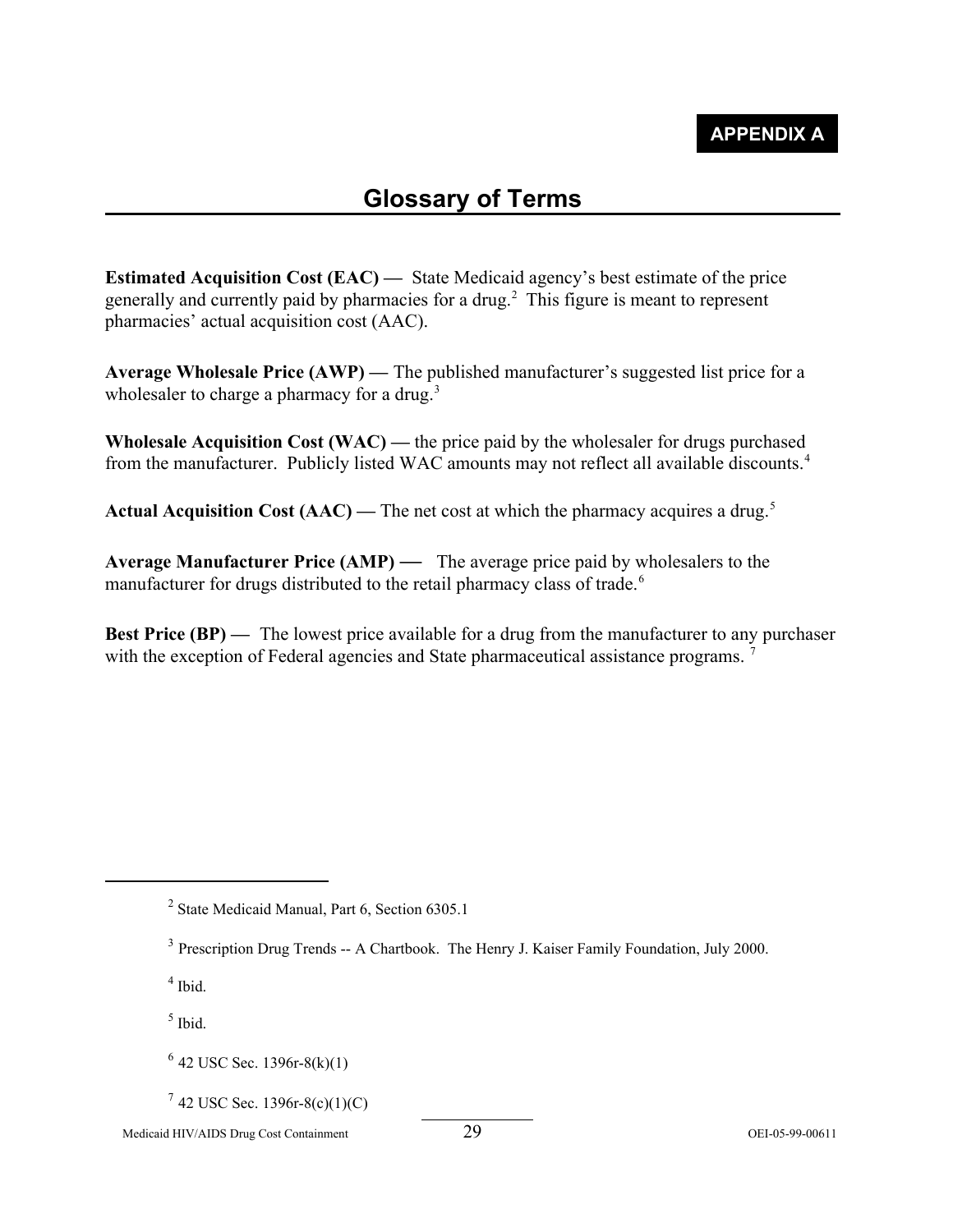**APPENDIX A**

# Glossary of Terms

**Estimated Acquisition Cost (EAC) —** State Medicaid agency's best estimate of the price generally and currently paid by pharmacies for a drug.[2] This figure is meant to represent pharmacies' actual acquisition cost (AAC).

**Average Wholesale Price (AWP) —** The published manufacturer's suggested list price for a wholesaler to charge a pharmacy for a drug.[3]

**Wholesale Acquisition Cost (WAC) —** the price paid by the wholesaler for drugs purchased from the manufacturer. Publicly listed WAC amounts may not reflect all available discounts.[4]

**Actual Acquisition Cost (AAC) —** The net cost at which the pharmacy acquires a drug.[5]

**Average Manufacturer Price (AMP) —** The average price paid by wholesalers to the manufacturer for drugs distributed to the retail pharmacy class of trade.[6]

**Best Price (BP) —** The lowest price available for a drug from the manufacturer to any purchaser with the exception of Federal agencies and State pharmaceutical assistance programs.[7]

---

[2] State Medicaid Manual, Part 6, Section 6305.1

[3] Prescription Drug Trends -- A Chartbook. The Henry J. Kaiser Family Foundation, July 2000.

[4] Ibid.

[5] Ibid.

[6] 42 USC Sec. 1396r-8(k)(1)

[7] 42 USC Sec. 1396r-8(c)(1)(C)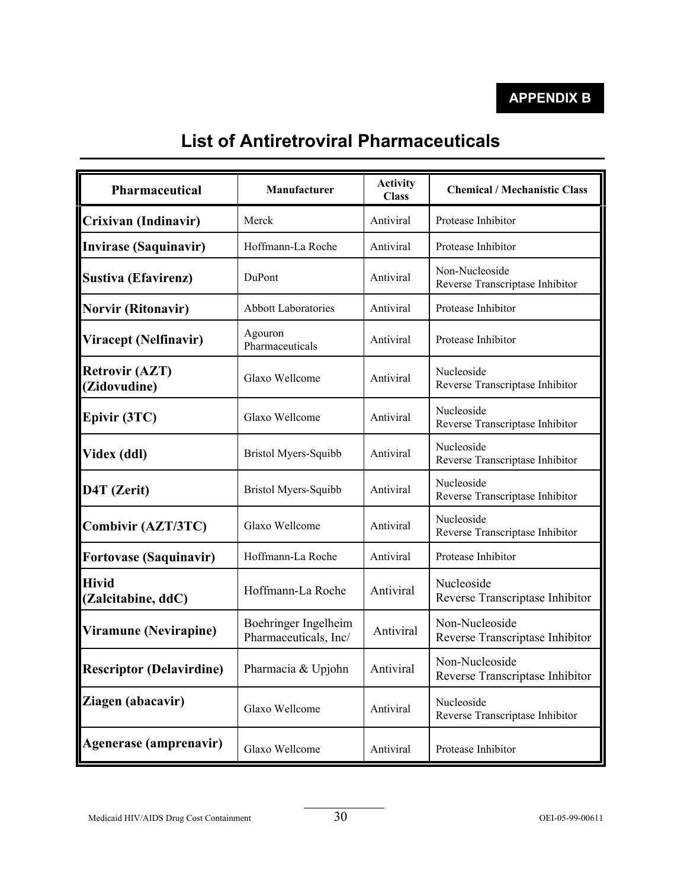**APPENDIX B**

# List of Antiretroviral Pharmaceuticals

| Pharmaceutical | Manufacturer | Activity Class | Chemical / Mechanistic Class |
|---|---|---|---|
| **Crixivan (Indinavir)** | Merck | Antiviral | Protease Inhibitor |
| **Invirase (Saquinavir)** | Hoffmann-La Roche | Antiviral | Protease Inhibitor |
| **Sustiva (Efavirenz)** | DuPont | Antiviral | Non-Nucleoside Reverse Transcriptase Inhibitor |
| **Norvir (Ritonavir)** | Abbott Laboratories | Antiviral | Protease Inhibitor |
| **Viracept (Nelfinavir)** | Agouron Pharmaceuticals | Antiviral | Protease Inhibitor |
| **Retrovir (AZT) (Zidovudine)** | Glaxo Wellcome | Antiviral | Nucleoside Reverse Transcriptase Inhibitor |
| **Epivir (3TC)** | Glaxo Wellcome | Antiviral | Nucleoside Reverse Transcriptase Inhibitor |
| **Videx (ddl)** | Bristol Myers-Squibb | Antiviral | Nucleoside Reverse Transcriptase Inhibitor |
| **D4T (Zerit)** | Bristol Myers-Squibb | Antiviral | Nucleoside Reverse Transcriptase Inhibitor |
| **Combivir (AZT/3TC)** | Glaxo Wellcome | Antiviral | Nucleoside Reverse Transcriptase Inhibitor |
| **Fortovase (Saquinavir)** | Hoffmann-La Roche | Antiviral | Protease Inhibitor |
| **Hivid (Zalcitabine, ddC)** | Hoffmann-La Roche | Antiviral | Nucleoside Reverse Transcriptase Inhibitor |
| **Viramune (Nevirapine)** | Boehringer Ingelheim Pharmaceuticals, Inc/ | Antiviral | Non-Nucleoside Reverse Transcriptase Inhibitor |
| **Rescriptor (Delavirdine)** | Pharmacia & Upjohn | Antiviral | Non-Nucleoside Reverse Transcriptase Inhibitor |
| **Ziagen (abacavir)** | Glaxo Wellcome | Antiviral | Nucleoside Reverse Transcriptase Inhibitor |
| **Agenerase (amprenavir)** | Glaxo Wellcome | Antiviral | Protease Inhibitor |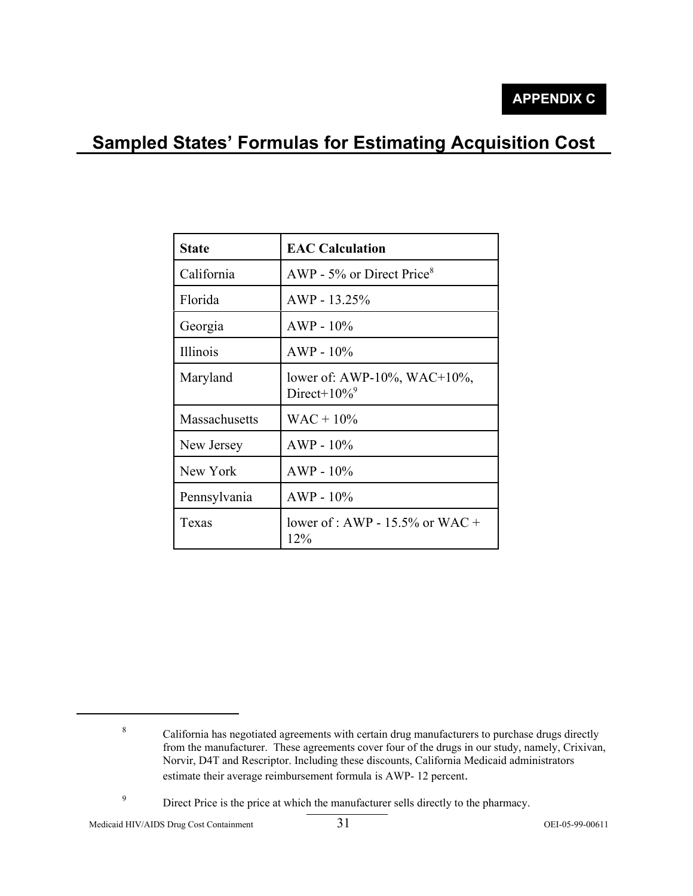**APPENDIX C**

# Sampled States' Formulas for Estimating Acquisition Cost

| State | EAC Calculation |
| --- | --- |
| California | AWP - 5% or Direct Price[8] |
| Florida | AWP - 13.25% |
| Georgia | AWP - 10% |
| Illinois | AWP - 10% |
| Maryland | lower of: AWP-10%, WAC+10%, Direct+10%[9] |
| Massachusetts | WAC + 10% |
| New Jersey | AWP - 10% |
| New York | AWP - 10% |
| Pennsylvania | AWP - 10% |
| Texas | lower of : AWP - 15.5% or WAC + 12% |

---

[8] California has negotiated agreements with certain drug manufacturers to purchase drugs directly from the manufacturer. These agreements cover four of the drugs in our study, namely, Crixivan, Norvir, D4T and Rescriptor. Including these discounts, California Medicaid administrators estimate their average reimbursement formula is AWP- 12 percent.

[9] Direct Price is the price at which the manufacturer sells directly to the pharmacy.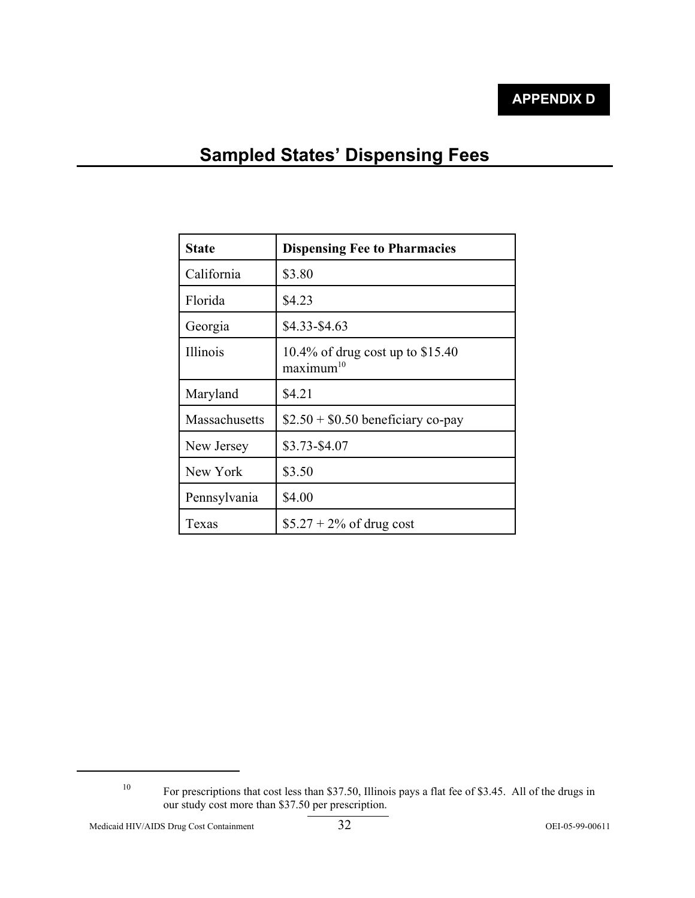**APPENDIX D**

# Sampled States' Dispensing Fees

| State | Dispensing Fee to Pharmacies |
|---|---|
| California | $3.80 |
| Florida | $4.23 |
| Georgia | $4.33-$4.63 |
| Illinois | 10.4% of drug cost up to $15.40 maximum[10] |
| Maryland | $4.21 |
| Massachusetts | $2.50 + $0.50 beneficiary co-pay |
| New Jersey | $3.73-$4.07 |
| New York | $3.50 |
| Pennsylvania | $4.00 |
| Texas | $5.27 + 2% of drug cost |

[10] For prescriptions that cost less than $37.50, Illinois pays a flat fee of $3.45. All of the drugs in our study cost more than $37.50 per prescription.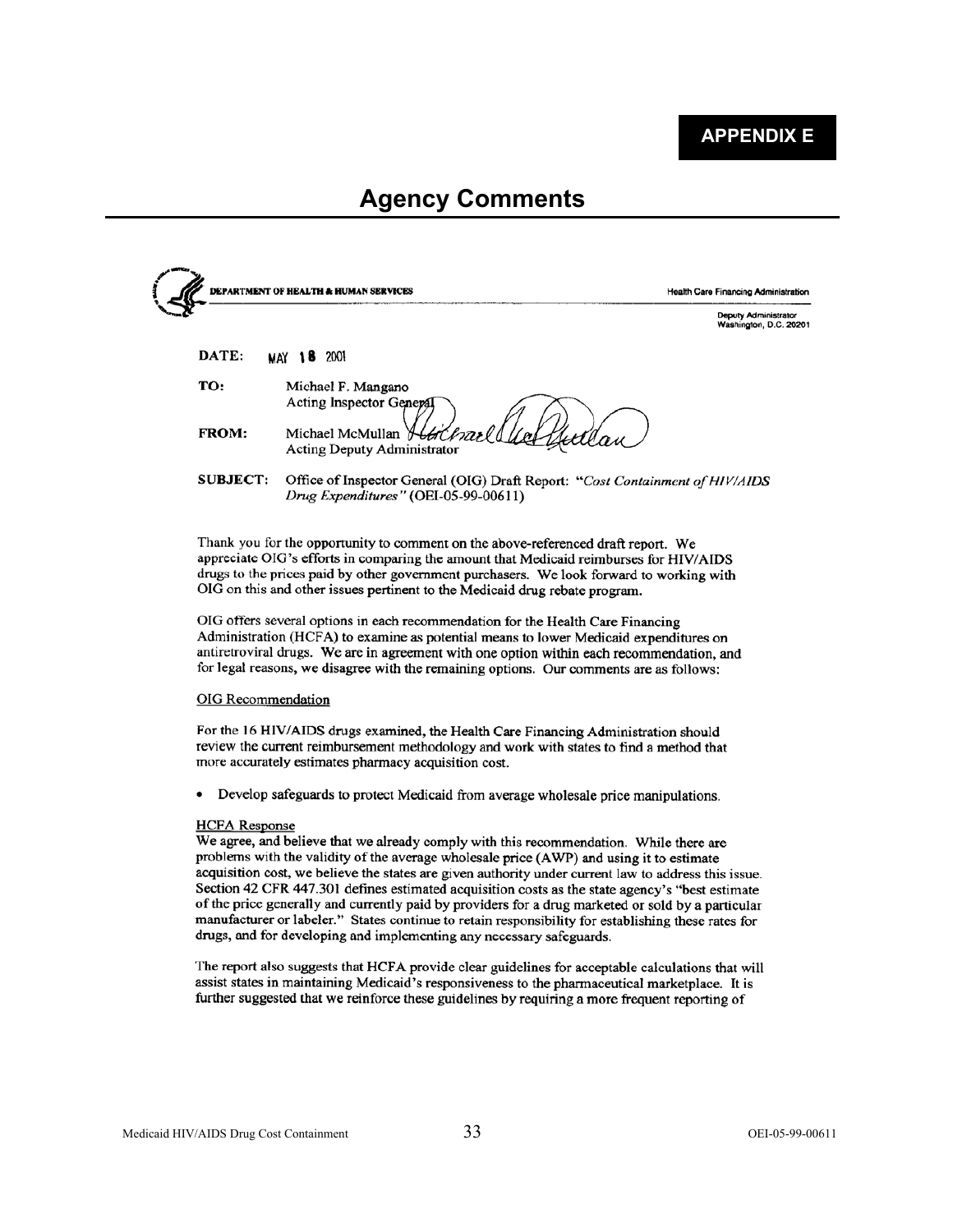**APPENDIX E**

# Agency Comments

DEPARTMENT OF HEALTH & HUMAN SERVICES

Health Care Financing Administration

Deputy Administrator
Washington, D.C. 20201

**DATE:** MAY 18 2001

**TO:** Michael F. Mangano
Acting Inspector General

**FROM:** Michael McMullan
Acting Deputy Administrator

**SUBJECT:** Office of Inspector General (OIG) Draft Report: "*Cost Containment of HIV/AIDS Drug Expenditures*" (OEI-05-99-00611)

Thank you for the opportunity to comment on the above-referenced draft report. We appreciate OIG's efforts in comparing the amount that Medicaid reimburses for HIV/AIDS drugs to the prices paid by other government purchasers. We look forward to working with OIG on this and other issues pertinent to the Medicaid drug rebate program.

OIG offers several options in each recommendation for the Health Care Financing Administration (HCFA) to examine as potential means to lower Medicaid expenditures on antiretroviral drugs. We are in agreement with one option within each recommendation, and for legal reasons, we disagree with the remaining options. Our comments are as follows:

OIG Recommendation

For the 16 HIV/AIDS drugs examined, the Health Care Financing Administration should review the current reimbursement methodology and work with states to find a method that more accurately estimates pharmacy acquisition cost.

- Develop safeguards to protect Medicaid from average wholesale price manipulations.

HCFA Response

We agree, and believe that we already comply with this recommendation. While there are problems with the validity of the average wholesale price (AWP) and using it to estimate acquisition cost, we believe the states are given authority under current law to address this issue. Section 42 CFR 447.301 defines estimated acquisition costs as the state agency's "best estimate of the price generally and currently paid by providers for a drug marketed or sold by a particular manufacturer or labeler." States continue to retain responsibility for establishing these rates for drugs, and for developing and implementing any necessary safeguards.

The report also suggests that HCFA provide clear guidelines for acceptable calculations that will assist states in maintaining Medicaid's responsiveness to the pharmaceutical marketplace. It is further suggested that we reinforce these guidelines by requiring a more frequent reporting of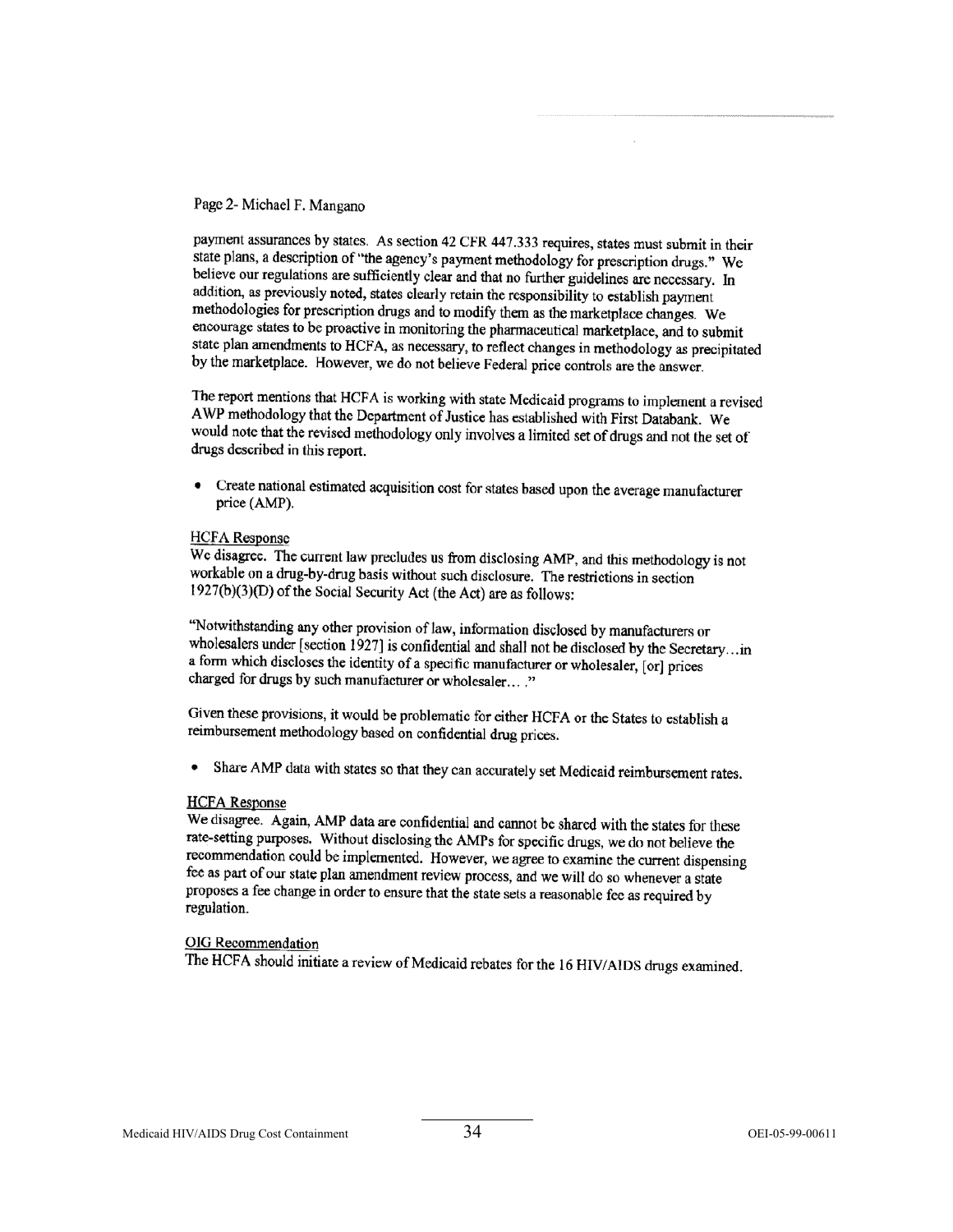Page 2- Michael F. Mangano

payment assurances by states. As section 42 CFR 447.333 requires, states must submit in their state plans, a description of "the agency's payment methodology for prescription drugs." We believe our regulations are sufficiently clear and that no further guidelines are necessary. In addition, as previously noted, states clearly retain the responsibility to establish payment methodologies for prescription drugs and to modify them as the marketplace changes. We encourage states to be proactive in monitoring the pharmaceutical marketplace, and to submit state plan amendments to HCFA, as necessary, to reflect changes in methodology as precipitated by the marketplace. However, we do not believe Federal price controls are the answer.

The report mentions that HCFA is working with state Medicaid programs to implement a revised AWP methodology that the Department of Justice has established with First Databank. We would note that the revised methodology only involves a limited set of drugs and not the set of drugs described in this report.

- Create national estimated acquisition cost for states based upon the average manufacturer price (AMP).

HCFA Response

We disagree. The current law precludes us from disclosing AMP, and this methodology is not workable on a drug-by-drug basis without such disclosure. The restrictions in section 1927(b)(3)(D) of the Social Security Act (the Act) are as follows:

"Notwithstanding any other provision of law, information disclosed by manufacturers or wholesalers under [section 1927] is confidential and shall not be disclosed by the Secretary…in a form which discloses the identity of a specific manufacturer or wholesaler, [or] prices charged for drugs by such manufacturer or wholesaler… ."

Given these provisions, it would be problematic for either HCFA or the States to establish a reimbursement methodology based on confidential drug prices.

- Share AMP data with states so that they can accurately set Medicaid reimbursement rates.

HCFA Response

We disagree. Again, AMP data are confidential and cannot be shared with the states for these rate-setting purposes. Without disclosing the AMPs for specific drugs, we do not believe the recommendation could be implemented. However, we agree to examine the current dispensing fee as part of our state plan amendment review process, and we will do so whenever a state proposes a fee change in order to ensure that the state sets a reasonable fee as required by regulation.

OIG Recommendation

The HCFA should initiate a review of Medicaid rebates for the 16 HIV/AIDS drugs examined.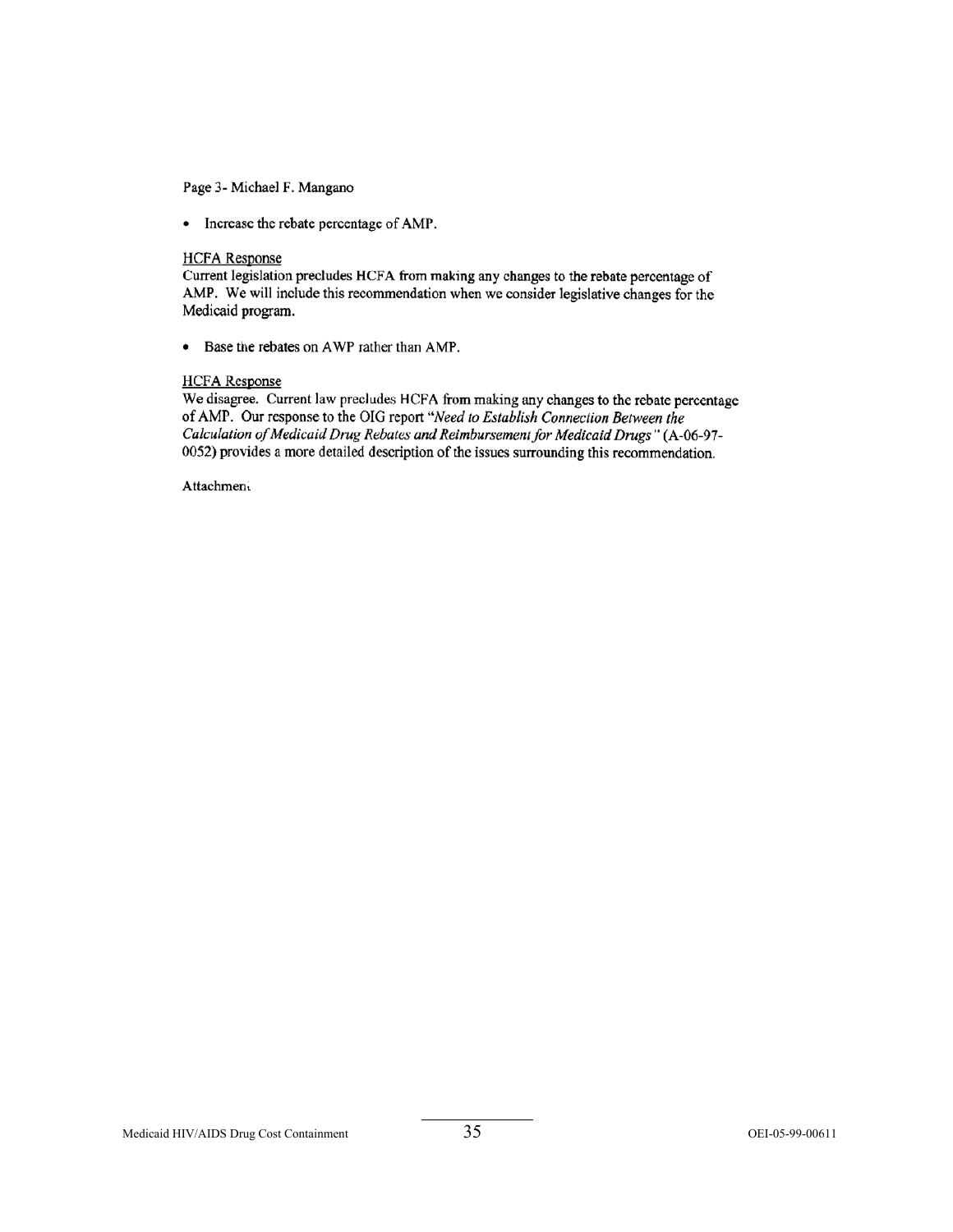Page 3- Michael F. Mangano

- Increase the rebate percentage of AMP.

<u>HCFA Response</u>
Current legislation precludes HCFA from making any changes to the rebate percentage of AMP. We will include this recommendation when we consider legislative changes for the Medicaid program.

- Base the rebates on AWP rather than AMP.

<u>HCFA Response</u>
We disagree. Current law precludes HCFA from making any changes to the rebate percentage of AMP. Our response to the OIG report "*Need to Establish Connection Between the Calculation of Medicaid Drug Rebates and Reimbursement for Medicaid Drugs*" (A-06-97-0052) provides a more detailed description of the issues surrounding this recommendation.

Attachment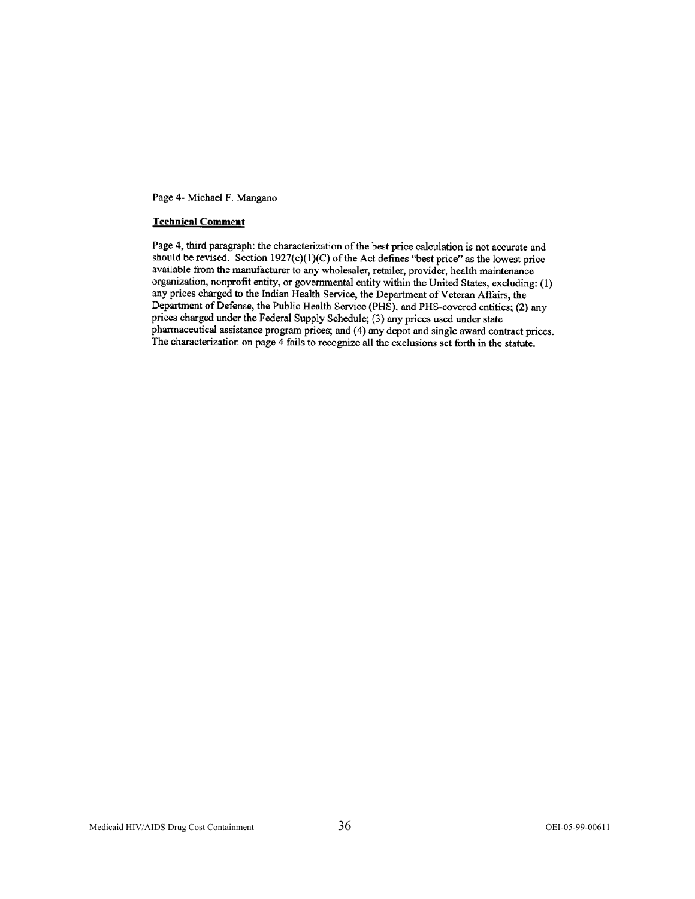Page 4- Michael F. Mangano

**Technical Comment**

Page 4, third paragraph: the characterization of the best price calculation is not accurate and should be revised. Section 1927(c)(1)(C) of the Act defines "best price" as the lowest price available from the manufacturer to any wholesaler, retailer, provider, health maintenance organization, nonprofit entity, or governmental entity within the United States, excluding: (1) any prices charged to the Indian Health Service, the Department of Veteran Affairs, the Department of Defense, the Public Health Service (PHS), and PHS-covered entities; (2) any prices charged under the Federal Supply Schedule; (3) any prices used under state pharmaceutical assistance program prices; and (4) any depot and single award contract prices. The characterization on page 4 fails to recognize all the exclusions set forth in the statute.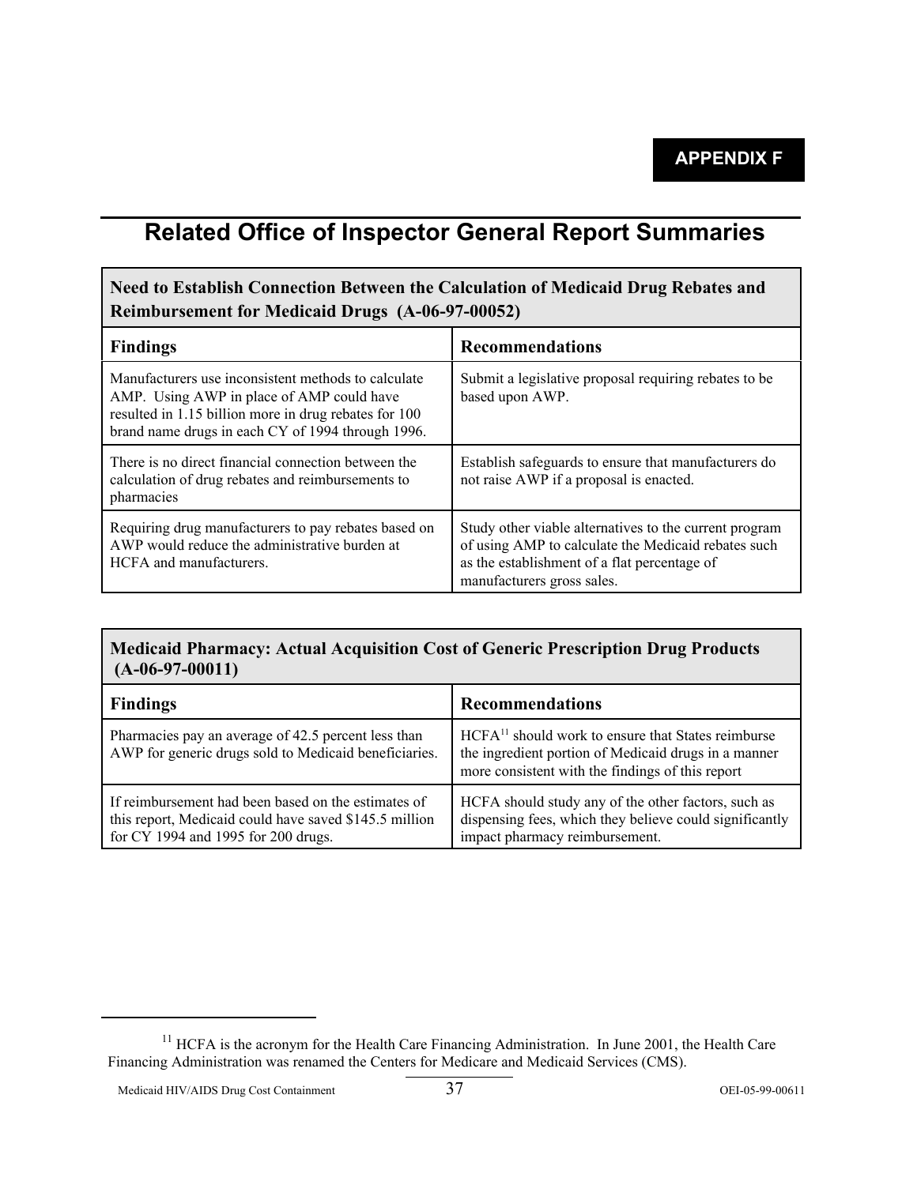**APPENDIX F**

# Related Office of Inspector General Report Summaries

| Need to Establish Connection Between the Calculation of Medicaid Drug Rebates and Reimbursement for Medicaid Drugs (A-06-97-00052) | |
|---|---|
| **Findings** | **Recommendations** |
| Manufacturers use inconsistent methods to calculate AMP. Using AWP in place of AMP could have resulted in 1.15 billion more in drug rebates for 100 brand name drugs in each CY of 1994 through 1996. | Submit a legislative proposal requiring rebates to be based upon AWP. |
| There is no direct financial connection between the calculation of drug rebates and reimbursements to pharmacies | Establish safeguards to ensure that manufacturers do not raise AWP if a proposal is enacted. |
| Requiring drug manufacturers to pay rebates based on AWP would reduce the administrative burden at HCFA and manufacturers. | Study other viable alternatives to the current program of using AMP to calculate the Medicaid rebates such as the establishment of a flat percentage of manufacturers gross sales. |

| Medicaid Pharmacy: Actual Acquisition Cost of Generic Prescription Drug Products (A-06-97-00011) | |
|---|---|
| **Findings** | **Recommendations** |
| Pharmacies pay an average of 42.5 percent less than AWP for generic drugs sold to Medicaid beneficiaries. | HCFA[11] should work to ensure that States reimburse the ingredient portion of Medicaid drugs in a manner more consistent with the findings of this report |
| If reimbursement had been based on the estimates of this report, Medicaid could have saved $145.5 million for CY 1994 and 1995 for 200 drugs. | HCFA should study any of the other factors, such as dispensing fees, which they believe could significantly impact pharmacy reimbursement. |

[11] HCFA is the acronym for the Health Care Financing Administration. In June 2001, the Health Care Financing Administration was renamed the Centers for Medicare and Medicaid Services (CMS).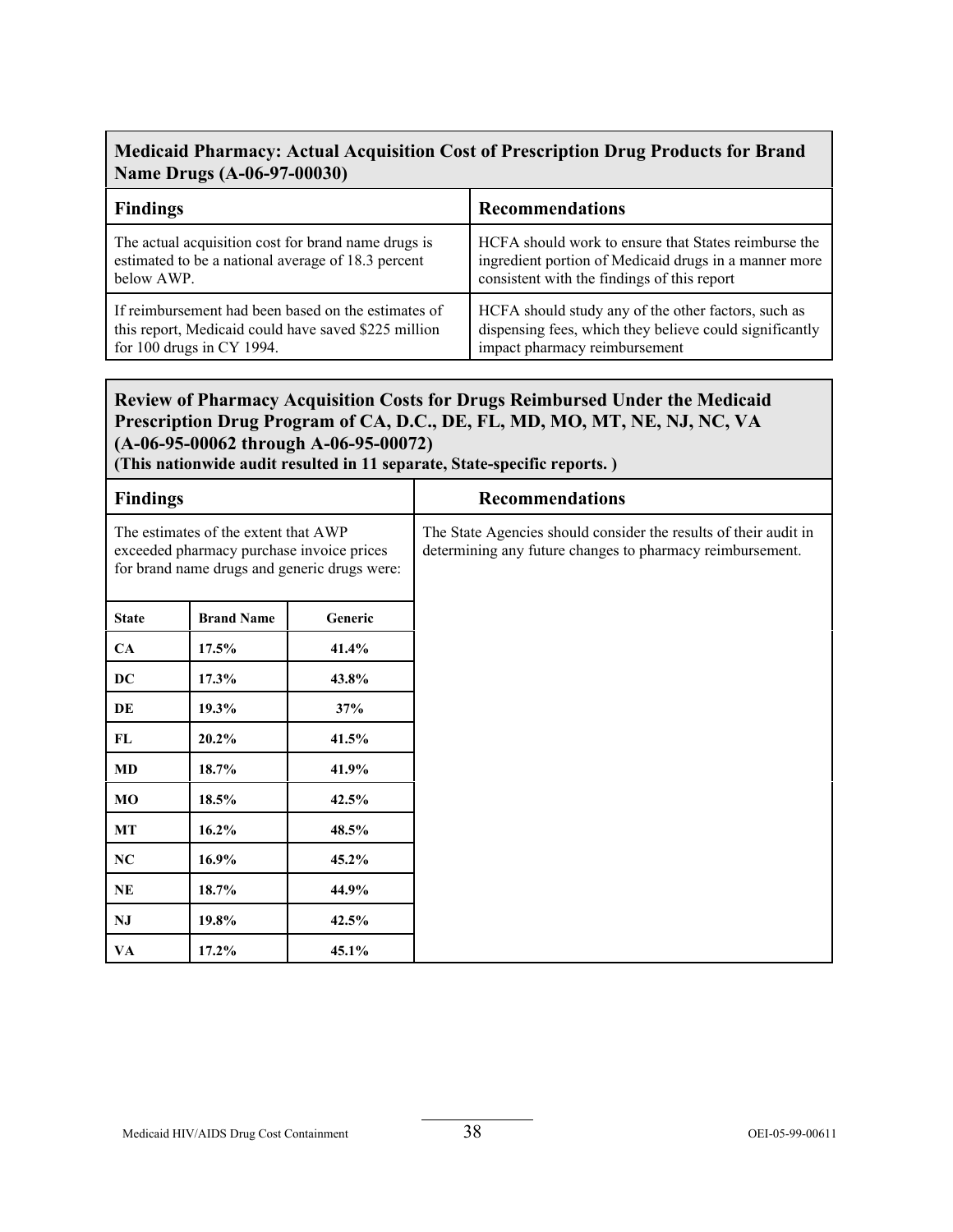| **Medicaid Pharmacy: Actual Acquisition Cost of Prescription Drug Products for Brand Name Drugs (A-06-97-00030)** | |
|---|---|
| **Findings** | **Recommendations** |
| The actual acquisition cost for brand name drugs is estimated to be a national average of 18.3 percent below AWP. | HCFA should work to ensure that States reimburse the ingredient portion of Medicaid drugs in a manner more consistent with the findings of this report |
| If reimbursement had been based on the estimates of this report, Medicaid could have saved $225 million for 100 drugs in CY 1994. | HCFA should study any of the other factors, such as dispensing fees, which they believe could significantly impact pharmacy reimbursement |

**Review of Pharmacy Acquisition Costs for Drugs Reimbursed Under the Medicaid Prescription Drug Program of CA, D.C., DE, FL, MD, MO, MT, NE, NJ, NC, VA (A-06-95-00062 through A-06-95-00072)**
**(This nationwide audit resulted in 11 separate, State-specific reports. )**

| **Findings** | | | **Recommendations** |
|---|---|---|---|
| The estimates of the extent that AWP exceeded pharmacy purchase invoice prices for brand name drugs and generic drugs were: | | | The State Agencies should consider the results of their audit in determining any future changes to pharmacy reimbursement. |
| **State** | **Brand Name** | **Generic** | |
| **CA** | **17.5%** | **41.4%** | |
| **DC** | **17.3%** | **43.8%** | |
| **DE** | **19.3%** | **37%** | |
| **FL** | **20.2%** | **41.5%** | |
| **MD** | **18.7%** | **41.9%** | |
| **MO** | **18.5%** | **42.5%** | |
| **MT** | **16.2%** | **48.5%** | |
| **NC** | **16.9%** | **45.2%** | |
| **NE** | **18.7%** | **44.9%** | |
| **NJ** | **19.8%** | **42.5%** | |
| **VA** | **17.2%** | **45.1%** | |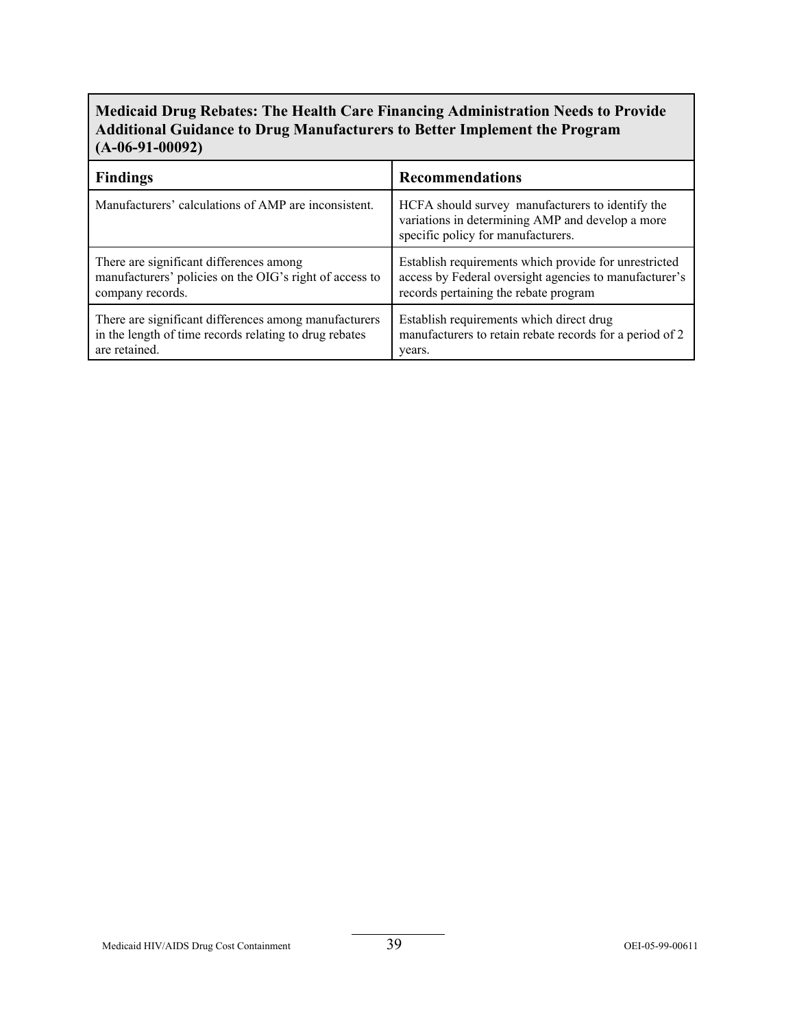**Medicaid Drug Rebates: The Health Care Financing Administration Needs to Provide Additional Guidance to Drug Manufacturers to Better Implement the Program (A-06-91-00092)**

| Findings | Recommendations |
|---|---|
| Manufacturers' calculations of AMP are inconsistent. | HCFA should survey manufacturers to identify the variations in determining AMP and develop a more specific policy for manufacturers. |
| There are significant differences among manufacturers' policies on the OIG's right of access to company records. | Establish requirements which provide for unrestricted access by Federal oversight agencies to manufacturer's records pertaining the rebate program |
| There are significant differences among manufacturers in the length of time records relating to drug rebates are retained. | Establish requirements which direct drug manufacturers to retain rebate records for a period of 2 years. |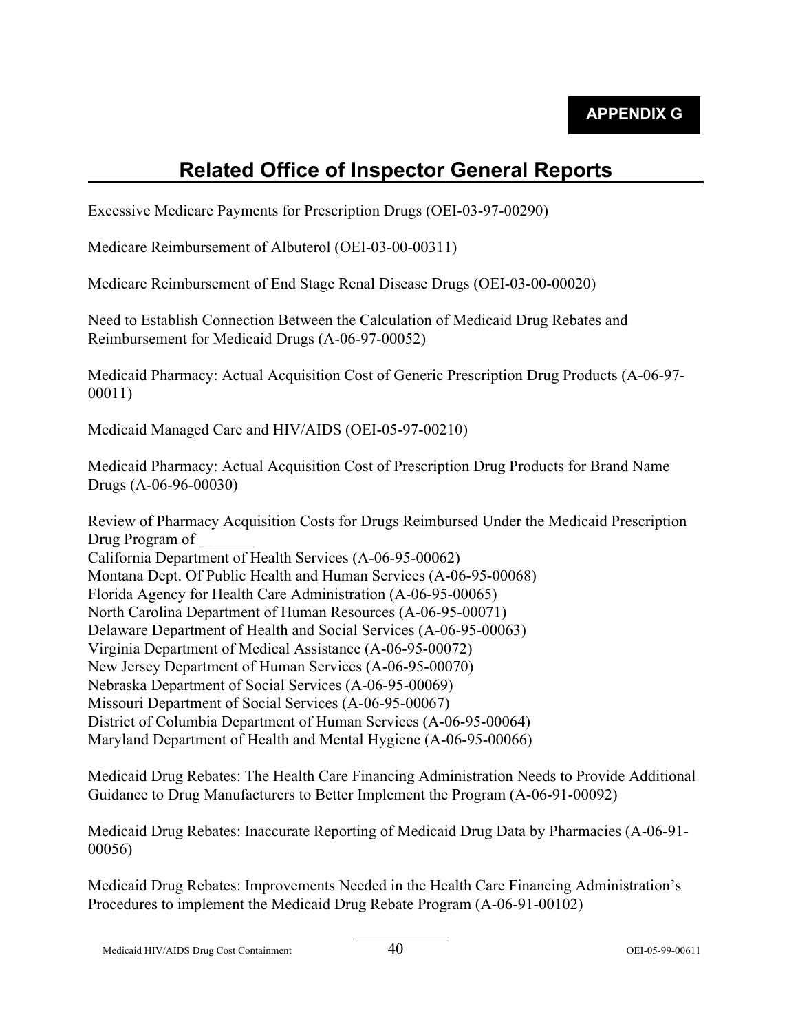**APPENDIX G**

# Related Office of Inspector General Reports

Excessive Medicare Payments for Prescription Drugs (OEI-03-97-00290)

Medicare Reimbursement of Albuterol (OEI-03-00-00311)

Medicare Reimbursement of End Stage Renal Disease Drugs (OEI-03-00-00020)

Need to Establish Connection Between the Calculation of Medicaid Drug Rebates and Reimbursement for Medicaid Drugs (A-06-97-00052)

Medicaid Pharmacy: Actual Acquisition Cost of Generic Prescription Drug Products (A-06-97-00011)

Medicaid Managed Care and HIV/AIDS (OEI-05-97-00210)

Medicaid Pharmacy: Actual Acquisition Cost of Prescription Drug Products for Brand Name Drugs (A-06-96-00030)

Review of Pharmacy Acquisition Costs for Drugs Reimbursed Under the Medicaid Prescription Drug Program of _______
California Department of Health Services (A-06-95-00062)
Montana Dept. Of Public Health and Human Services (A-06-95-00068)
Florida Agency for Health Care Administration (A-06-95-00065)
North Carolina Department of Human Resources (A-06-95-00071)
Delaware Department of Health and Social Services (A-06-95-00063)
Virginia Department of Medical Assistance (A-06-95-00072)
New Jersey Department of Human Services (A-06-95-00070)
Nebraska Department of Social Services (A-06-95-00069)
Missouri Department of Social Services (A-06-95-00067)
District of Columbia Department of Human Services (A-06-95-00064)
Maryland Department of Health and Mental Hygiene (A-06-95-00066)

Medicaid Drug Rebates: The Health Care Financing Administration Needs to Provide Additional Guidance to Drug Manufacturers to Better Implement the Program (A-06-91-00092)

Medicaid Drug Rebates: Inaccurate Reporting of Medicaid Drug Data by Pharmacies (A-06-91-00056)

Medicaid Drug Rebates: Improvements Needed in the Health Care Financing Administration's Procedures to implement the Medicaid Drug Rebate Program (A-06-91-00102)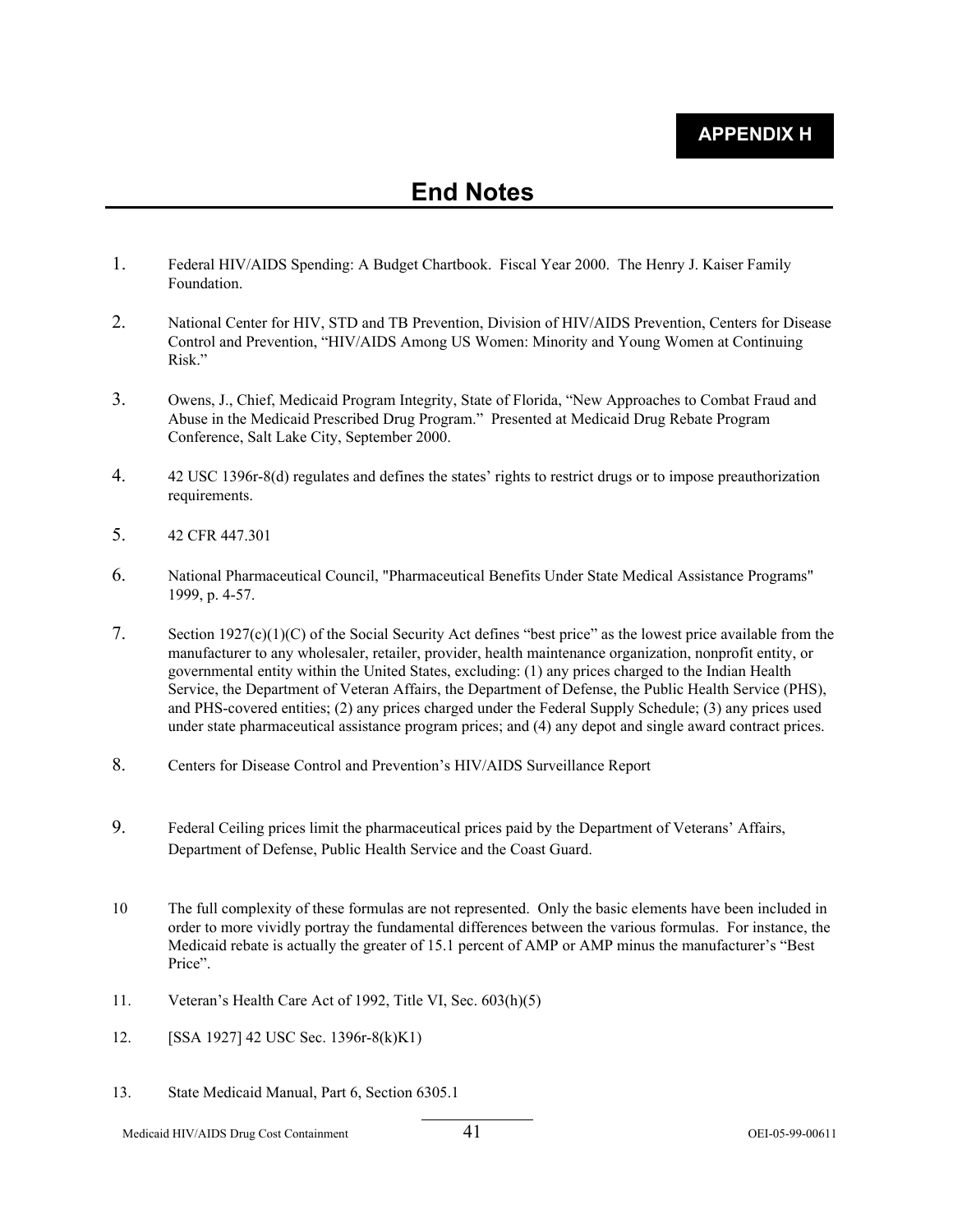**APPENDIX H**

# End Notes

1. Federal HIV/AIDS Spending: A Budget Chartbook. Fiscal Year 2000. The Henry J. Kaiser Family Foundation.

2. National Center for HIV, STD and TB Prevention, Division of HIV/AIDS Prevention, Centers for Disease Control and Prevention, "HIV/AIDS Among US Women: Minority and Young Women at Continuing Risk."

3. Owens, J., Chief, Medicaid Program Integrity, State of Florida, "New Approaches to Combat Fraud and Abuse in the Medicaid Prescribed Drug Program." Presented at Medicaid Drug Rebate Program Conference, Salt Lake City, September 2000.

4. 42 USC 1396r-8(d) regulates and defines the states' rights to restrict drugs or to impose preauthorization requirements.

5. 42 CFR 447.301

6. National Pharmaceutical Council, "Pharmaceutical Benefits Under State Medical Assistance Programs" 1999, p. 4-57.

7. Section 1927(c)(1)(C) of the Social Security Act defines "best price" as the lowest price available from the manufacturer to any wholesaler, retailer, provider, health maintenance organization, nonprofit entity, or governmental entity within the United States, excluding: (1) any prices charged to the Indian Health Service, the Department of Veteran Affairs, the Department of Defense, the Public Health Service (PHS), and PHS-covered entities; (2) any prices charged under the Federal Supply Schedule; (3) any prices used under state pharmaceutical assistance program prices; and (4) any depot and single award contract prices.

8. Centers for Disease Control and Prevention's HIV/AIDS Surveillance Report

9. Federal Ceiling prices limit the pharmaceutical prices paid by the Department of Veterans' Affairs, Department of Defense, Public Health Service and the Coast Guard.

10 The full complexity of these formulas are not represented. Only the basic elements have been included in order to more vividly portray the fundamental differences between the various formulas. For instance, the Medicaid rebate is actually the greater of 15.1 percent of AMP or AMP minus the manufacturer's "Best Price".

11. Veteran's Health Care Act of 1992, Title VI, Sec. 603(h)(5)

12. [SSA 1927] 42 USC Sec. 1396r-8(k)K1)

13. State Medicaid Manual, Part 6, Section 6305.1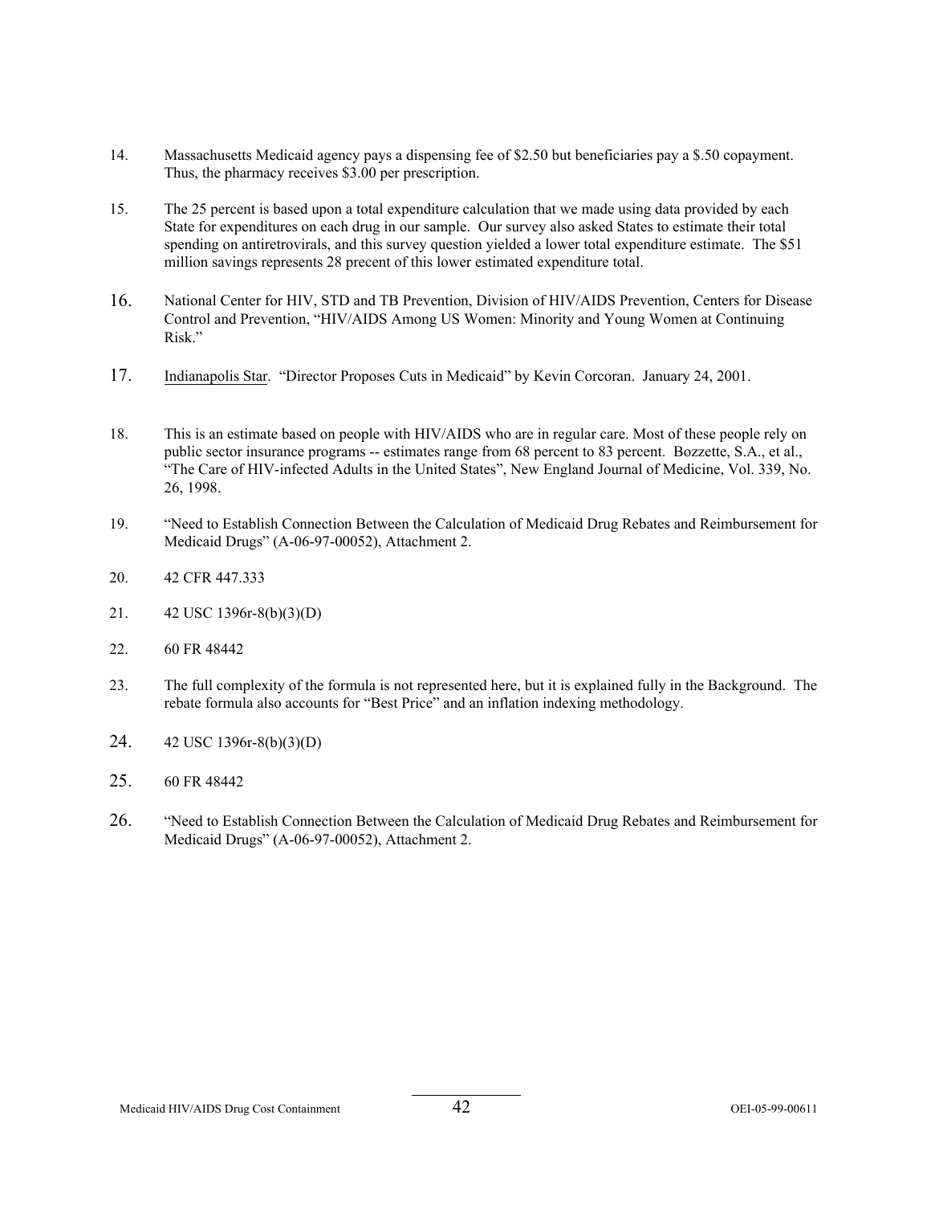14. Massachusetts Medicaid agency pays a dispensing fee of $2.50 but beneficiaries pay a $.50 copayment. Thus, the pharmacy receives $3.00 per prescription.

15. The 25 percent is based upon a total expenditure calculation that we made using data provided by each State for expenditures on each drug in our sample. Our survey also asked States to estimate their total spending on antiretrovirals, and this survey question yielded a lower total expenditure estimate. The $51 million savings represents 28 precent of this lower estimated expenditure total.

16. National Center for HIV, STD and TB Prevention, Division of HIV/AIDS Prevention, Centers for Disease Control and Prevention, "HIV/AIDS Among US Women: Minority and Young Women at Continuing Risk."

17. Indianapolis Star. "Director Proposes Cuts in Medicaid" by Kevin Corcoran. January 24, 2001.

18. This is an estimate based on people with HIV/AIDS who are in regular care. Most of these people rely on public sector insurance programs -- estimates range from 68 percent to 83 percent. Bozzette, S.A., et al., "The Care of HIV-infected Adults in the United States", New England Journal of Medicine, Vol. 339, No. 26, 1998.

19. "Need to Establish Connection Between the Calculation of Medicaid Drug Rebates and Reimbursement for Medicaid Drugs" (A-06-97-00052), Attachment 2.

20. 42 CFR 447.333

21. 42 USC 1396r-8(b)(3)(D)

22. 60 FR 48442

23. The full complexity of the formula is not represented here, but it is explained fully in the Background. The rebate formula also accounts for "Best Price" and an inflation indexing methodology.

24. 42 USC 1396r-8(b)(3)(D)

25. 60 FR 48442

26. "Need to Establish Connection Between the Calculation of Medicaid Drug Rebates and Reimbursement for Medicaid Drugs" (A-06-97-00052), Attachment 2.